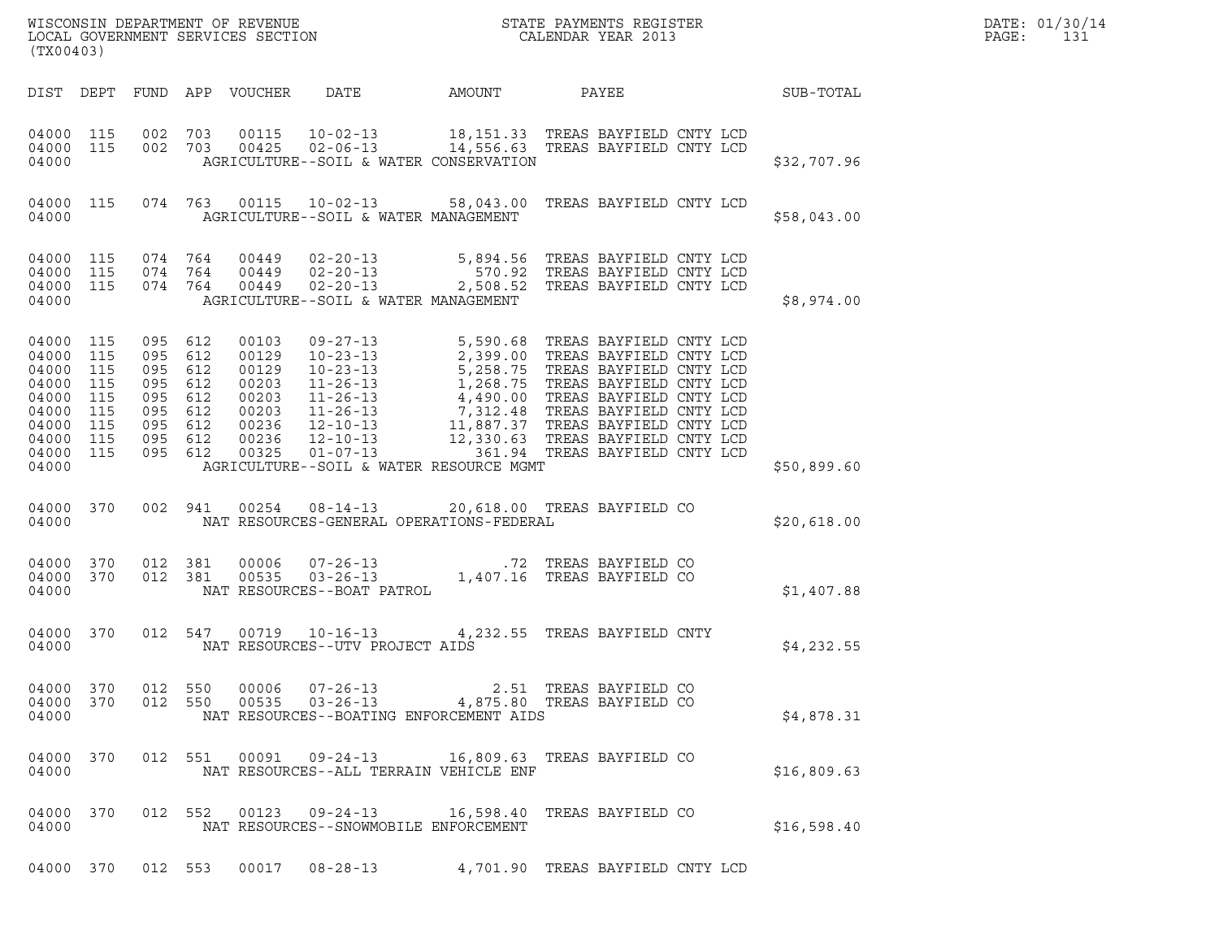WISCONSIN DEPARTMENT OF REVENUE
LOCAL GOVERNMENT SERVICES SECTION
(TX00403)

STATE PAYMENTS REGISTER
CALENDAR YEAR 2013

DATE: 01/30/14

| DIST | DEPT | FUND | APP | VOUCHER | DATE | AMOUNT | PAYEE | SUB-TOTAL |
|---|---|---|---|---|---|---|---|---|
| 04000 | 115 | 002 | 703 | 00115 | 10-02-13 | 18,151.33 | TREAS BAYFIELD CNTY LCD | |
| 04000 | 115 | 002 | 703 | 00425 | 02-06-13 | 14,556.63 | TREAS BAYFIELD CNTY LCD | |
| 04000 | | | | | AGRICULTURE--SOIL & WATER CONSERVATION | | | $32,707.96 |
| 04000 | 115 | 074 | 763 | 00115 | 10-02-13 | 58,043.00 | TREAS BAYFIELD CNTY LCD | |
| 04000 | | | | | AGRICULTURE--SOIL & WATER MANAGEMENT | | | $58,043.00 |
| 04000 | 115 | 074 | 764 | 00449 | 02-20-13 | 5,894.56 | TREAS BAYFIELD CNTY LCD | |
| 04000 | 115 | 074 | 764 | 00449 | 02-20-13 | 570.92 | TREAS BAYFIELD CNTY LCD | |
| 04000 | 115 | 074 | 764 | 00449 | 02-20-13 | 2,508.52 | TREAS BAYFIELD CNTY LCD | |
| 04000 | | | | | AGRICULTURE--SOIL & WATER MANAGEMENT | | | $8,974.00 |
| 04000 | 115 | 095 | 612 | 00103 | 09-27-13 | 5,590.68 | TREAS BAYFIELD CNTY LCD | |
| 04000 | 115 | 095 | 612 | 00129 | 10-23-13 | 2,399.00 | TREAS BAYFIELD CNTY LCD | |
| 04000 | 115 | 095 | 612 | 00129 | 10-23-13 | 5,258.75 | TREAS BAYFIELD CNTY LCD | |
| 04000 | 115 | 095 | 612 | 00203 | 11-26-13 | 1,268.75 | TREAS BAYFIELD CNTY LCD | |
| 04000 | 115 | 095 | 612 | 00203 | 11-26-13 | 4,490.00 | TREAS BAYFIELD CNTY LCD | |
| 04000 | 115 | 095 | 612 | 00203 | 11-26-13 | 7,312.48 | TREAS BAYFIELD CNTY LCD | |
| 04000 | 115 | 095 | 612 | 00236 | 12-10-13 | 11,887.37 | TREAS BAYFIELD CNTY LCD | |
| 04000 | 115 | 095 | 612 | 00236 | 12-10-13 | 12,330.63 | TREAS BAYFIELD CNTY LCD | |
| 04000 | 115 | 095 | 612 | 00325 | 01-07-13 | 361.94 | TREAS BAYFIELD CNTY LCD | |
| 04000 | | | | | AGRICULTURE--SOIL & WATER RESOURCE MGMT | | | $50,899.60 |
| 04000 | 370 | 002 | 941 | 00254 | 08-14-13 | 20,618.00 | TREAS BAYFIELD CO | |
| 04000 | | | | | NAT RESOURCES-GENERAL OPERATIONS-FEDERAL | | | $20,618.00 |
| 04000 | 370 | 012 | 381 | 00006 | 07-26-13 | .72 | TREAS BAYFIELD CO | |
| 04000 | 370 | 012 | 381 | 00535 | 03-26-13 | 1,407.16 | TREAS BAYFIELD CO | |
| 04000 | | | | | NAT RESOURCES--BOAT PATROL | | | $1,407.88 |
| 04000 | 370 | 012 | 547 | 00719 | 10-16-13 | 4,232.55 | TREAS BAYFIELD CNTY | |
| 04000 | | | | | NAT RESOURCES--UTV PROJECT AIDS | | | $4,232.55 |
| 04000 | 370 | 012 | 550 | 00006 | 07-26-13 | 2.51 | TREAS BAYFIELD CO | |
| 04000 | 370 | 012 | 550 | 00535 | 03-26-13 | 4,875.80 | TREAS BAYFIELD CO | |
| 04000 | | | | | NAT RESOURCES--BOATING ENFORCEMENT AIDS | | | $4,878.31 |
| 04000 | 370 | 012 | 551 | 00091 | 09-24-13 | 16,809.63 | TREAS BAYFIELD CO | |
| 04000 | | | | | NAT RESOURCES--ALL TERRAIN VEHICLE ENF | | | $16,809.63 |
| 04000 | 370 | 012 | 552 | 00123 | 09-24-13 | 16,598.40 | TREAS BAYFIELD CO | |
| 04000 | | | | | NAT RESOURCES--SNOWMOBILE ENFORCEMENT | | | $16,598.40 |
| 04000 | 370 | 012 | 553 | 00017 | 08-28-13 | 4,701.90 | TREAS BAYFIELD CNTY LCD | |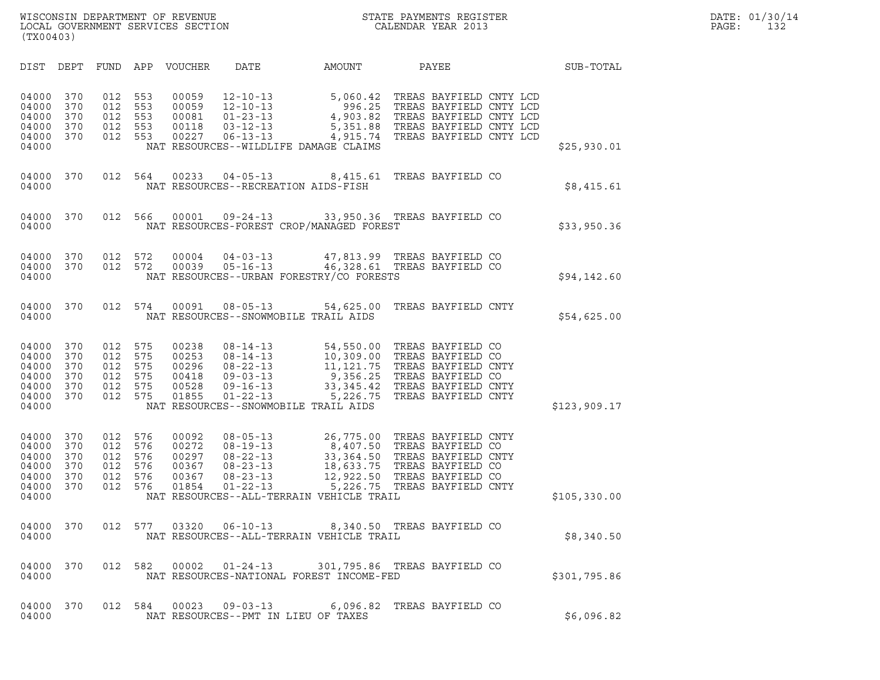WISCONSIN DEPARTMENT OF REVENUE
LOCAL GOVERNMENT SERVICES SECTION
(TX00403)

STATE PAYMENTS REGISTER
CALENDAR YEAR 2013

DATE: 01/30/14

| DIST | DEPT | FUND | APP | VOUCHER | DATE | AMOUNT | PAYEE | SUB-TOTAL |
|---|---|---|---|---|---|---|---|---|
| 04000 | 370 | 012 | 553 | 00059 | 12-10-13 | 5,060.42 | TREAS BAYFIELD CNTY LCD | |
| 04000 | 370 | 012 | 553 | 00059 | 12-10-13 | 996.25 | TREAS BAYFIELD CNTY LCD | |
| 04000 | 370 | 012 | 553 | 00081 | 01-23-13 | 4,903.82 | TREAS BAYFIELD CNTY LCD | |
| 04000 | 370 | 012 | 553 | 00118 | 03-12-13 | 5,351.88 | TREAS BAYFIELD CNTY LCD | |
| 04000 | 370 | 012 | 553 | 00227 | 06-13-13 | 4,915.74 | TREAS BAYFIELD CNTY LCD | |
| 04000 | | | | | NAT RESOURCES--WILDLIFE DAMAGE CLAIMS | | | $25,930.01 |
| 04000 | 370 | 012 | 564 | 00233 | 04-05-13 | 8,415.61 | TREAS BAYFIELD CO | |
| 04000 | | | | | NAT RESOURCES--RECREATION AIDS-FISH | | | $8,415.61 |
| 04000 | 370 | 012 | 566 | 00001 | 09-24-13 | 33,950.36 | TREAS BAYFIELD CO | |
| 04000 | | | | | NAT RESOURCES-FOREST CROP/MANAGED FOREST | | | $33,950.36 |
| 04000 | 370 | 012 | 572 | 00004 | 04-03-13 | 47,813.99 | TREAS BAYFIELD CO | |
| 04000 | 370 | 012 | 572 | 00039 | 05-16-13 | 46,328.61 | TREAS BAYFIELD CO | |
| 04000 | | | | | NAT RESOURCES--URBAN FORESTRY/CO FORESTS | | | $94,142.60 |
| 04000 | 370 | 012 | 574 | 00091 | 08-05-13 | 54,625.00 | TREAS BAYFIELD CNTY | |
| 04000 | | | | | NAT RESOURCES--SNOWMOBILE TRAIL AIDS | | | $54,625.00 |
| 04000 | 370 | 012 | 575 | 00238 | 08-14-13 | 54,550.00 | TREAS BAYFIELD CO | |
| 04000 | 370 | 012 | 575 | 00253 | 08-14-13 | 10,309.00 | TREAS BAYFIELD CO | |
| 04000 | 370 | 012 | 575 | 00296 | 08-22-13 | 11,121.75 | TREAS BAYFIELD CNTY | |
| 04000 | 370 | 012 | 575 | 00418 | 09-03-13 | 9,356.25 | TREAS BAYFIELD CO | |
| 04000 | 370 | 012 | 575 | 00528 | 09-16-13 | 33,345.42 | TREAS BAYFIELD CNTY | |
| 04000 | 370 | 012 | 575 | 01855 | 01-22-13 | 5,226.75 | TREAS BAYFIELD CNTY | |
| 04000 | | | | | NAT RESOURCES--SNOWMOBILE TRAIL AIDS | | | $123,909.17 |
| 04000 | 370 | 012 | 576 | 00092 | 08-05-13 | 26,775.00 | TREAS BAYFIELD CNTY | |
| 04000 | 370 | 012 | 576 | 00272 | 08-19-13 | 8,407.50 | TREAS BAYFIELD CO | |
| 04000 | 370 | 012 | 576 | 00297 | 08-22-13 | 33,364.50 | TREAS BAYFIELD CNTY | |
| 04000 | 370 | 012 | 576 | 00367 | 08-23-13 | 18,633.75 | TREAS BAYFIELD CO | |
| 04000 | 370 | 012 | 576 | 00367 | 08-23-13 | 12,922.50 | TREAS BAYFIELD CO | |
| 04000 | 370 | 012 | 576 | 01854 | 01-22-13 | 5,226.75 | TREAS BAYFIELD CNTY | |
| 04000 | | | | | NAT RESOURCES--ALL-TERRAIN VEHICLE TRAIL | | | $105,330.00 |
| 04000 | 370 | 012 | 577 | 03320 | 06-10-13 | 8,340.50 | TREAS BAYFIELD CO | |
| 04000 | | | | | NAT RESOURCES--ALL-TERRAIN VEHICLE TRAIL | | | $8,340.50 |
| 04000 | 370 | 012 | 582 | 00002 | 01-24-13 | 301,795.86 | TREAS BAYFIELD CO | |
| 04000 | | | | | NAT RESOURCES-NATIONAL FOREST INCOME-FED | | | $301,795.86 |
| 04000 | 370 | 012 | 584 | 00023 | 09-03-13 | 6,096.82 | TREAS BAYFIELD CO | |
| 04000 | | | | | NAT RESOURCES--PMT IN LIEU OF TAXES | | | $6,096.82 |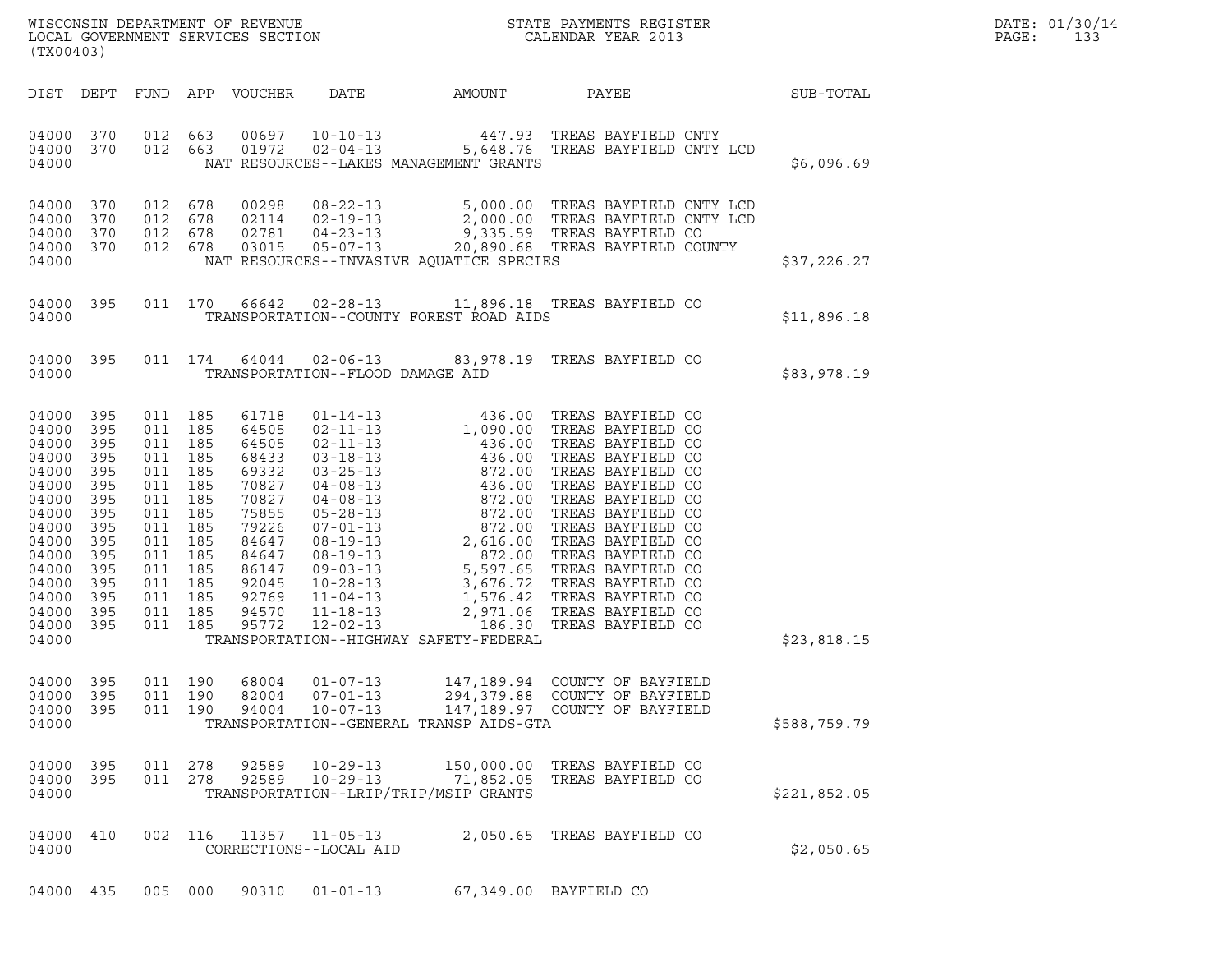WISCONSIN DEPARTMENT OF REVENUE
LOCAL GOVERNMENT SERVICES SECTION
(TX00403)

STATE PAYMENTS REGISTER
CALENDAR YEAR 2013

DATE: 01/30/14
PAGE: 133

| DIST | DEPT | FUND | APP | VOUCHER | DATE | AMOUNT | PAYEE | SUB-TOTAL |
|---|---|---|---|---|---|---|---|---|
| 04000 | 370 | 012 | 663 | 00697 | 10-10-13 | 447.93 | TREAS BAYFIELD CNTY | |
| 04000 | 370 | 012 | 663 | 01972 | 02-04-13 | 5,648.76 | TREAS BAYFIELD CNTY LCD | |
| 04000 | | | | | NAT RESOURCES--LAKES MANAGEMENT GRANTS | | | $6,096.69 |
| 04000 | 370 | 012 | 678 | 00298 | 08-22-13 | 5,000.00 | TREAS BAYFIELD CNTY LCD | |
| 04000 | 370 | 012 | 678 | 02114 | 02-19-13 | 2,000.00 | TREAS BAYFIELD CNTY LCD | |
| 04000 | 370 | 012 | 678 | 02781 | 04-23-13 | 9,335.59 | TREAS BAYFIELD CO | |
| 04000 | 370 | 012 | 678 | 03015 | 05-07-13 | 20,890.68 | TREAS BAYFIELD COUNTY | |
| 04000 | | | | | NAT RESOURCES--INVASIVE AQUATICE SPECIES | | | $37,226.27 |
| 04000 | 395 | 011 | 170 | 66642 | 02-28-13 | 11,896.18 | TREAS BAYFIELD CO | |
| 04000 | | | | | TRANSPORTATION--COUNTY FOREST ROAD AIDS | | | $11,896.18 |
| 04000 | 395 | 011 | 174 | 64044 | 02-06-13 | 83,978.19 | TREAS BAYFIELD CO | |
| 04000 | | | | | TRANSPORTATION--FLOOD DAMAGE AID | | | $83,978.19 |
| 04000 | 395 | 011 | 185 | 61718 | 01-14-13 | 436.00 | TREAS BAYFIELD CO | |
| 04000 | 395 | 011 | 185 | 64505 | 02-11-13 | 1,090.00 | TREAS BAYFIELD CO | |
| 04000 | 395 | 011 | 185 | 64505 | 02-11-13 | 436.00 | TREAS BAYFIELD CO | |
| 04000 | 395 | 011 | 185 | 68433 | 03-18-13 | 436.00 | TREAS BAYFIELD CO | |
| 04000 | 395 | 011 | 185 | 69332 | 03-25-13 | 872.00 | TREAS BAYFIELD CO | |
| 04000 | 395 | 011 | 185 | 70827 | 04-08-13 | 436.00 | TREAS BAYFIELD CO | |
| 04000 | 395 | 011 | 185 | 70827 | 04-08-13 | 872.00 | TREAS BAYFIELD CO | |
| 04000 | 395 | 011 | 185 | 75855 | 05-28-13 | 872.00 | TREAS BAYFIELD CO | |
| 04000 | 395 | 011 | 185 | 79226 | 07-01-13 | 872.00 | TREAS BAYFIELD CO | |
| 04000 | 395 | 011 | 185 | 84647 | 08-19-13 | 2,616.00 | TREAS BAYFIELD CO | |
| 04000 | 395 | 011 | 185 | 84647 | 08-19-13 | 872.00 | TREAS BAYFIELD CO | |
| 04000 | 395 | 011 | 185 | 86147 | 09-03-13 | 5,597.65 | TREAS BAYFIELD CO | |
| 04000 | 395 | 011 | 185 | 92045 | 10-28-13 | 3,676.72 | TREAS BAYFIELD CO | |
| 04000 | 395 | 011 | 185 | 92769 | 11-04-13 | 1,576.42 | TREAS BAYFIELD CO | |
| 04000 | 395 | 011 | 185 | 94570 | 11-18-13 | 2,971.06 | TREAS BAYFIELD CO | |
| 04000 | 395 | 011 | 185 | 95772 | 12-02-13 | 186.30 | TREAS BAYFIELD CO | |
| 04000 | | | | | TRANSPORTATION--HIGHWAY SAFETY-FEDERAL | | | $23,818.15 |
| 04000 | 395 | 011 | 190 | 68004 | 01-07-13 | 147,189.94 | COUNTY OF BAYFIELD | |
| 04000 | 395 | 011 | 190 | 82004 | 07-01-13 | 294,379.88 | COUNTY OF BAYFIELD | |
| 04000 | 395 | 011 | 190 | 94004 | 10-07-13 | 147,189.97 | COUNTY OF BAYFIELD | |
| 04000 | | | | | TRANSPORTATION--GENERAL TRANSP AIDS-GTA | | | $588,759.79 |
| 04000 | 395 | 011 | 278 | 92589 | 10-29-13 | 150,000.00 | TREAS BAYFIELD CO | |
| 04000 | 395 | 011 | 278 | 92589 | 10-29-13 | 71,852.05 | TREAS BAYFIELD CO | |
| 04000 | | | | | TRANSPORTATION--LRIP/TRIP/MSIP GRANTS | | | $221,852.05 |
| 04000 | 410 | 002 | 116 | 11357 | 11-05-13 | 2,050.65 | TREAS BAYFIELD CO | |
| 04000 | | | | | CORRECTIONS--LOCAL AID | | | $2,050.65 |
| 04000 | 435 | 005 | 000 | 90310 | 01-01-13 | 67,349.00 | BAYFIELD CO | |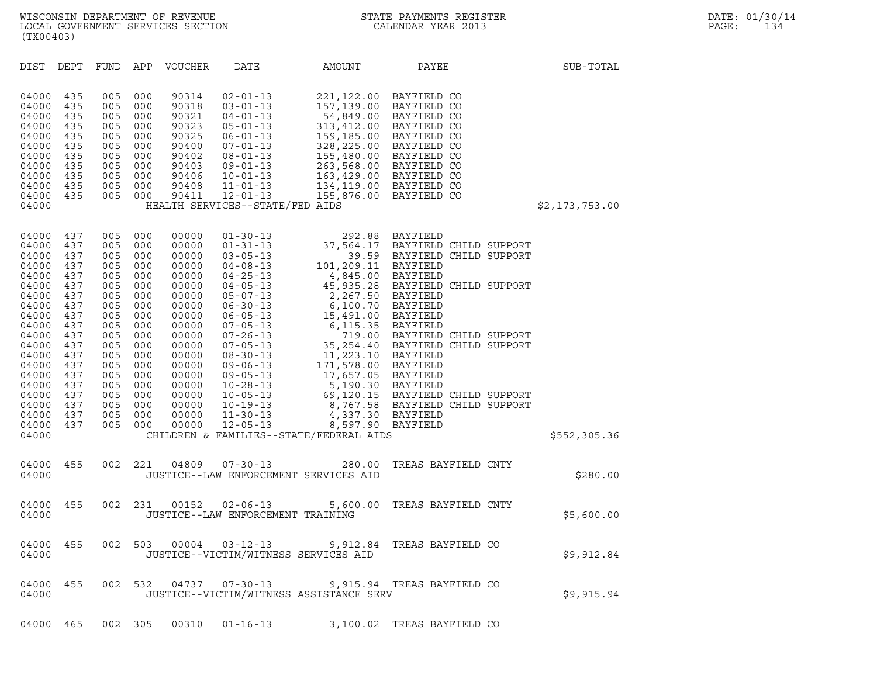WISCONSIN DEPARTMENT OF REVENUE
LOCAL GOVERNMENT SERVICES SECTION
(TX00403)

STATE PAYMENTS REGISTER
CALENDAR YEAR 2013

DATE: 01/30/14
PAGE: 134

| DIST | DEPT | FUND | APP | VOUCHER | DATE | AMOUNT | PAYEE | SUB-TOTAL |
|---|---|---|---|---|---|---|---|---|
| 04000 | 435 | 005 | 000 | 90314 | 02-01-13 | 221,122.00 | BAYFIELD CO | |
| 04000 | 435 | 005 | 000 | 90318 | 03-01-13 | 157,139.00 | BAYFIELD CO | |
| 04000 | 435 | 005 | 000 | 90321 | 04-01-13 | 54,849.00 | BAYFIELD CO | |
| 04000 | 435 | 005 | 000 | 90323 | 05-01-13 | 313,412.00 | BAYFIELD CO | |
| 04000 | 435 | 005 | 000 | 90325 | 06-01-13 | 159,185.00 | BAYFIELD CO | |
| 04000 | 435 | 005 | 000 | 90400 | 07-01-13 | 328,225.00 | BAYFIELD CO | |
| 04000 | 435 | 005 | 000 | 90402 | 08-01-13 | 155,480.00 | BAYFIELD CO | |
| 04000 | 435 | 005 | 000 | 90403 | 09-01-13 | 263,568.00 | BAYFIELD CO | |
| 04000 | 435 | 005 | 000 | 90406 | 10-01-13 | 163,429.00 | BAYFIELD CO | |
| 04000 | 435 | 005 | 000 | 90408 | 11-01-13 | 134,119.00 | BAYFIELD CO | |
| 04000 | 435 | 005 | 000 | 90411 | 12-01-13 | 155,876.00 | BAYFIELD CO | |
| 04000 | | | | | HEALTH SERVICES--STATE/FED AIDS | | | $2,173,753.00 |
| 04000 | 437 | 005 | 000 | 00000 | 01-30-13 | 292.88 | BAYFIELD | |
| 04000 | 437 | 005 | 000 | 00000 | 01-31-13 | 37,564.17 | BAYFIELD CHILD SUPPORT | |
| 04000 | 437 | 005 | 000 | 00000 | 03-05-13 | 39.59 | BAYFIELD CHILD SUPPORT | |
| 04000 | 437 | 005 | 000 | 00000 | 04-08-13 | 101,209.11 | BAYFIELD | |
| 04000 | 437 | 005 | 000 | 00000 | 04-25-13 | 4,845.00 | BAYFIELD | |
| 04000 | 437 | 005 | 000 | 00000 | 04-05-13 | 45,935.28 | BAYFIELD CHILD SUPPORT | |
| 04000 | 437 | 005 | 000 | 00000 | 05-07-13 | 2,267.50 | BAYFIELD | |
| 04000 | 437 | 005 | 000 | 00000 | 06-30-13 | 6,100.70 | BAYFIELD | |
| 04000 | 437 | 005 | 000 | 00000 | 06-05-13 | 15,491.00 | BAYFIELD | |
| 04000 | 437 | 005 | 000 | 00000 | 07-05-13 | 6,115.35 | BAYFIELD | |
| 04000 | 437 | 005 | 000 | 00000 | 07-26-13 | 719.00 | BAYFIELD CHILD SUPPORT | |
| 04000 | 437 | 005 | 000 | 00000 | 07-05-13 | 35,254.40 | BAYFIELD CHILD SUPPORT | |
| 04000 | 437 | 005 | 000 | 00000 | 08-30-13 | 11,223.10 | BAYFIELD | |
| 04000 | 437 | 005 | 000 | 00000 | 09-06-13 | 171,578.00 | BAYFIELD | |
| 04000 | 437 | 005 | 000 | 00000 | 09-05-13 | 17,657.05 | BAYFIELD | |
| 04000 | 437 | 005 | 000 | 00000 | 10-28-13 | 5,190.30 | BAYFIELD | |
| 04000 | 437 | 005 | 000 | 00000 | 10-05-13 | 69,120.15 | BAYFIELD CHILD SUPPORT | |
| 04000 | 437 | 005 | 000 | 00000 | 10-19-13 | 8,767.58 | BAYFIELD CHILD SUPPORT | |
| 04000 | 437 | 005 | 000 | 00000 | 11-30-13 | 4,337.30 | BAYFIELD | |
| 04000 | 437 | 005 | 000 | 00000 | 12-05-13 | 8,597.90 | BAYFIELD | |
| 04000 | | | | | CHILDREN & FAMILIES--STATE/FEDERAL AIDS | | | $552,305.36 |
| 04000 | 455 | 002 | 221 | 04809 | 07-30-13 | 280.00 | TREAS BAYFIELD CNTY | |
| 04000 | | | | | JUSTICE--LAW ENFORCEMENT SERVICES AID | | | $280.00 |
| 04000 | 455 | 002 | 231 | 00152 | 02-06-13 | 5,600.00 | TREAS BAYFIELD CNTY | |
| 04000 | | | | | JUSTICE--LAW ENFORCEMENT TRAINING | | | $5,600.00 |
| 04000 | 455 | 002 | 503 | 00004 | 03-12-13 | 9,912.84 | TREAS BAYFIELD CO | |
| 04000 | | | | | JUSTICE--VICTIM/WITNESS SERVICES AID | | | $9,912.84 |
| 04000 | 455 | 002 | 532 | 04737 | 07-30-13 | 9,915.94 | TREAS BAYFIELD CO | |
| 04000 | | | | | JUSTICE--VICTIM/WITNESS ASSISTANCE SERV | | | $9,915.94 |
| 04000 | 465 | 002 | 305 | 00310 | 01-16-13 | 3,100.02 | TREAS BAYFIELD CO | |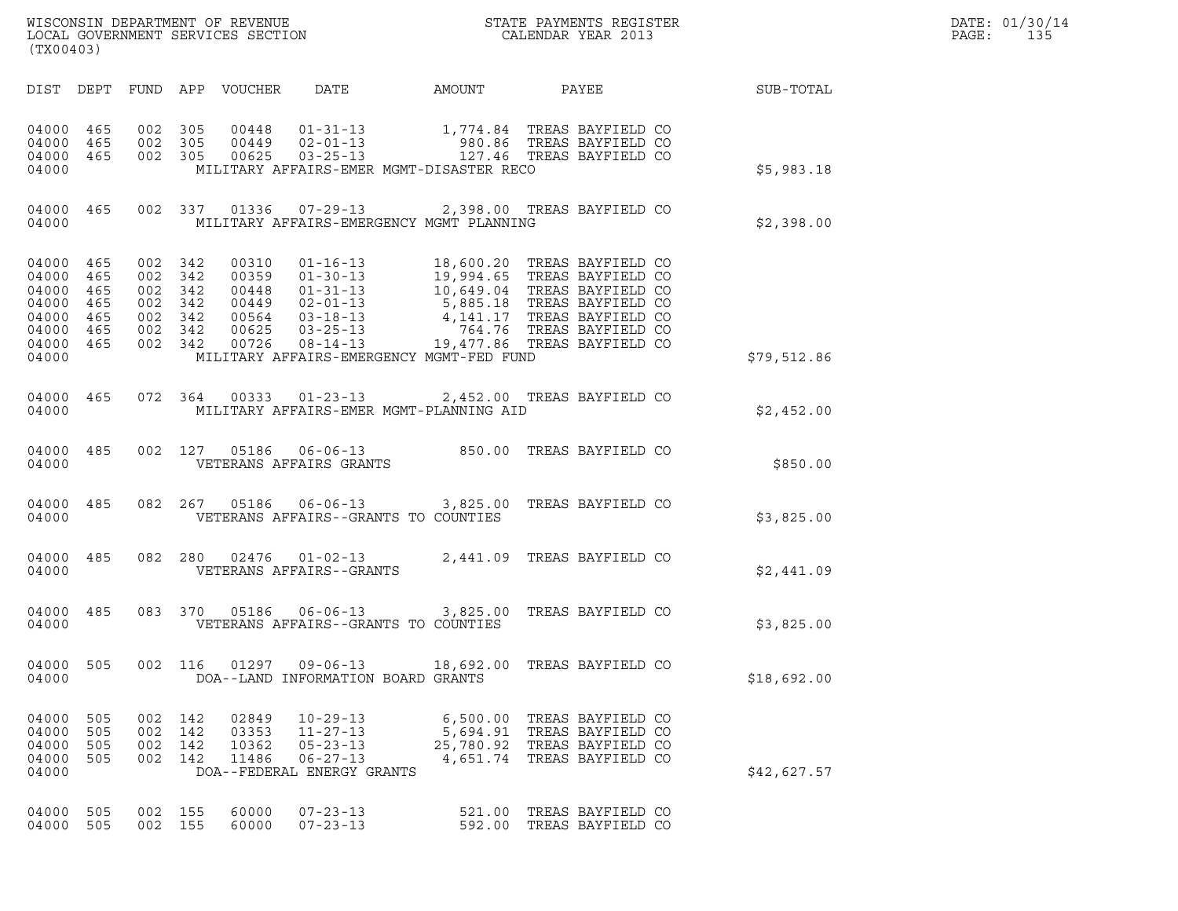WISCONSIN DEPARTMENT OF REVENUE
LOCAL GOVERNMENT SERVICES SECTION
(TX00403)

STATE PAYMENTS REGISTER
CALENDAR YEAR 2013

DATE: 01/30/14

| DIST | DEPT | FUND | APP | VOUCHER | DATE | AMOUNT | PAYEE | SUB-TOTAL |
|---|---|---|---|---|---|---|---|---|
| 04000 | 465 | 002 | 305 | 00448 | 01-31-13 | 1,774.84 | TREAS BAYFIELD CO | |
| 04000 | 465 | 002 | 305 | 00449 | 02-01-13 | 980.86 | TREAS BAYFIELD CO | |
| 04000 | 465 | 002 | 305 | 00625 | 03-25-13 | 127.46 | TREAS BAYFIELD CO | |
| 04000 | | | | | MILITARY AFFAIRS-EMER MGMT-DISASTER RECO | | | $5,983.18 |
| 04000 | 465 | 002 | 337 | 01336 | 07-29-13 | 2,398.00 | TREAS BAYFIELD CO | |
| 04000 | | | | | MILITARY AFFAIRS-EMERGENCY MGMT PLANNING | | | $2,398.00 |
| 04000 | 465 | 002 | 342 | 00310 | 01-16-13 | 18,600.20 | TREAS BAYFIELD CO | |
| 04000 | 465 | 002 | 342 | 00359 | 01-30-13 | 19,994.65 | TREAS BAYFIELD CO | |
| 04000 | 465 | 002 | 342 | 00448 | 01-31-13 | 10,649.04 | TREAS BAYFIELD CO | |
| 04000 | 465 | 002 | 342 | 00449 | 02-01-13 | 5,885.18 | TREAS BAYFIELD CO | |
| 04000 | 465 | 002 | 342 | 00564 | 03-18-13 | 4,141.17 | TREAS BAYFIELD CO | |
| 04000 | 465 | 002 | 342 | 00625 | 03-25-13 | 764.76 | TREAS BAYFIELD CO | |
| 04000 | 465 | 002 | 342 | 00726 | 08-14-13 | 19,477.86 | TREAS BAYFIELD CO | |
| 04000 | | | | | MILITARY AFFAIRS-EMERGENCY MGMT-FED FUND | | | $79,512.86 |
| 04000 | 465 | 072 | 364 | 00333 | 01-23-13 | 2,452.00 | TREAS BAYFIELD CO | |
| 04000 | | | | | MILITARY AFFAIRS-EMER MGMT-PLANNING AID | | | $2,452.00 |
| 04000 | 485 | 002 | 127 | 05186 | 06-06-13 | 850.00 | TREAS BAYFIELD CO | |
| 04000 | | | | | VETERANS AFFAIRS GRANTS | | | $850.00 |
| 04000 | 485 | 082 | 267 | 05186 | 06-06-13 | 3,825.00 | TREAS BAYFIELD CO | |
| 04000 | | | | | VETERANS AFFAIRS--GRANTS TO COUNTIES | | | $3,825.00 |
| 04000 | 485 | 082 | 280 | 02476 | 01-02-13 | 2,441.09 | TREAS BAYFIELD CO | |
| 04000 | | | | | VETERANS AFFAIRS--GRANTS | | | $2,441.09 |
| 04000 | 485 | 083 | 370 | 05186 | 06-06-13 | 3,825.00 | TREAS BAYFIELD CO | |
| 04000 | | | | | VETERANS AFFAIRS--GRANTS TO COUNTIES | | | $3,825.00 |
| 04000 | 505 | 002 | 116 | 01297 | 09-06-13 | 18,692.00 | TREAS BAYFIELD CO | |
| 04000 | | | | | DOA--LAND INFORMATION BOARD GRANTS | | | $18,692.00 |
| 04000 | 505 | 002 | 142 | 02849 | 10-29-13 | 6,500.00 | TREAS BAYFIELD CO | |
| 04000 | 505 | 002 | 142 | 03353 | 11-27-13 | 5,694.91 | TREAS BAYFIELD CO | |
| 04000 | 505 | 002 | 142 | 10362 | 05-23-13 | 25,780.92 | TREAS BAYFIELD CO | |
| 04000 | 505 | 002 | 142 | 11486 | 06-27-13 | 4,651.74 | TREAS BAYFIELD CO | |
| 04000 | | | | | DOA--FEDERAL ENERGY GRANTS | | | $42,627.57 |
| 04000 | 505 | 002 | 155 | 60000 | 07-23-13 | 521.00 | TREAS BAYFIELD CO | |
| 04000 | 505 | 002 | 155 | 60000 | 07-23-13 | 592.00 | TREAS BAYFIELD CO | |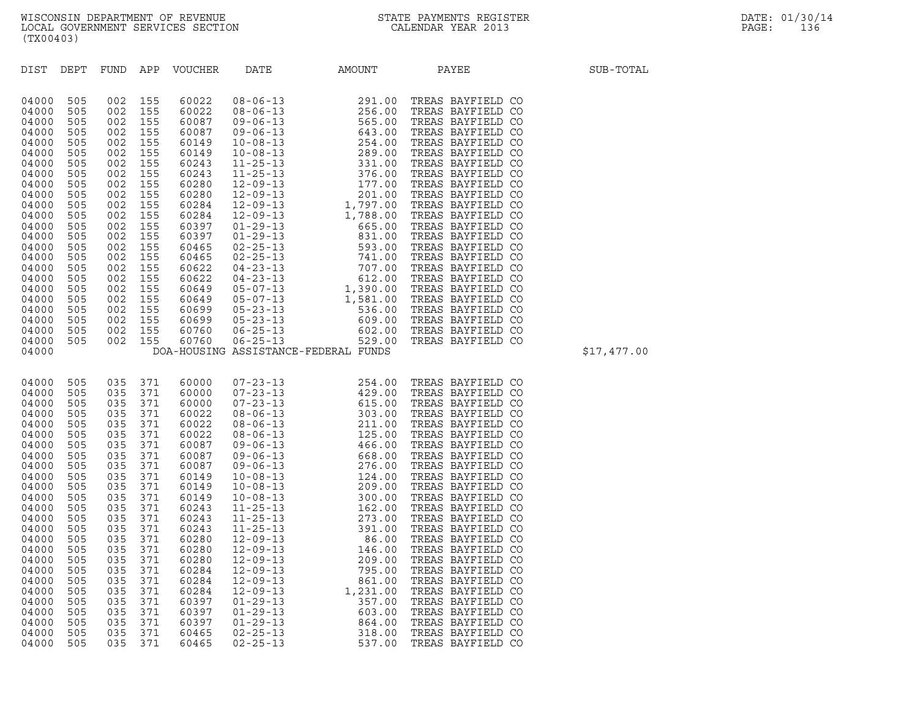WISCONSIN DEPARTMENT OF REVENUE
LOCAL GOVERNMENT SERVICES SECTION
(TX00403)

STATE PAYMENTS REGISTER
CALENDAR YEAR 2013

DATE: 01/30/14

| DIST | DEPT | FUND | APP | VOUCHER | DATE | AMOUNT | PAYEE | SUB-TOTAL |
|---|---|---|---|---|---|---|---|---|
| 04000 | 505 | 002 | 155 | 60022 | 08-06-13 | 291.00 | TREAS BAYFIELD CO | |
| 04000 | 505 | 002 | 155 | 60022 | 08-06-13 | 256.00 | TREAS BAYFIELD CO | |
| 04000 | 505 | 002 | 155 | 60087 | 09-06-13 | 565.00 | TREAS BAYFIELD CO | |
| 04000 | 505 | 002 | 155 | 60087 | 09-06-13 | 643.00 | TREAS BAYFIELD CO | |
| 04000 | 505 | 002 | 155 | 60149 | 10-08-13 | 254.00 | TREAS BAYFIELD CO | |
| 04000 | 505 | 002 | 155 | 60149 | 10-08-13 | 289.00 | TREAS BAYFIELD CO | |
| 04000 | 505 | 002 | 155 | 60243 | 11-25-13 | 331.00 | TREAS BAYFIELD CO | |
| 04000 | 505 | 002 | 155 | 60243 | 11-25-13 | 376.00 | TREAS BAYFIELD CO | |
| 04000 | 505 | 002 | 155 | 60280 | 12-09-13 | 177.00 | TREAS BAYFIELD CO | |
| 04000 | 505 | 002 | 155 | 60280 | 12-09-13 | 201.00 | TREAS BAYFIELD CO | |
| 04000 | 505 | 002 | 155 | 60284 | 12-09-13 | 1,797.00 | TREAS BAYFIELD CO | |
| 04000 | 505 | 002 | 155 | 60284 | 12-09-13 | 1,788.00 | TREAS BAYFIELD CO | |
| 04000 | 505 | 002 | 155 | 60397 | 01-29-13 | 665.00 | TREAS BAYFIELD CO | |
| 04000 | 505 | 002 | 155 | 60397 | 01-29-13 | 831.00 | TREAS BAYFIELD CO | |
| 04000 | 505 | 002 | 155 | 60465 | 02-25-13 | 593.00 | TREAS BAYFIELD CO | |
| 04000 | 505 | 002 | 155 | 60465 | 02-25-13 | 741.00 | TREAS BAYFIELD CO | |
| 04000 | 505 | 002 | 155 | 60622 | 04-23-13 | 707.00 | TREAS BAYFIELD CO | |
| 04000 | 505 | 002 | 155 | 60622 | 04-23-13 | 612.00 | TREAS BAYFIELD CO | |
| 04000 | 505 | 002 | 155 | 60649 | 05-07-13 | 1,390.00 | TREAS BAYFIELD CO | |
| 04000 | 505 | 002 | 155 | 60649 | 05-07-13 | 1,581.00 | TREAS BAYFIELD CO | |
| 04000 | 505 | 002 | 155 | 60699 | 05-23-13 | 536.00 | TREAS BAYFIELD CO | |
| 04000 | 505 | 002 | 155 | 60699 | 05-23-13 | 609.00 | TREAS BAYFIELD CO | |
| 04000 | 505 | 002 | 155 | 60760 | 06-25-13 | 602.00 | TREAS BAYFIELD CO | |
| 04000 | 505 | 002 | 155 | 60760 | 06-25-13 | 529.00 | TREAS BAYFIELD CO | |
| 04000 | | | | DOA-HOUSING ASSISTANCE-FEDERAL FUNDS | | | | $17,477.00 |
| 04000 | 505 | 035 | 371 | 60000 | 07-23-13 | 254.00 | TREAS BAYFIELD CO | |
| 04000 | 505 | 035 | 371 | 60000 | 07-23-13 | 429.00 | TREAS BAYFIELD CO | |
| 04000 | 505 | 035 | 371 | 60000 | 07-23-13 | 615.00 | TREAS BAYFIELD CO | |
| 04000 | 505 | 035 | 371 | 60022 | 08-06-13 | 303.00 | TREAS BAYFIELD CO | |
| 04000 | 505 | 035 | 371 | 60022 | 08-06-13 | 211.00 | TREAS BAYFIELD CO | |
| 04000 | 505 | 035 | 371 | 60022 | 08-06-13 | 125.00 | TREAS BAYFIELD CO | |
| 04000 | 505 | 035 | 371 | 60087 | 09-06-13 | 466.00 | TREAS BAYFIELD CO | |
| 04000 | 505 | 035 | 371 | 60087 | 09-06-13 | 668.00 | TREAS BAYFIELD CO | |
| 04000 | 505 | 035 | 371 | 60087 | 09-06-13 | 276.00 | TREAS BAYFIELD CO | |
| 04000 | 505 | 035 | 371 | 60149 | 10-08-13 | 124.00 | TREAS BAYFIELD CO | |
| 04000 | 505 | 035 | 371 | 60149 | 10-08-13 | 209.00 | TREAS BAYFIELD CO | |
| 04000 | 505 | 035 | 371 | 60149 | 10-08-13 | 300.00 | TREAS BAYFIELD CO | |
| 04000 | 505 | 035 | 371 | 60243 | 11-25-13 | 162.00 | TREAS BAYFIELD CO | |
| 04000 | 505 | 035 | 371 | 60243 | 11-25-13 | 273.00 | TREAS BAYFIELD CO | |
| 04000 | 505 | 035 | 371 | 60243 | 11-25-13 | 391.00 | TREAS BAYFIELD CO | |
| 04000 | 505 | 035 | 371 | 60280 | 12-09-13 | 86.00 | TREAS BAYFIELD CO | |
| 04000 | 505 | 035 | 371 | 60280 | 12-09-13 | 146.00 | TREAS BAYFIELD CO | |
| 04000 | 505 | 035 | 371 | 60280 | 12-09-13 | 209.00 | TREAS BAYFIELD CO | |
| 04000 | 505 | 035 | 371 | 60284 | 12-09-13 | 795.00 | TREAS BAYFIELD CO | |
| 04000 | 505 | 035 | 371 | 60284 | 12-09-13 | 861.00 | TREAS BAYFIELD CO | |
| 04000 | 505 | 035 | 371 | 60284 | 12-09-13 | 1,231.00 | TREAS BAYFIELD CO | |
| 04000 | 505 | 035 | 371 | 60397 | 01-29-13 | 357.00 | TREAS BAYFIELD CO | |
| 04000 | 505 | 035 | 371 | 60397 | 01-29-13 | 603.00 | TREAS BAYFIELD CO | |
| 04000 | 505 | 035 | 371 | 60397 | 01-29-13 | 864.00 | TREAS BAYFIELD CO | |
| 04000 | 505 | 035 | 371 | 60465 | 02-25-13 | 318.00 | TREAS BAYFIELD CO | |
| 04000 | 505 | 035 | 371 | 60465 | 02-25-13 | 537.00 | TREAS BAYFIELD CO | |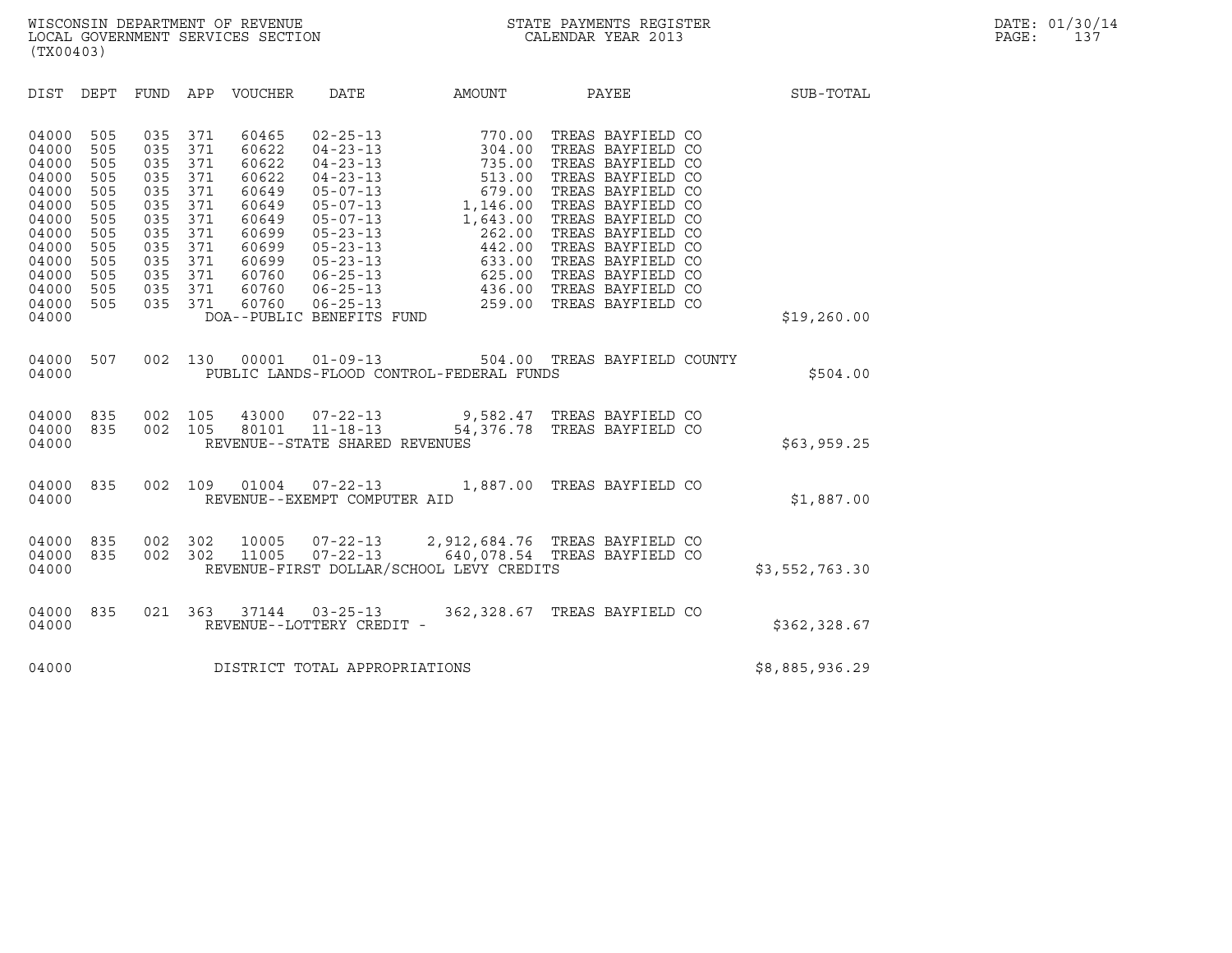WISCONSIN DEPARTMENT OF REVENUE
LOCAL GOVERNMENT SERVICES SECTION
(TX00403)

STATE PAYMENTS REGISTER
CALENDAR YEAR 2013

DATE: 01/30/14
PAGE: 137

| DIST | DEPT | FUND | APP | VOUCHER | DATE | AMOUNT | PAYEE | SUB-TOTAL |
|---|---|---|---|---|---|---|---|---|
| 04000 | 505 | 035 | 371 | 60465 | 02-25-13 | 770.00 | TREAS BAYFIELD CO | |
| 04000 | 505 | 035 | 371 | 60622 | 04-23-13 | 304.00 | TREAS BAYFIELD CO | |
| 04000 | 505 | 035 | 371 | 60622 | 04-23-13 | 735.00 | TREAS BAYFIELD CO | |
| 04000 | 505 | 035 | 371 | 60622 | 04-23-13 | 513.00 | TREAS BAYFIELD CO | |
| 04000 | 505 | 035 | 371 | 60649 | 05-07-13 | 679.00 | TREAS BAYFIELD CO | |
| 04000 | 505 | 035 | 371 | 60649 | 05-07-13 | 1,146.00 | TREAS BAYFIELD CO | |
| 04000 | 505 | 035 | 371 | 60649 | 05-07-13 | 1,643.00 | TREAS BAYFIELD CO | |
| 04000 | 505 | 035 | 371 | 60699 | 05-23-13 | 262.00 | TREAS BAYFIELD CO | |
| 04000 | 505 | 035 | 371 | 60699 | 05-23-13 | 442.00 | TREAS BAYFIELD CO | |
| 04000 | 505 | 035 | 371 | 60699 | 05-23-13 | 633.00 | TREAS BAYFIELD CO | |
| 04000 | 505 | 035 | 371 | 60760 | 06-25-13 | 625.00 | TREAS BAYFIELD CO | |
| 04000 | 505 | 035 | 371 | 60760 | 06-25-13 | 436.00 | TREAS BAYFIELD CO | |
| 04000 | 505 | 035 | 371 | 60760 | 06-25-13 | 259.00 | TREAS BAYFIELD CO | |
| 04000 | | | | DOA--PUBLIC BENEFITS FUND | | | | $19,260.00 |
| 04000 | 507 | 002 | 130 | 00001 | 01-09-13 | 504.00 | TREAS BAYFIELD COUNTY | |
| 04000 | | | | PUBLIC LANDS-FLOOD CONTROL-FEDERAL FUNDS | | | | $504.00 |
| 04000 | 835 | 002 | 105 | 43000 | 07-22-13 | 9,582.47 | TREAS BAYFIELD CO | |
| 04000 | 835 | 002 | 105 | 80101 | 11-18-13 | 54,376.78 | TREAS BAYFIELD CO | |
| 04000 | | | | REVENUE--STATE SHARED REVENUES | | | | $63,959.25 |
| 04000 | 835 | 002 | 109 | 01004 | 07-22-13 | 1,887.00 | TREAS BAYFIELD CO | |
| 04000 | | | | REVENUE--EXEMPT COMPUTER AID | | | | $1,887.00 |
| 04000 | 835 | 002 | 302 | 10005 | 07-22-13 | 2,912,684.76 | TREAS BAYFIELD CO | |
| 04000 | 835 | 002 | 302 | 11005 | 07-22-13 | 640,078.54 | TREAS BAYFIELD CO | |
| 04000 | | | | REVENUE-FIRST DOLLAR/SCHOOL LEVY CREDITS | | | | $3,552,763.30 |
| 04000 | 835 | 021 | 363 | 37144 | 03-25-13 | 362,328.67 | TREAS BAYFIELD CO | |
| 04000 | | | | REVENUE--LOTTERY CREDIT - | | | | $362,328.67 |
| 04000 | | | | DISTRICT TOTAL APPROPRIATIONS | | | | $8,885,936.29 |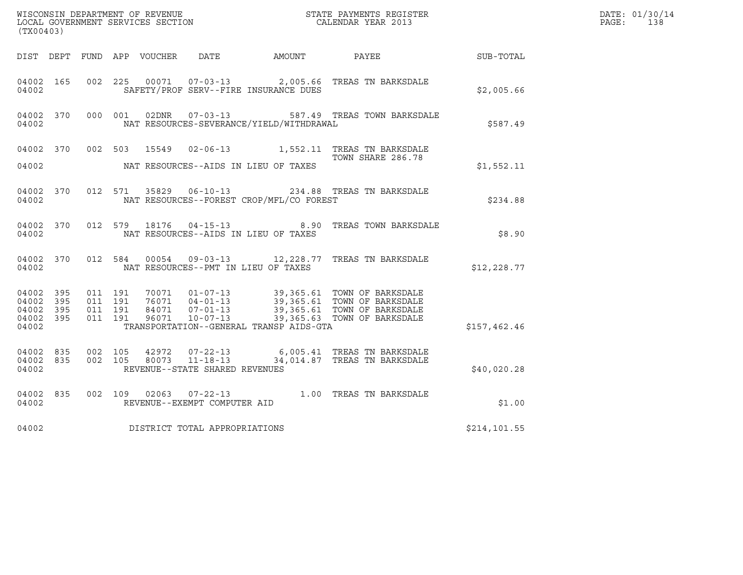WISCONSIN DEPARTMENT OF REVENUE
LOCAL GOVERNMENT SERVICES SECTION
(TX00403)

STATE PAYMENTS REGISTER
CALENDAR YEAR 2013

DATE: 01/30/14
PAGE: 138

| DIST | DEPT | FUND | APP | VOUCHER | DATE | AMOUNT | PAYEE | SUB-TOTAL |
|---|---|---|---|---|---|---|---|---|
| 04002 | 165 | 002 | 225 | 00071 | 07-03-13 | 2,005.66 | TREAS TN BARKSDALE | |
| 04002 | | | | SAFETY/PROF SERV--FIRE INSURANCE DUES | | | | $2,005.66 |
| 04002 | 370 | 000 | 001 | 02DNR | 07-03-13 | 587.49 | TREAS TOWN BARKSDALE | |
| 04002 | | | | NAT RESOURCES-SEVERANCE/YIELD/WITHDRAWAL | | | | $587.49 |
| 04002 | 370 | 002 | 503 | 15549 | 02-06-13 | 1,552.11 | TREAS TN BARKSDALE | |
| | | | | | | | TOWN SHARE 286.78 | |
| 04002 | | | | NAT RESOURCES--AIDS IN LIEU OF TAXES | | | | $1,552.11 |
| 04002 | 370 | 012 | 571 | 35829 | 06-10-13 | 234.88 | TREAS TN BARKSDALE | |
| 04002 | | | | NAT RESOURCES--FOREST CROP/MFL/CO FOREST | | | | $234.88 |
| 04002 | 370 | 012 | 579 | 18176 | 04-15-13 | 8.90 | TREAS TOWN BARKSDALE | |
| 04002 | | | | NAT RESOURCES--AIDS IN LIEU OF TAXES | | | | $8.90 |
| 04002 | 370 | 012 | 584 | 00054 | 09-03-13 | 12,228.77 | TREAS TN BARKSDALE | |
| 04002 | | | | NAT RESOURCES--PMT IN LIEU OF TAXES | | | | $12,228.77 |
| 04002 | 395 | 011 | 191 | 70071 | 01-07-13 | 39,365.61 | TOWN OF BARKSDALE | |
| 04002 | 395 | 011 | 191 | 76071 | 04-01-13 | 39,365.61 | TOWN OF BARKSDALE | |
| 04002 | 395 | 011 | 191 | 84071 | 07-01-13 | 39,365.61 | TOWN OF BARKSDALE | |
| 04002 | 395 | 011 | 191 | 96071 | 10-07-13 | 39,365.63 | TOWN OF BARKSDALE | |
| 04002 | | | | TRANSPORTATION--GENERAL TRANSP AIDS-GTA | | | | $157,462.46 |
| 04002 | 835 | 002 | 105 | 42972 | 07-22-13 | 6,005.41 | TREAS TN BARKSDALE | |
| 04002 | 835 | 002 | 105 | 80073 | 11-18-13 | 34,014.87 | TREAS TN BARKSDALE | |
| 04002 | | | | REVENUE--STATE SHARED REVENUES | | | | $40,020.28 |
| 04002 | 835 | 002 | 109 | 02063 | 07-22-13 | 1.00 | TREAS TN BARKSDALE | |
| 04002 | | | | REVENUE--EXEMPT COMPUTER AID | | | | $1.00 |
| 04002 | | | | DISTRICT TOTAL APPROPRIATIONS | | | | $214,101.55 |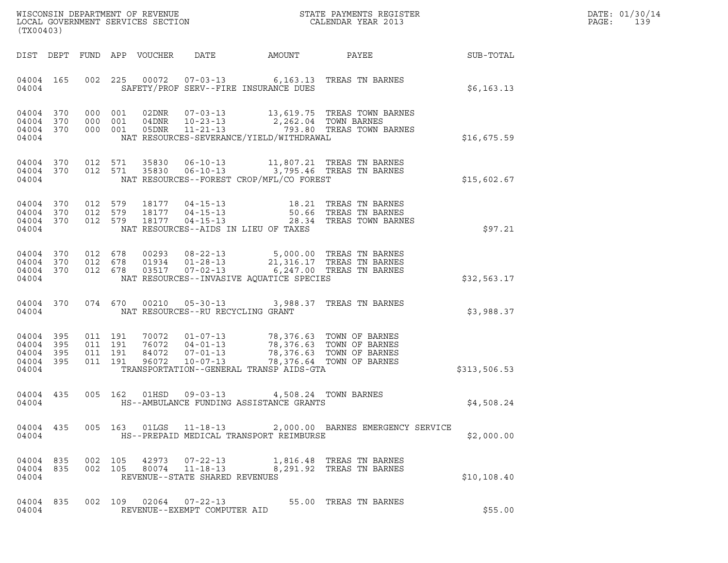WISCONSIN DEPARTMENT OF REVENUE
LOCAL GOVERNMENT SERVICES SECTION
(TX00403)

STATE PAYMENTS REGISTER
CALENDAR YEAR 2013

| DIST | DEPT | FUND | APP | VOUCHER | DATE | AMOUNT | PAYEE | SUB-TOTAL |
|---|---|---|---|---|---|---|---|---|
| 04004 | 165 | 002 | 225 | 00072 | 07-03-13 | 6,163.13 | TREAS TN BARNES | |
| 04004 | | | | | SAFETY/PROF SERV--FIRE INSURANCE DUES | | | $6,163.13 |
| 04004 | 370 | 000 | 001 | 02DNR | 07-03-13 | 13,619.75 | TREAS TOWN BARNES | |
| 04004 | 370 | 000 | 001 | 04DNR | 10-23-13 | 2,262.04 | TOWN BARNES | |
| 04004 | 370 | 000 | 001 | 05DNR | 11-21-13 | 793.80 | TREAS TOWN BARNES | |
| 04004 | | | | | NAT RESOURCES-SEVERANCE/YIELD/WITHDRAWAL | | | $16,675.59 |
| 04004 | 370 | 012 | 571 | 35830 | 06-10-13 | 11,807.21 | TREAS TN BARNES | |
| 04004 | 370 | 012 | 571 | 35830 | 06-10-13 | 3,795.46 | TREAS TN BARNES | |
| 04004 | | | | | NAT RESOURCES--FOREST CROP/MFL/CO FOREST | | | $15,602.67 |
| 04004 | 370 | 012 | 579 | 18177 | 04-15-13 | 18.21 | TREAS TN BARNES | |
| 04004 | 370 | 012 | 579 | 18177 | 04-15-13 | 50.66 | TREAS TN BARNES | |
| 04004 | 370 | 012 | 579 | 18177 | 04-15-13 | 28.34 | TREAS TOWN BARNES | |
| 04004 | | | | | NAT RESOURCES--AIDS IN LIEU OF TAXES | | | $97.21 |
| 04004 | 370 | 012 | 678 | 00293 | 08-22-13 | 5,000.00 | TREAS TN BARNES | |
| 04004 | 370 | 012 | 678 | 01934 | 01-28-13 | 21,316.17 | TREAS TN BARNES | |
| 04004 | 370 | 012 | 678 | 03517 | 07-02-13 | 6,247.00 | TREAS TN BARNES | |
| 04004 | | | | | NAT RESOURCES--INVASIVE AQUATICE SPECIES | | | $32,563.17 |
| 04004 | 370 | 074 | 670 | 00210 | 05-30-13 | 3,988.37 | TREAS TN BARNES | |
| 04004 | | | | | NAT RESOURCES--RU RECYCLING GRANT | | | $3,988.37 |
| 04004 | 395 | 011 | 191 | 70072 | 01-07-13 | 78,376.63 | TOWN OF BARNES | |
| 04004 | 395 | 011 | 191 | 76072 | 04-01-13 | 78,376.63 | TOWN OF BARNES | |
| 04004 | 395 | 011 | 191 | 84072 | 07-01-13 | 78,376.63 | TOWN OF BARNES | |
| 04004 | 395 | 011 | 191 | 96072 | 10-07-13 | 78,376.64 | TOWN OF BARNES | |
| 04004 | | | | | TRANSPORTATION--GENERAL TRANSP AIDS-GTA | | | $313,506.53 |
| 04004 | 435 | 005 | 162 | 01HSD | 09-03-13 | 4,508.24 | TOWN BARNES | |
| 04004 | | | | | HS--AMBULANCE FUNDING ASSISTANCE GRANTS | | | $4,508.24 |
| 04004 | 435 | 005 | 163 | 01LGS | 11-18-13 | 2,000.00 | BARNES EMERGENCY SERVICE | |
| 04004 | | | | | HS--PREPAID MEDICAL TRANSPORT REIMBURSE | | | $2,000.00 |
| 04004 | 835 | 002 | 105 | 42973 | 07-22-13 | 1,816.48 | TREAS TN BARNES | |
| 04004 | 835 | 002 | 105 | 80074 | 11-18-13 | 8,291.92 | TREAS TN BARNES | |
| 04004 | | | | | REVENUE--STATE SHARED REVENUES | | | $10,108.40 |
| 04004 | 835 | 002 | 109 | 02064 | 07-22-13 | 55.00 | TREAS TN BARNES | |
| 04004 | | | | | REVENUE--EXEMPT COMPUTER AID | | | $55.00 |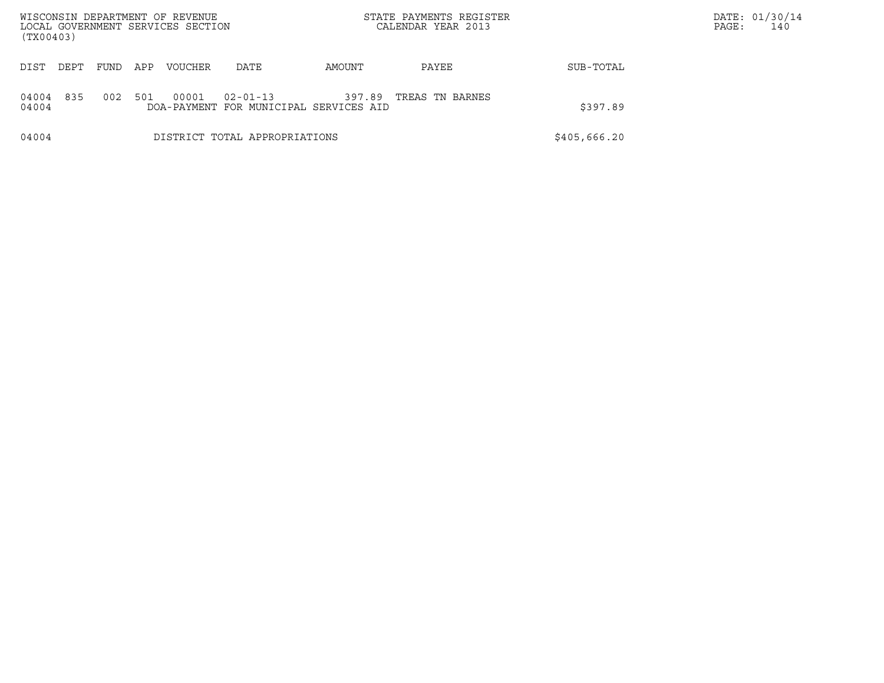| DIST | DEPT | FUND | APP | VOUCHER | DATE | AMOUNT | PAYEE | SUB-TOTAL |
|---|---|---|---|---|---|---|---|---|
| 04004 | 835 | 002 | 501 | 00001 | 02-01-13 | 397.89 | TREAS TN BARNES | |
| 04004 | | | | DOA-PAYMENT FOR MUNICIPAL SERVICES AID | | | | $397.89 |
| 04004 | | | | DISTRICT TOTAL APPROPRIATIONS | | | | $405,666.20 |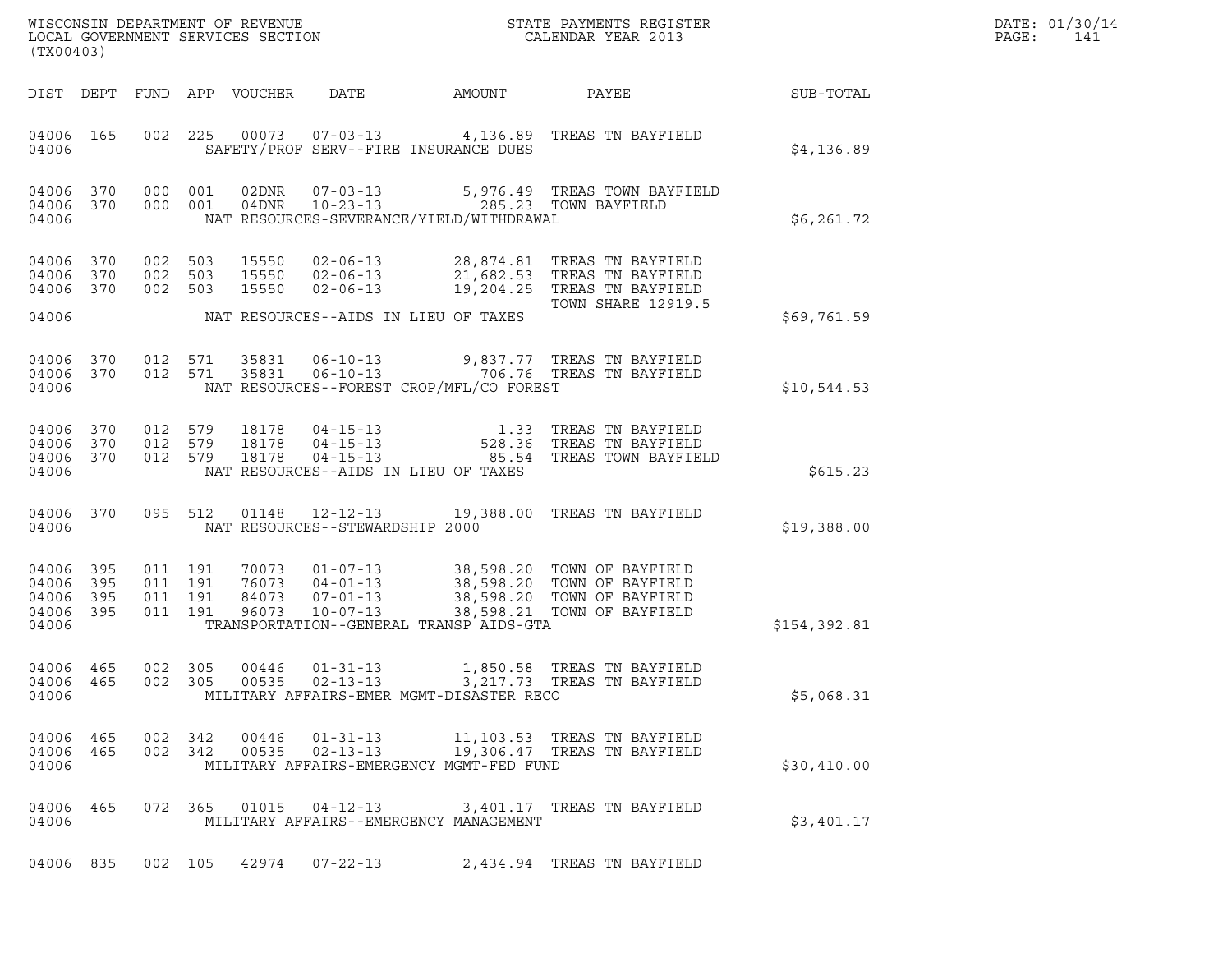WISCONSIN DEPARTMENT OF REVENUE
LOCAL GOVERNMENT SERVICES SECTION
(TX00403)

STATE PAYMENTS REGISTER
CALENDAR YEAR 2013

DATE: 01/30/14
PAGE: 141

| DIST | DEPT | FUND | APP | VOUCHER | DATE | AMOUNT | PAYEE | SUB-TOTAL |
|---|---|---|---|---|---|---|---|---|
| 04006 | 165 | 002 | 225 | 00073 | 07-03-13 | 4,136.89 | TREAS TN BAYFIELD | |
| 04006 | | | | | SAFETY/PROF SERV--FIRE INSURANCE DUES | | | $4,136.89 |
| 04006 | 370 | 000 | 001 | 02DNR | 07-03-13 | 5,976.49 | TREAS TOWN BAYFIELD | |
| 04006 | 370 | 000 | 001 | 04DNR | 10-23-13 | 285.23 | TOWN BAYFIELD | |
| 04006 | | | | | NAT RESOURCES-SEVERANCE/YIELD/WITHDRAWAL | | | $6,261.72 |
| 04006 | 370 | 002 | 503 | 15550 | 02-06-13 | 28,874.81 | TREAS TN BAYFIELD | |
| 04006 | 370 | 002 | 503 | 15550 | 02-06-13 | 21,682.53 | TREAS TN BAYFIELD | |
| 04006 | 370 | 002 | 503 | 15550 | 02-06-13 | 19,204.25 | TREAS TN BAYFIELD TOWN SHARE 12919.5 | |
| 04006 | | | | | NAT RESOURCES--AIDS IN LIEU OF TAXES | | | $69,761.59 |
| 04006 | 370 | 012 | 571 | 35831 | 06-10-13 | 9,837.77 | TREAS TN BAYFIELD | |
| 04006 | 370 | 012 | 571 | 35831 | 06-10-13 | 706.76 | TREAS TN BAYFIELD | |
| 04006 | | | | | NAT RESOURCES--FOREST CROP/MFL/CO FOREST | | | $10,544.53 |
| 04006 | 370 | 012 | 579 | 18178 | 04-15-13 | 1.33 | TREAS TN BAYFIELD | |
| 04006 | 370 | 012 | 579 | 18178 | 04-15-13 | 528.36 | TREAS TN BAYFIELD | |
| 04006 | 370 | 012 | 579 | 18178 | 04-15-13 | 85.54 | TREAS TOWN BAYFIELD | |
| 04006 | | | | | NAT RESOURCES--AIDS IN LIEU OF TAXES | | | $615.23 |
| 04006 | 370 | 095 | 512 | 01148 | 12-12-13 | 19,388.00 | TREAS TN BAYFIELD | |
| 04006 | | | | | NAT RESOURCES--STEWARDSHIP 2000 | | | $19,388.00 |
| 04006 | 395 | 011 | 191 | 70073 | 01-07-13 | 38,598.20 | TOWN OF BAYFIELD | |
| 04006 | 395 | 011 | 191 | 76073 | 04-01-13 | 38,598.20 | TOWN OF BAYFIELD | |
| 04006 | 395 | 011 | 191 | 84073 | 07-01-13 | 38,598.20 | TOWN OF BAYFIELD | |
| 04006 | 395 | 011 | 191 | 96073 | 10-07-13 | 38,598.21 | TOWN OF BAYFIELD | |
| 04006 | | | | | TRANSPORTATION--GENERAL TRANSP AIDS-GTA | | | $154,392.81 |
| 04006 | 465 | 002 | 305 | 00446 | 01-31-13 | 1,850.58 | TREAS TN BAYFIELD | |
| 04006 | 465 | 002 | 305 | 00535 | 02-13-13 | 3,217.73 | TREAS TN BAYFIELD | |
| 04006 | | | | | MILITARY AFFAIRS-EMER MGMT-DISASTER RECO | | | $5,068.31 |
| 04006 | 465 | 002 | 342 | 00446 | 01-31-13 | 11,103.53 | TREAS TN BAYFIELD | |
| 04006 | 465 | 002 | 342 | 00535 | 02-13-13 | 19,306.47 | TREAS TN BAYFIELD | |
| 04006 | | | | | MILITARY AFFAIRS-EMERGENCY MGMT-FED FUND | | | $30,410.00 |
| 04006 | 465 | 072 | 365 | 01015 | 04-12-13 | 3,401.17 | TREAS TN BAYFIELD | |
| 04006 | | | | | MILITARY AFFAIRS--EMERGENCY MANAGEMENT | | | $3,401.17 |
| 04006 | 835 | 002 | 105 | 42974 | 07-22-13 | 2,434.94 | TREAS TN BAYFIELD | |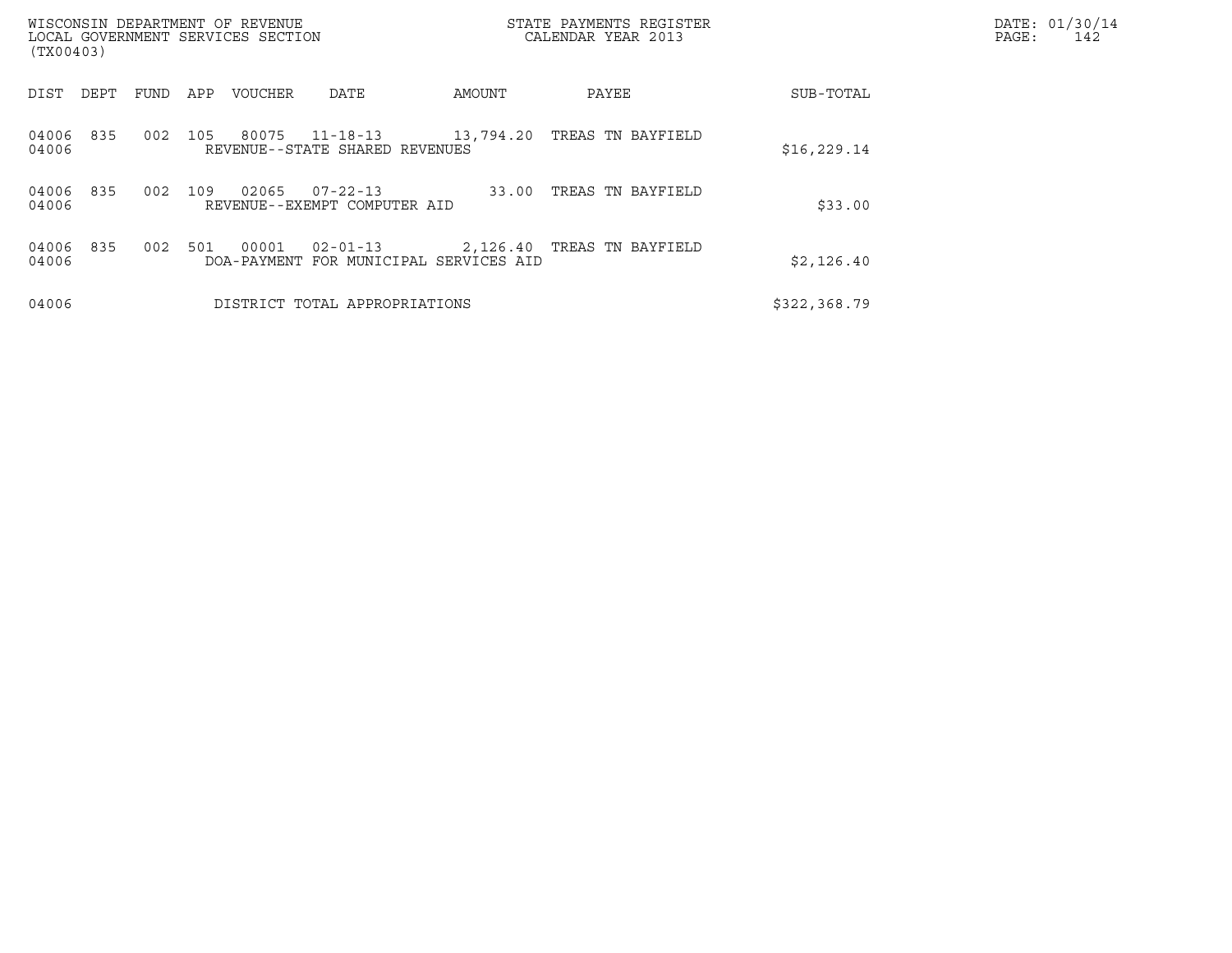WISCONSIN DEPARTMENT OF REVENUE
LOCAL GOVERNMENT SERVICES SECTION
(TX00403)

STATE PAYMENTS REGISTER
CALENDAR YEAR 2013

DATE: 01/30/14
PAGE: 142

| DIST | DEPT | FUND | APP | VOUCHER | DATE | AMOUNT | PAYEE | SUB-TOTAL |
|---|---|---|---|---|---|---|---|---|
| 04006 | 835 | 002 | 105 | 80075 | 11-18-13 | 13,794.20 | TREAS TN BAYFIELD | |
| 04006 | | | | REVENUE--STATE SHARED REVENUES | | | | $16,229.14 |
| 04006 | 835 | 002 | 109 | 02065 | 07-22-13 | 33.00 | TREAS TN BAYFIELD | |
| 04006 | | | | REVENUE--EXEMPT COMPUTER AID | | | | $33.00 |
| 04006 | 835 | 002 | 501 | 00001 | 02-01-13 | 2,126.40 | TREAS TN BAYFIELD | |
| 04006 | | | | DOA-PAYMENT FOR MUNICIPAL SERVICES AID | | | | $2,126.40 |
| 04006 | | | | DISTRICT TOTAL APPROPRIATIONS | | | | $322,368.79 |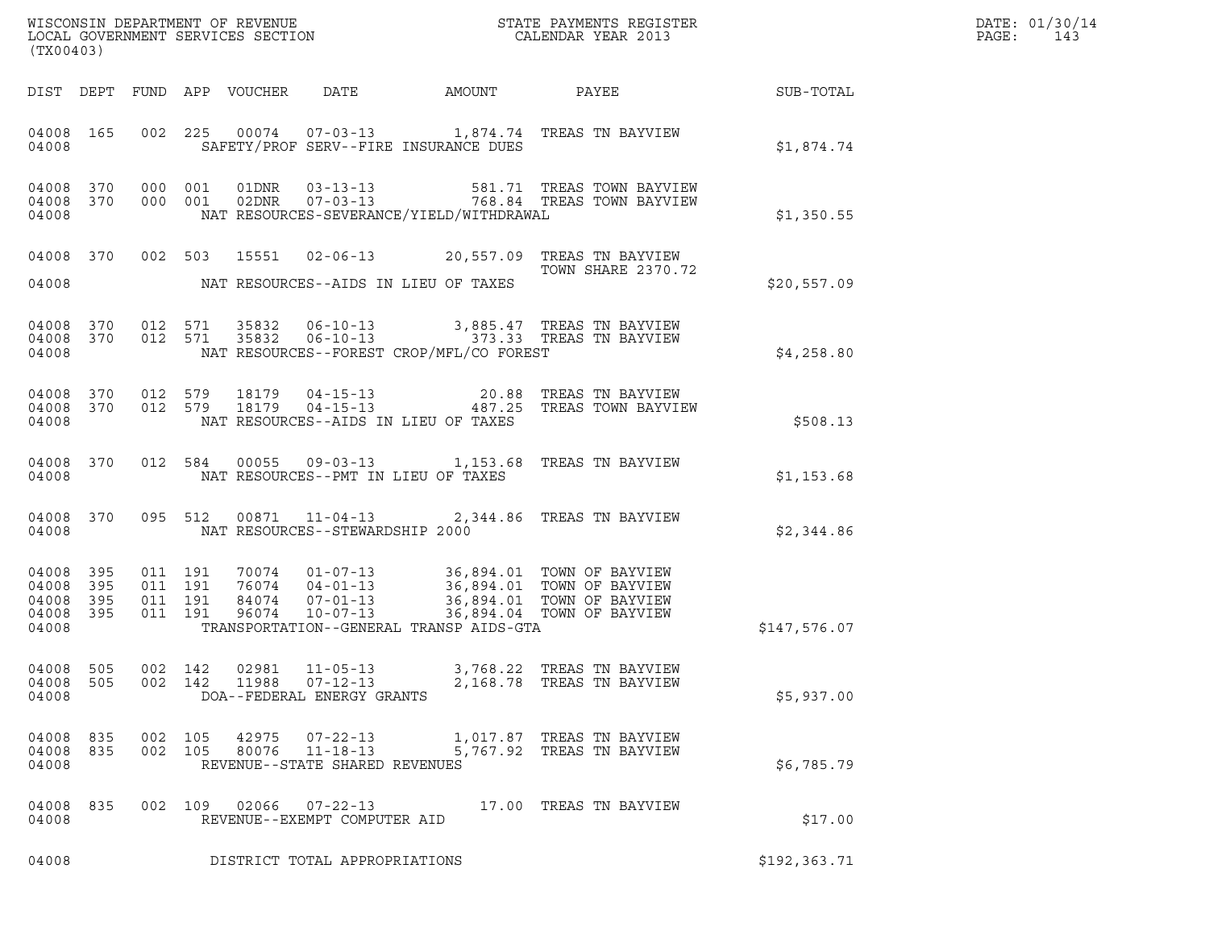WISCONSIN DEPARTMENT OF REVENUE
LOCAL GOVERNMENT SERVICES SECTION
(TX00403)

STATE PAYMENTS REGISTER
CALENDAR YEAR 2013

DATE: 01/30/14

| DIST | DEPT | FUND | APP | VOUCHER | DATE | AMOUNT | PAYEE | SUB-TOTAL |
|---|---|---|---|---|---|---|---|---|
| 04008 | 165 | 002 | 225 | 00074 | 07-03-13 | 1,874.74 | TREAS TN BAYVIEW | |
| 04008 | | | | SAFETY/PROF SERV--FIRE INSURANCE DUES | | | | $1,874.74 |
| 04008 | 370 | 000 | 001 | 01DNR | 03-13-13 | 581.71 | TREAS TOWN BAYVIEW | |
| 04008 | 370 | 000 | 001 | 02DNR | 07-03-13 | 768.84 | TREAS TOWN BAYVIEW | |
| 04008 | | | | NAT RESOURCES-SEVERANCE/YIELD/WITHDRAWAL | | | | $1,350.55 |
| 04008 | 370 | 002 | 503 | 15551 | 02-06-13 | 20,557.09 | TREAS TN BAYVIEW TOWN SHARE 2370.72 | |
| 04008 | | | | NAT RESOURCES--AIDS IN LIEU OF TAXES | | | | $20,557.09 |
| 04008 | 370 | 012 | 571 | 35832 | 06-10-13 | 3,885.47 | TREAS TN BAYVIEW | |
| 04008 | 370 | 012 | 571 | 35832 | 06-10-13 | 373.33 | TREAS TN BAYVIEW | |
| 04008 | | | | NAT RESOURCES--FOREST CROP/MFL/CO FOREST | | | | $4,258.80 |
| 04008 | 370 | 012 | 579 | 18179 | 04-15-13 | 20.88 | TREAS TN BAYVIEW | |
| 04008 | 370 | 012 | 579 | 18179 | 04-15-13 | 487.25 | TREAS TOWN BAYVIEW | |
| 04008 | | | | NAT RESOURCES--AIDS IN LIEU OF TAXES | | | | $508.13 |
| 04008 | 370 | 012 | 584 | 00055 | 09-03-13 | 1,153.68 | TREAS TN BAYVIEW | |
| 04008 | | | | NAT RESOURCES--PMT IN LIEU OF TAXES | | | | $1,153.68 |
| 04008 | 370 | 095 | 512 | 00871 | 11-04-13 | 2,344.86 | TREAS TN BAYVIEW | |
| 04008 | | | | NAT RESOURCES--STEWARDSHIP 2000 | | | | $2,344.86 |
| 04008 | 395 | 011 | 191 | 70074 | 01-07-13 | 36,894.01 | TOWN OF BAYVIEW | |
| 04008 | 395 | 011 | 191 | 76074 | 04-01-13 | 36,894.01 | TOWN OF BAYVIEW | |
| 04008 | 395 | 011 | 191 | 84074 | 07-01-13 | 36,894.01 | TOWN OF BAYVIEW | |
| 04008 | 395 | 011 | 191 | 96074 | 10-07-13 | 36,894.04 | TOWN OF BAYVIEW | |
| 04008 | | | | TRANSPORTATION--GENERAL TRANSP AIDS-GTA | | | | $147,576.07 |
| 04008 | 505 | 002 | 142 | 02981 | 11-05-13 | 3,768.22 | TREAS TN BAYVIEW | |
| 04008 | 505 | 002 | 142 | 11988 | 07-12-13 | 2,168.78 | TREAS TN BAYVIEW | |
| 04008 | | | | DOA--FEDERAL ENERGY GRANTS | | | | $5,937.00 |
| 04008 | 835 | 002 | 105 | 42975 | 07-22-13 | 1,017.87 | TREAS TN BAYVIEW | |
| 04008 | 835 | 002 | 105 | 80076 | 11-18-13 | 5,767.92 | TREAS TN BAYVIEW | |
| 04008 | | | | REVENUE--STATE SHARED REVENUES | | | | $6,785.79 |
| 04008 | 835 | 002 | 109 | 02066 | 07-22-13 | 17.00 | TREAS TN BAYVIEW | |
| 04008 | | | | REVENUE--EXEMPT COMPUTER AID | | | | $17.00 |
| 04008 | | | | DISTRICT TOTAL APPROPRIATIONS | | | | $192,363.71 |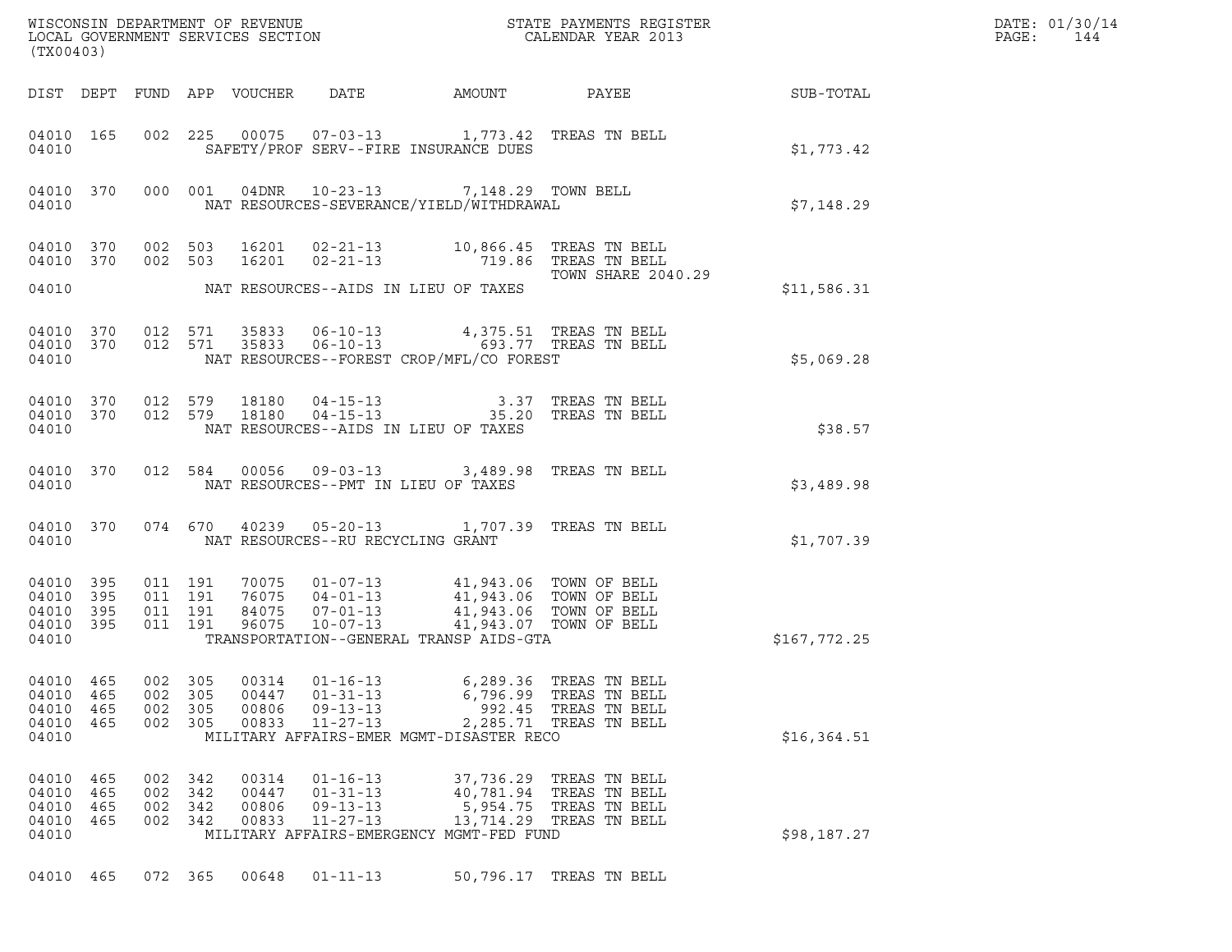WISCONSIN DEPARTMENT OF REVENUE
LOCAL GOVERNMENT SERVICES SECTION
(TX00403)

STATE PAYMENTS REGISTER
CALENDAR YEAR 2013

DATE: 01/30/14
PAGE: 144

| DIST | DEPT | FUND | APP | VOUCHER | DATE | AMOUNT | PAYEE | SUB-TOTAL |
|---|---|---|---|---|---|---|---|---|
| 04010 | 165 | 002 | 225 | 00075 | 07-03-13 | 1,773.42 | TREAS TN BELL | |
| 04010 | | | | | SAFETY/PROF SERV--FIRE INSURANCE DUES | | | $1,773.42 |
| 04010 | 370 | 000 | 001 | 04DNR | 10-23-13 | 7,148.29 | TOWN BELL | |
| 04010 | | | | | NAT RESOURCES-SEVERANCE/YIELD/WITHDRAWAL | | | $7,148.29 |
| 04010 | 370 | 002 | 503 | 16201 | 02-21-13 | 10,866.45 | TREAS TN BELL | |
| 04010 | 370 | 002 | 503 | 16201 | 02-21-13 | 719.86 | TREAS TN BELL | |
| | | | | | | | TOWN SHARE 2040.29 | |
| 04010 | | | | | NAT RESOURCES--AIDS IN LIEU OF TAXES | | | $11,586.31 |
| 04010 | 370 | 012 | 571 | 35833 | 06-10-13 | 4,375.51 | TREAS TN BELL | |
| 04010 | 370 | 012 | 571 | 35833 | 06-10-13 | 693.77 | TREAS TN BELL | |
| 04010 | | | | | NAT RESOURCES--FOREST CROP/MFL/CO FOREST | | | $5,069.28 |
| 04010 | 370 | 012 | 579 | 18180 | 04-15-13 | 3.37 | TREAS TN BELL | |
| 04010 | 370 | 012 | 579 | 18180 | 04-15-13 | 35.20 | TREAS TN BELL | |
| 04010 | | | | | NAT RESOURCES--AIDS IN LIEU OF TAXES | | | $38.57 |
| 04010 | 370 | 012 | 584 | 00056 | 09-03-13 | 3,489.98 | TREAS TN BELL | |
| 04010 | | | | | NAT RESOURCES--PMT IN LIEU OF TAXES | | | $3,489.98 |
| 04010 | 370 | 074 | 670 | 40239 | 05-20-13 | 1,707.39 | TREAS TN BELL | |
| 04010 | | | | | NAT RESOURCES--RU RECYCLING GRANT | | | $1,707.39 |
| 04010 | 395 | 011 | 191 | 70075 | 01-07-13 | 41,943.06 | TOWN OF BELL | |
| 04010 | 395 | 011 | 191 | 76075 | 04-01-13 | 41,943.06 | TOWN OF BELL | |
| 04010 | 395 | 011 | 191 | 84075 | 07-01-13 | 41,943.06 | TOWN OF BELL | |
| 04010 | 395 | 011 | 191 | 96075 | 10-07-13 | 41,943.07 | TOWN OF BELL | |
| 04010 | | | | | TRANSPORTATION--GENERAL TRANSP AIDS-GTA | | | $167,772.25 |
| 04010 | 465 | 002 | 305 | 00314 | 01-16-13 | 6,289.36 | TREAS TN BELL | |
| 04010 | 465 | 002 | 305 | 00447 | 01-31-13 | 6,796.99 | TREAS TN BELL | |
| 04010 | 465 | 002 | 305 | 00806 | 09-13-13 | 992.45 | TREAS TN BELL | |
| 04010 | 465 | 002 | 305 | 00833 | 11-27-13 | 2,285.71 | TREAS TN BELL | |
| 04010 | | | | | MILITARY AFFAIRS-EMER MGMT-DISASTER RECO | | | $16,364.51 |
| 04010 | 465 | 002 | 342 | 00314 | 01-16-13 | 37,736.29 | TREAS TN BELL | |
| 04010 | 465 | 002 | 342 | 00447 | 01-31-13 | 40,781.94 | TREAS TN BELL | |
| 04010 | 465 | 002 | 342 | 00806 | 09-13-13 | 5,954.75 | TREAS TN BELL | |
| 04010 | 465 | 002 | 342 | 00833 | 11-27-13 | 13,714.29 | TREAS TN BELL | |
| 04010 | | | | | MILITARY AFFAIRS-EMERGENCY MGMT-FED FUND | | | $98,187.27 |
| 04010 | 465 | 072 | 365 | 00648 | 01-11-13 | 50,796.17 | TREAS TN BELL | |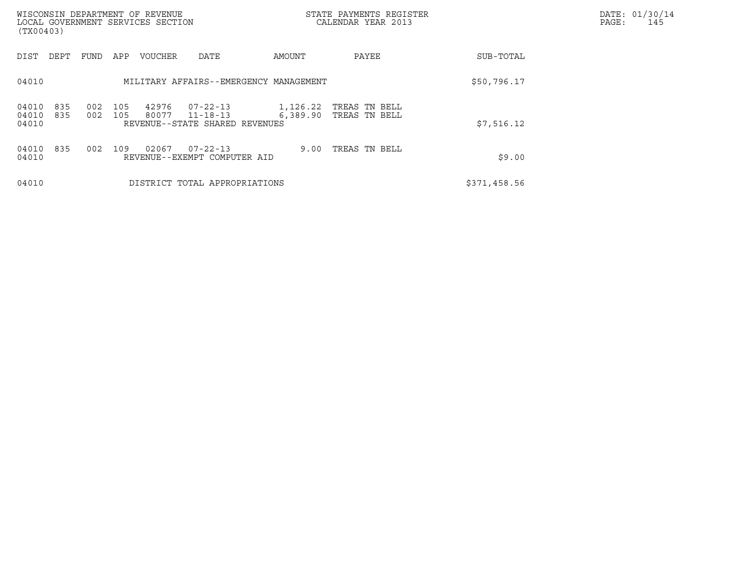| DIST | DEPT | FUND | APP | VOUCHER | DATE | AMOUNT | PAYEE | SUB-TOTAL |
|---|---|---|---|---|---|---|---|---|
| 04010 | | | | MILITARY AFFAIRS--EMERGENCY MANAGEMENT | | | | $50,796.17 |
| 04010 | 835 | 002 | 105 | 42976 | 07-22-13 | 1,126.22 | TREAS TN BELL | |
| 04010 | 835 | 002 | 105 | 80077 | 11-18-13 | 6,389.90 | TREAS TN BELL | |
| 04010 | | | | REVENUE--STATE SHARED REVENUES | | | | $7,516.12 |
| 04010 | 835 | 002 | 109 | 02067 | 07-22-13 | 9.00 | TREAS TN BELL | |
| 04010 | | | | REVENUE--EXEMPT COMPUTER AID | | | | $9.00 |
| 04010 | | | | DISTRICT TOTAL APPROPRIATIONS | | | | $371,458.56 |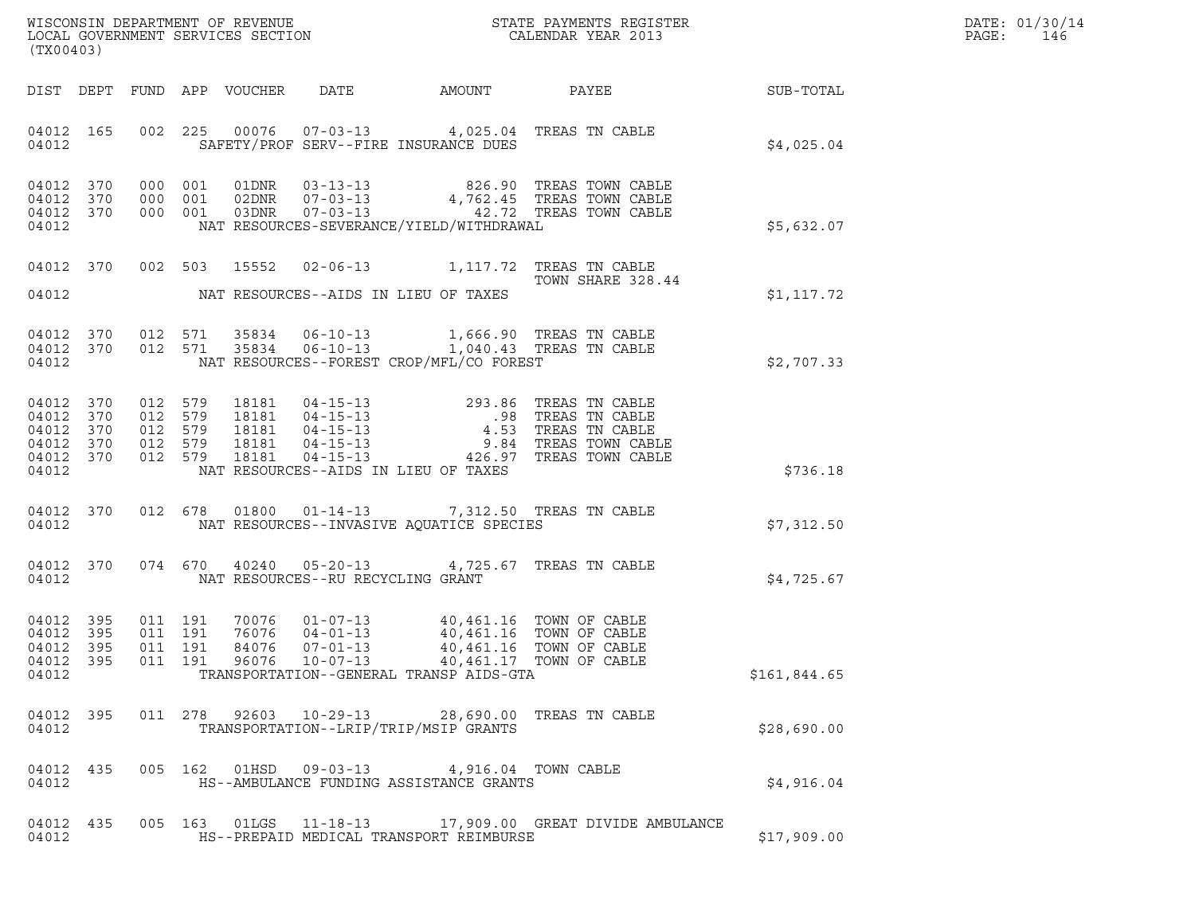WISCONSIN DEPARTMENT OF REVENUE
LOCAL GOVERNMENT SERVICES SECTION
(TX00403)

STATE PAYMENTS REGISTER
CALENDAR YEAR 2013

DATE: 01/30/14
PAGE: 146

| DIST | DEPT | FUND | APP | VOUCHER | DATE | AMOUNT | PAYEE | SUB-TOTAL |
|---|---|---|---|---|---|---|---|---|
| 04012 | 165 | 002 | 225 | 00076 | 07-03-13 | 4,025.04 | TREAS TN CABLE | |
| 04012 | | | | | SAFETY/PROF SERV--FIRE INSURANCE DUES | | | $4,025.04 |
| 04012 | 370 | 000 | 001 | 01DNR | 03-13-13 | 826.90 | TREAS TOWN CABLE | |
| 04012 | 370 | 000 | 001 | 02DNR | 07-03-13 | 4,762.45 | TREAS TOWN CABLE | |
| 04012 | 370 | 000 | 001 | 03DNR | 07-03-13 | 42.72 | TREAS TOWN CABLE | |
| 04012 | | | | | NAT RESOURCES-SEVERANCE/YIELD/WITHDRAWAL | | | $5,632.07 |
| 04012 | 370 | 002 | 503 | 15552 | 02-06-13 | 1,117.72 | TREAS TN CABLE TOWN SHARE 328.44 | |
| 04012 | | | | | NAT RESOURCES--AIDS IN LIEU OF TAXES | | | $1,117.72 |
| 04012 | 370 | 012 | 571 | 35834 | 06-10-13 | 1,666.90 | TREAS TN CABLE | |
| 04012 | 370 | 012 | 571 | 35834 | 06-10-13 | 1,040.43 | TREAS TN CABLE | |
| 04012 | | | | | NAT RESOURCES--FOREST CROP/MFL/CO FOREST | | | $2,707.33 |
| 04012 | 370 | 012 | 579 | 18181 | 04-15-13 | 293.86 | TREAS TN CABLE | |
| 04012 | 370 | 012 | 579 | 18181 | 04-15-13 | .98 | TREAS TN CABLE | |
| 04012 | 370 | 012 | 579 | 18181 | 04-15-13 | 4.53 | TREAS TN CABLE | |
| 04012 | 370 | 012 | 579 | 18181 | 04-15-13 | 9.84 | TREAS TOWN CABLE | |
| 04012 | 370 | 012 | 579 | 18181 | 04-15-13 | 426.97 | TREAS TOWN CABLE | |
| 04012 | | | | | NAT RESOURCES--AIDS IN LIEU OF TAXES | | | $736.18 |
| 04012 | 370 | 012 | 678 | 01800 | 01-14-13 | 7,312.50 | TREAS TN CABLE | |
| 04012 | | | | | NAT RESOURCES--INVASIVE AQUATICE SPECIES | | | $7,312.50 |
| 04012 | 370 | 074 | 670 | 40240 | 05-20-13 | 4,725.67 | TREAS TN CABLE | |
| 04012 | | | | | NAT RESOURCES--RU RECYCLING GRANT | | | $4,725.67 |
| 04012 | 395 | 011 | 191 | 70076 | 01-07-13 | 40,461.16 | TOWN OF CABLE | |
| 04012 | 395 | 011 | 191 | 76076 | 04-01-13 | 40,461.16 | TOWN OF CABLE | |
| 04012 | 395 | 011 | 191 | 84076 | 07-01-13 | 40,461.16 | TOWN OF CABLE | |
| 04012 | 395 | 011 | 191 | 96076 | 10-07-13 | 40,461.17 | TOWN OF CABLE | |
| 04012 | | | | | TRANSPORTATION--GENERAL TRANSP AIDS-GTA | | | $161,844.65 |
| 04012 | 395 | 011 | 278 | 92603 | 10-29-13 | 28,690.00 | TREAS TN CABLE | |
| 04012 | | | | | TRANSPORTATION--LRIP/TRIP/MSIP GRANTS | | | $28,690.00 |
| 04012 | 435 | 005 | 162 | 01HSD | 09-03-13 | 4,916.04 | TOWN CABLE | |
| 04012 | | | | | HS--AMBULANCE FUNDING ASSISTANCE GRANTS | | | $4,916.04 |
| 04012 | 435 | 005 | 163 | 01LGS | 11-18-13 | 17,909.00 | GREAT DIVIDE AMBULANCE | |
| 04012 | | | | | HS--PREPAID MEDICAL TRANSPORT REIMBURSE | | | $17,909.00 |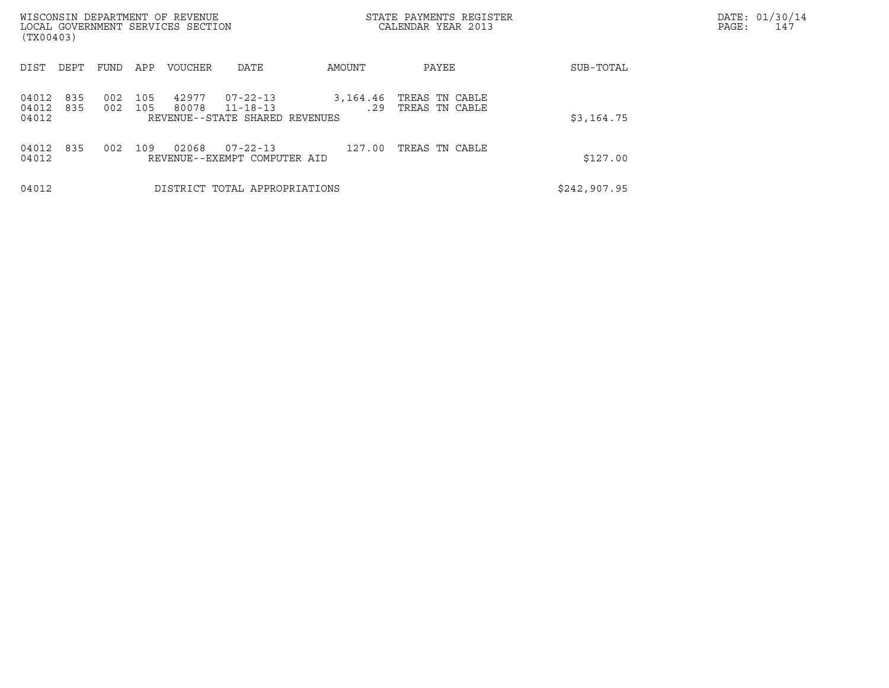WISCONSIN DEPARTMENT OF REVENUE
LOCAL GOVERNMENT SERVICES SECTION
(TX00403)

STATE PAYMENTS REGISTER
CALENDAR YEAR 2013

| DIST | DEPT | FUND | APP | VOUCHER | DATE | AMOUNT | PAYEE | SUB-TOTAL |
|---|---|---|---|---|---|---|---|---|
| 04012 | 835 | 002 | 105 | 42977 | 07-22-13 | 3,164.46 | TREAS TN CABLE | |
| 04012 | 835 | 002 | 105 | 80078 | 11-18-13 | .29 | TREAS TN CABLE | |
| 04012 | | | | REVENUE--STATE SHARED REVENUES | | | | $3,164.75 |
| 04012 | 835 | 002 | 109 | 02068 | 07-22-13 | 127.00 | TREAS TN CABLE | |
| 04012 | | | | REVENUE--EXEMPT COMPUTER AID | | | | $127.00 |
| 04012 | | | | DISTRICT TOTAL APPROPRIATIONS | | | | $242,907.95 |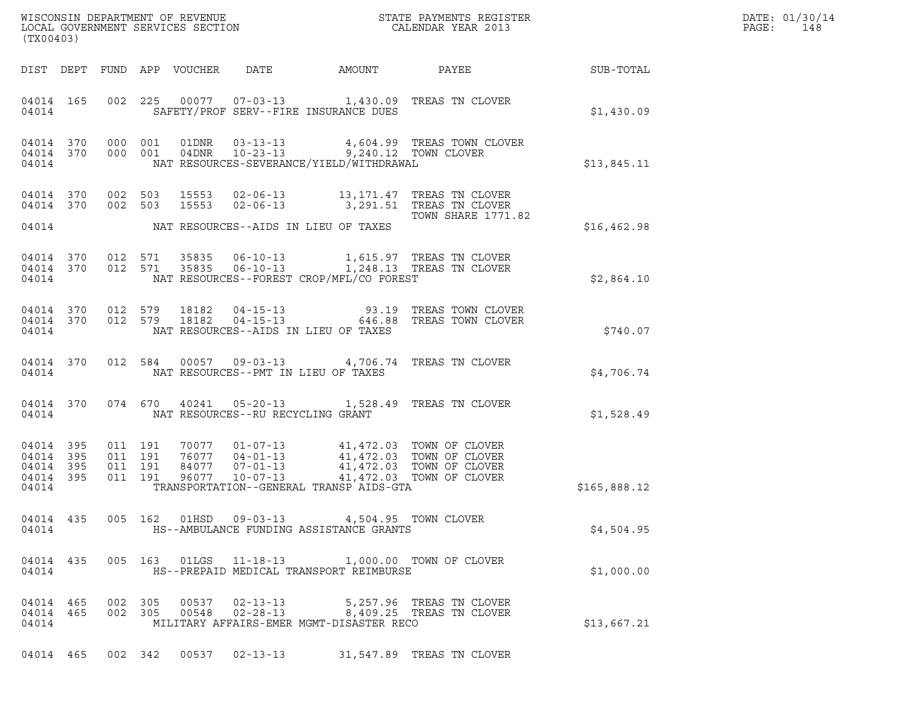WISCONSIN DEPARTMENT OF REVENUE
LOCAL GOVERNMENT SERVICES SECTION
(TX00403)

STATE PAYMENTS REGISTER
CALENDAR YEAR 2013

DATE: 01/30/14
PAGE: 148

| DIST | DEPT | FUND | APP | VOUCHER | DATE | AMOUNT | PAYEE | SUB-TOTAL |
|---|---|---|---|---|---|---|---|---|
| 04014 | 165 | 002 | 225 | 00077 | 07-03-13 | 1,430.09 | TREAS TN CLOVER | |
| 04014 | | | | | SAFETY/PROF SERV--FIRE INSURANCE DUES | | | $1,430.09 |
| 04014 | 370 | 000 | 001 | 01DNR | 03-13-13 | 4,604.99 | TREAS TOWN CLOVER | |
| 04014 | 370 | 000 | 001 | 04DNR | 10-23-13 | 9,240.12 | TOWN CLOVER | |
| 04014 | | | | | NAT RESOURCES-SEVERANCE/YIELD/WITHDRAWAL | | | $13,845.11 |
| 04014 | 370 | 002 | 503 | 15553 | 02-06-13 | 13,171.47 | TREAS TN CLOVER | |
| 04014 | 370 | 002 | 503 | 15553 | 02-06-13 | 3,291.51 | TREAS TN CLOVER TOWN SHARE 1771.82 | |
| 04014 | | | | | NAT RESOURCES--AIDS IN LIEU OF TAXES | | | $16,462.98 |
| 04014 | 370 | 012 | 571 | 35835 | 06-10-13 | 1,615.97 | TREAS TN CLOVER | |
| 04014 | 370 | 012 | 571 | 35835 | 06-10-13 | 1,248.13 | TREAS TN CLOVER | |
| 04014 | | | | | NAT RESOURCES--FOREST CROP/MFL/CO FOREST | | | $2,864.10 |
| 04014 | 370 | 012 | 579 | 18182 | 04-15-13 | 93.19 | TREAS TOWN CLOVER | |
| 04014 | 370 | 012 | 579 | 18182 | 04-15-13 | 646.88 | TREAS TOWN CLOVER | |
| 04014 | | | | | NAT RESOURCES--AIDS IN LIEU OF TAXES | | | $740.07 |
| 04014 | 370 | 012 | 584 | 00057 | 09-03-13 | 4,706.74 | TREAS TN CLOVER | |
| 04014 | | | | | NAT RESOURCES--PMT IN LIEU OF TAXES | | | $4,706.74 |
| 04014 | 370 | 074 | 670 | 40241 | 05-20-13 | 1,528.49 | TREAS TN CLOVER | |
| 04014 | | | | | NAT RESOURCES--RU RECYCLING GRANT | | | $1,528.49 |
| 04014 | 395 | 011 | 191 | 70077 | 01-07-13 | 41,472.03 | TOWN OF CLOVER | |
| 04014 | 395 | 011 | 191 | 76077 | 04-01-13 | 41,472.03 | TOWN OF CLOVER | |
| 04014 | 395 | 011 | 191 | 84077 | 07-01-13 | 41,472.03 | TOWN OF CLOVER | |
| 04014 | 395 | 011 | 191 | 96077 | 10-07-13 | 41,472.03 | TOWN OF CLOVER | |
| 04014 | | | | | TRANSPORTATION--GENERAL TRANSP AIDS-GTA | | | $165,888.12 |
| 04014 | 435 | 005 | 162 | 01HSD | 09-03-13 | 4,504.95 | TOWN CLOVER | |
| 04014 | | | | | HS--AMBULANCE FUNDING ASSISTANCE GRANTS | | | $4,504.95 |
| 04014 | 435 | 005 | 163 | 01LGS | 11-18-13 | 1,000.00 | TOWN OF CLOVER | |
| 04014 | | | | | HS--PREPAID MEDICAL TRANSPORT REIMBURSE | | | $1,000.00 |
| 04014 | 465 | 002 | 305 | 00537 | 02-13-13 | 5,257.96 | TREAS TN CLOVER | |
| 04014 | 465 | 002 | 305 | 00548 | 02-28-13 | 8,409.25 | TREAS TN CLOVER | |
| 04014 | | | | | MILITARY AFFAIRS-EMER MGMT-DISASTER RECO | | | $13,667.21 |
| 04014 | 465 | 002 | 342 | 00537 | 02-13-13 | 31,547.89 | TREAS TN CLOVER | |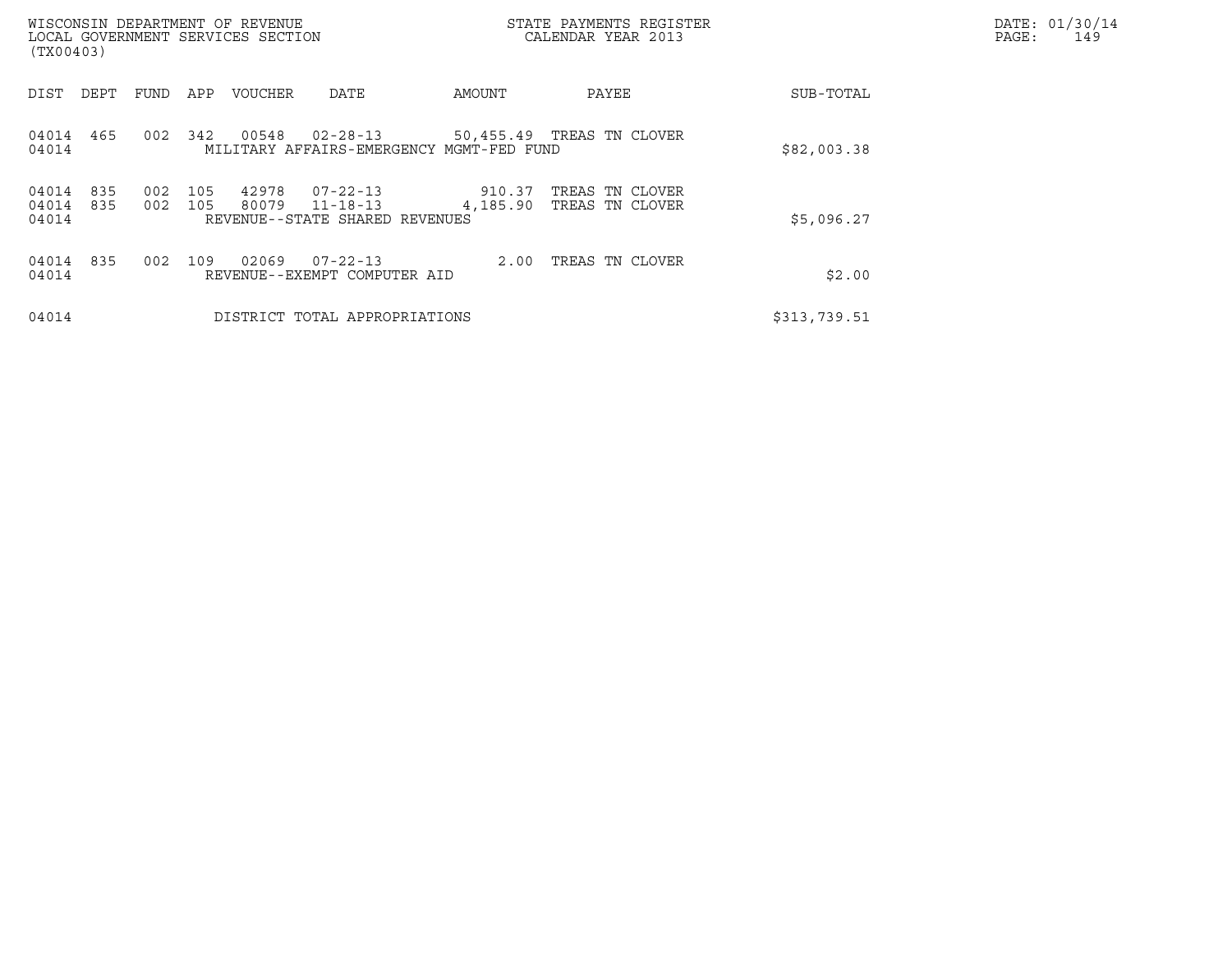WISCONSIN DEPARTMENT OF REVENUE
LOCAL GOVERNMENT SERVICES SECTION
(TX00403)

STATE PAYMENTS REGISTER
CALENDAR YEAR 2013

DATE: 01/30/14

| DIST | DEPT | FUND | APP | VOUCHER | DATE | AMOUNT | PAYEE | SUB-TOTAL |
|---|---|---|---|---|---|---|---|---|
| 04014 | 465 | 002 | 342 | 00548 | 02-28-13 | 50,455.49 | TREAS TN CLOVER | |
| 04014 | | | | MILITARY AFFAIRS-EMERGENCY MGMT-FED FUND | | | | $82,003.38 |
| 04014 | 835 | 002 | 105 | 42978 | 07-22-13 | 910.37 | TREAS TN CLOVER | |
| 04014 | 835 | 002 | 105 | 80079 | 11-18-13 | 4,185.90 | TREAS TN CLOVER | |
| 04014 | | | | REVENUE--STATE SHARED REVENUES | | | | $5,096.27 |
| 04014 | 835 | 002 | 109 | 02069 | 07-22-13 | 2.00 | TREAS TN CLOVER | |
| 04014 | | | | REVENUE--EXEMPT COMPUTER AID | | | | $2.00 |
| 04014 | | | | DISTRICT TOTAL APPROPRIATIONS | | | | $313,739.51 |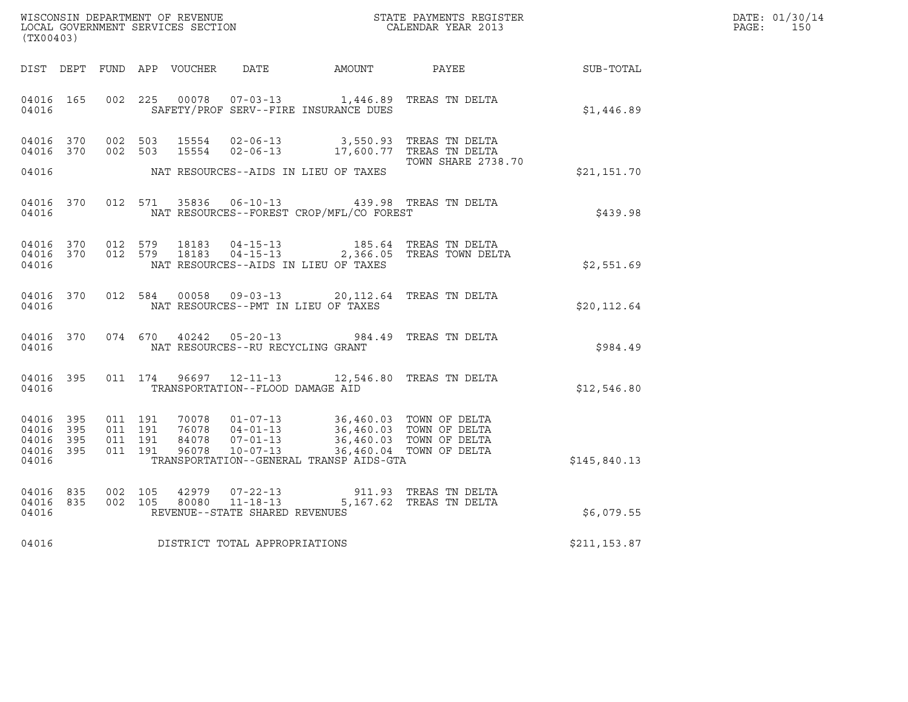WISCONSIN DEPARTMENT OF REVENUE
LOCAL GOVERNMENT SERVICES SECTION
(TX00403)

STATE PAYMENTS REGISTER
CALENDAR YEAR 2013

DATE: 01/30/14
PAGE: 150

| DIST | DEPT | FUND | APP | VOUCHER | DATE | AMOUNT | PAYEE | SUB-TOTAL |
|---|---|---|---|---|---|---|---|---|
| 04016 | 165 | 002 | 225 | 00078 | 07-03-13 | 1,446.89 | TREAS TN DELTA | |
| 04016 | | | | | SAFETY/PROF SERV--FIRE INSURANCE DUES | | | $1,446.89 |
| 04016 | 370 | 002 | 503 | 15554 | 02-06-13 | 3,550.93 | TREAS TN DELTA | |
| 04016 | 370 | 002 | 503 | 15554 | 02-06-13 | 17,600.77 | TREAS TN DELTA | |
| | | | | | | | TOWN SHARE 2738.70 | |
| 04016 | | | | | NAT RESOURCES--AIDS IN LIEU OF TAXES | | | $21,151.70 |
| 04016 | 370 | 012 | 571 | 35836 | 06-10-13 | 439.98 | TREAS TN DELTA | |
| 04016 | | | | | NAT RESOURCES--FOREST CROP/MFL/CO FOREST | | | $439.98 |
| 04016 | 370 | 012 | 579 | 18183 | 04-15-13 | 185.64 | TREAS TN DELTA | |
| 04016 | 370 | 012 | 579 | 18183 | 04-15-13 | 2,366.05 | TREAS TOWN DELTA | |
| 04016 | | | | | NAT RESOURCES--AIDS IN LIEU OF TAXES | | | $2,551.69 |
| 04016 | 370 | 012 | 584 | 00058 | 09-03-13 | 20,112.64 | TREAS TN DELTA | |
| 04016 | | | | | NAT RESOURCES--PMT IN LIEU OF TAXES | | | $20,112.64 |
| 04016 | 370 | 074 | 670 | 40242 | 05-20-13 | 984.49 | TREAS TN DELTA | |
| 04016 | | | | | NAT RESOURCES--RU RECYCLING GRANT | | | $984.49 |
| 04016 | 395 | 011 | 174 | 96697 | 12-11-13 | 12,546.80 | TREAS TN DELTA | |
| 04016 | | | | | TRANSPORTATION--FLOOD DAMAGE AID | | | $12,546.80 |
| 04016 | 395 | 011 | 191 | 70078 | 01-07-13 | 36,460.03 | TOWN OF DELTA | |
| 04016 | 395 | 011 | 191 | 76078 | 04-01-13 | 36,460.03 | TOWN OF DELTA | |
| 04016 | 395 | 011 | 191 | 84078 | 07-01-13 | 36,460.03 | TOWN OF DELTA | |
| 04016 | 395 | 011 | 191 | 96078 | 10-07-13 | 36,460.04 | TOWN OF DELTA | |
| 04016 | | | | | TRANSPORTATION--GENERAL TRANSP AIDS-GTA | | | $145,840.13 |
| 04016 | 835 | 002 | 105 | 42979 | 07-22-13 | 911.93 | TREAS TN DELTA | |
| 04016 | 835 | 002 | 105 | 80080 | 11-18-13 | 5,167.62 | TREAS TN DELTA | |
| 04016 | | | | | REVENUE--STATE SHARED REVENUES | | | $6,079.55 |
| 04016 | | | | | DISTRICT TOTAL APPROPRIATIONS | | | $211,153.87 |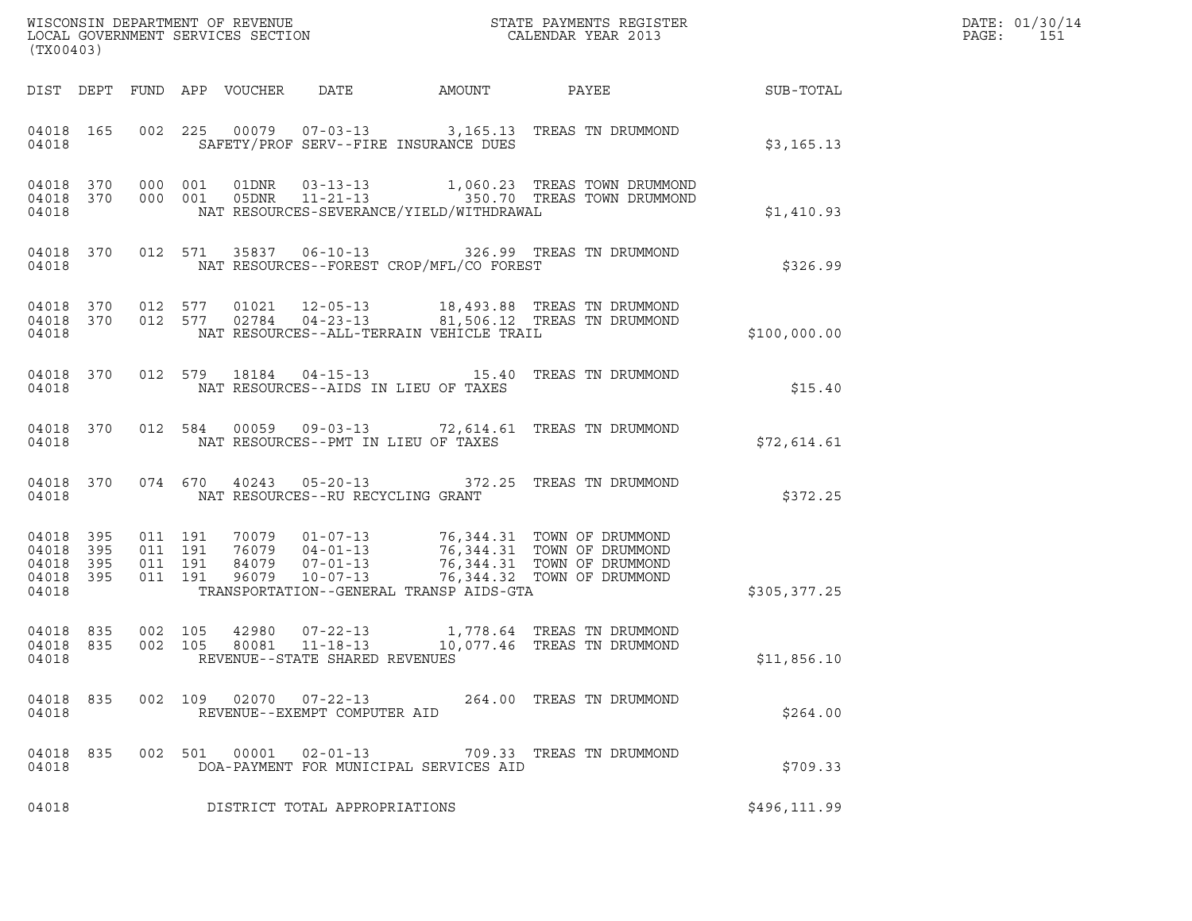WISCONSIN DEPARTMENT OF REVENUE
LOCAL GOVERNMENT SERVICES SECTION
(TX00403)

STATE PAYMENTS REGISTER
CALENDAR YEAR 2013

DATE: 01/30/14
PAGE: 151

| DIST | DEPT | FUND | APP | VOUCHER | DATE | AMOUNT | PAYEE | SUB-TOTAL |
|---|---|---|---|---|---|---|---|---|
| 04018 | 165 | 002 | 225 | 00079 | 07-03-13 | 3,165.13 | TREAS TN DRUMMOND | |
| 04018 | | | | SAFETY/PROF SERV--FIRE INSURANCE DUES | | | | $3,165.13 |
| 04018 | 370 | 000 | 001 | 01DNR | 03-13-13 | 1,060.23 | TREAS TOWN DRUMMOND | |
| 04018 | 370 | 000 | 001 | 05DNR | 11-21-13 | 350.70 | TREAS TOWN DRUMMOND | |
| 04018 | | | | NAT RESOURCES-SEVERANCE/YIELD/WITHDRAWAL | | | | $1,410.93 |
| 04018 | 370 | 012 | 571 | 35837 | 06-10-13 | 326.99 | TREAS TN DRUMMOND | |
| 04018 | | | | NAT RESOURCES--FOREST CROP/MFL/CO FOREST | | | | $326.99 |
| 04018 | 370 | 012 | 577 | 01021 | 12-05-13 | 18,493.88 | TREAS TN DRUMMOND | |
| 04018 | 370 | 012 | 577 | 02784 | 04-23-13 | 81,506.12 | TREAS TN DRUMMOND | |
| 04018 | | | | NAT RESOURCES--ALL-TERRAIN VEHICLE TRAIL | | | | $100,000.00 |
| 04018 | 370 | 012 | 579 | 18184 | 04-15-13 | 15.40 | TREAS TN DRUMMOND | |
| 04018 | | | | NAT RESOURCES--AIDS IN LIEU OF TAXES | | | | $15.40 |
| 04018 | 370 | 012 | 584 | 00059 | 09-03-13 | 72,614.61 | TREAS TN DRUMMOND | |
| 04018 | | | | NAT RESOURCES--PMT IN LIEU OF TAXES | | | | $72,614.61 |
| 04018 | 370 | 074 | 670 | 40243 | 05-20-13 | 372.25 | TREAS TN DRUMMOND | |
| 04018 | | | | NAT RESOURCES--RU RECYCLING GRANT | | | | $372.25 |
| 04018 | 395 | 011 | 191 | 70079 | 01-07-13 | 76,344.31 | TOWN OF DRUMMOND | |
| 04018 | 395 | 011 | 191 | 76079 | 04-01-13 | 76,344.31 | TOWN OF DRUMMOND | |
| 04018 | 395 | 011 | 191 | 84079 | 07-01-13 | 76,344.31 | TOWN OF DRUMMOND | |
| 04018 | 395 | 011 | 191 | 96079 | 10-07-13 | 76,344.32 | TOWN OF DRUMMOND | |
| 04018 | | | | TRANSPORTATION--GENERAL TRANSP AIDS-GTA | | | | $305,377.25 |
| 04018 | 835 | 002 | 105 | 42980 | 07-22-13 | 1,778.64 | TREAS TN DRUMMOND | |
| 04018 | 835 | 002 | 105 | 80081 | 11-18-13 | 10,077.46 | TREAS TN DRUMMOND | |
| 04018 | | | | REVENUE--STATE SHARED REVENUES | | | | $11,856.10 |
| 04018 | 835 | 002 | 109 | 02070 | 07-22-13 | 264.00 | TREAS TN DRUMMOND | |
| 04018 | | | | REVENUE--EXEMPT COMPUTER AID | | | | $264.00 |
| 04018 | 835 | 002 | 501 | 00001 | 02-01-13 | 709.33 | TREAS TN DRUMMOND | |
| 04018 | | | | DOA-PAYMENT FOR MUNICIPAL SERVICES AID | | | | $709.33 |
| 04018 | | | | DISTRICT TOTAL APPROPRIATIONS | | | | $496,111.99 |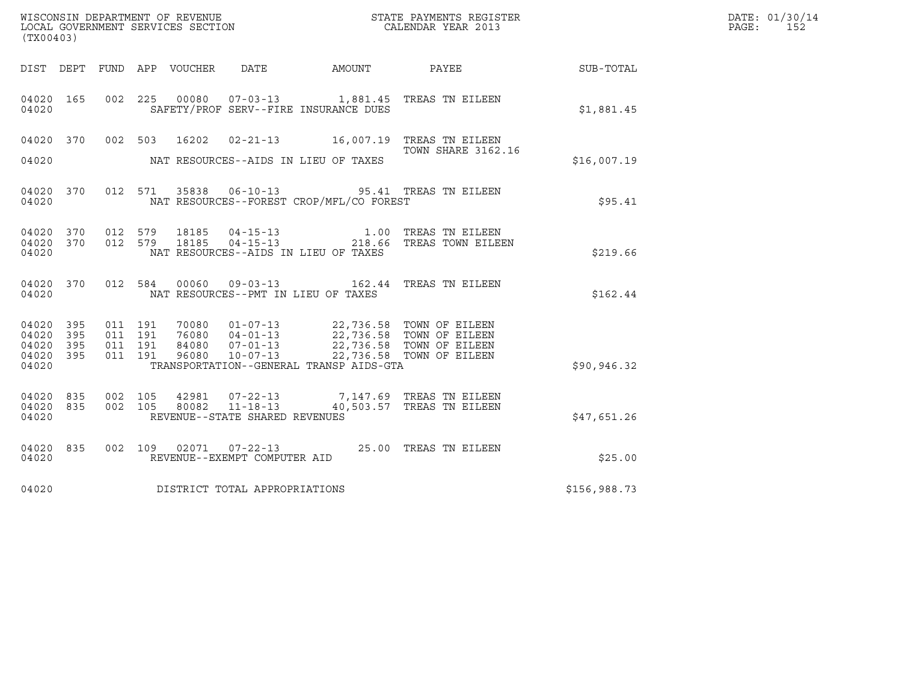WISCONSIN DEPARTMENT OF REVENUE
LOCAL GOVERNMENT SERVICES SECTION
(TX00403)

STATE PAYMENTS REGISTER
CALENDAR YEAR 2013

DATE: 01/30/14
PAGE: 152

| DIST | DEPT | FUND | APP | VOUCHER | DATE | AMOUNT | PAYEE | SUB-TOTAL |
|---|---|---|---|---|---|---|---|---|
| 04020 | 165 | 002 | 225 | 00080 | 07-03-13 | 1,881.45 | TREAS TN EILEEN | |
| 04020 | | | | | SAFETY/PROF SERV--FIRE INSURANCE DUES | | | $1,881.45 |
| 04020 | 370 | 002 | 503 | 16202 | 02-21-13 | 16,007.19 | TREAS TN EILEEN TOWN SHARE 3162.16 | |
| 04020 | | | | | NAT RESOURCES--AIDS IN LIEU OF TAXES | | | $16,007.19 |
| 04020 | 370 | 012 | 571 | 35838 | 06-10-13 | 95.41 | TREAS TN EILEEN | |
| 04020 | | | | | NAT RESOURCES--FOREST CROP/MFL/CO FOREST | | | $95.41 |
| 04020 | 370 | 012 | 579 | 18185 | 04-15-13 | 1.00 | TREAS TN EILEEN | |
| 04020 | 370 | 012 | 579 | 18185 | 04-15-13 | 218.66 | TREAS TOWN EILEEN | |
| 04020 | | | | | NAT RESOURCES--AIDS IN LIEU OF TAXES | | | $219.66 |
| 04020 | 370 | 012 | 584 | 00060 | 09-03-13 | 162.44 | TREAS TN EILEEN | |
| 04020 | | | | | NAT RESOURCES--PMT IN LIEU OF TAXES | | | $162.44 |
| 04020 | 395 | 011 | 191 | 70080 | 01-07-13 | 22,736.58 | TOWN OF EILEEN | |
| 04020 | 395 | 011 | 191 | 76080 | 04-01-13 | 22,736.58 | TOWN OF EILEEN | |
| 04020 | 395 | 011 | 191 | 84080 | 07-01-13 | 22,736.58 | TOWN OF EILEEN | |
| 04020 | 395 | 011 | 191 | 96080 | 10-07-13 | 22,736.58 | TOWN OF EILEEN | |
| 04020 | | | | | TRANSPORTATION--GENERAL TRANSP AIDS-GTA | | | $90,946.32 |
| 04020 | 835 | 002 | 105 | 42981 | 07-22-13 | 7,147.69 | TREAS TN EILEEN | |
| 04020 | 835 | 002 | 105 | 80082 | 11-18-13 | 40,503.57 | TREAS TN EILEEN | |
| 04020 | | | | | REVENUE--STATE SHARED REVENUES | | | $47,651.26 |
| 04020 | 835 | 002 | 109 | 02071 | 07-22-13 | 25.00 | TREAS TN EILEEN | |
| 04020 | | | | | REVENUE--EXEMPT COMPUTER AID | | | $25.00 |
| 04020 | | | | | DISTRICT TOTAL APPROPRIATIONS | | | $156,988.73 |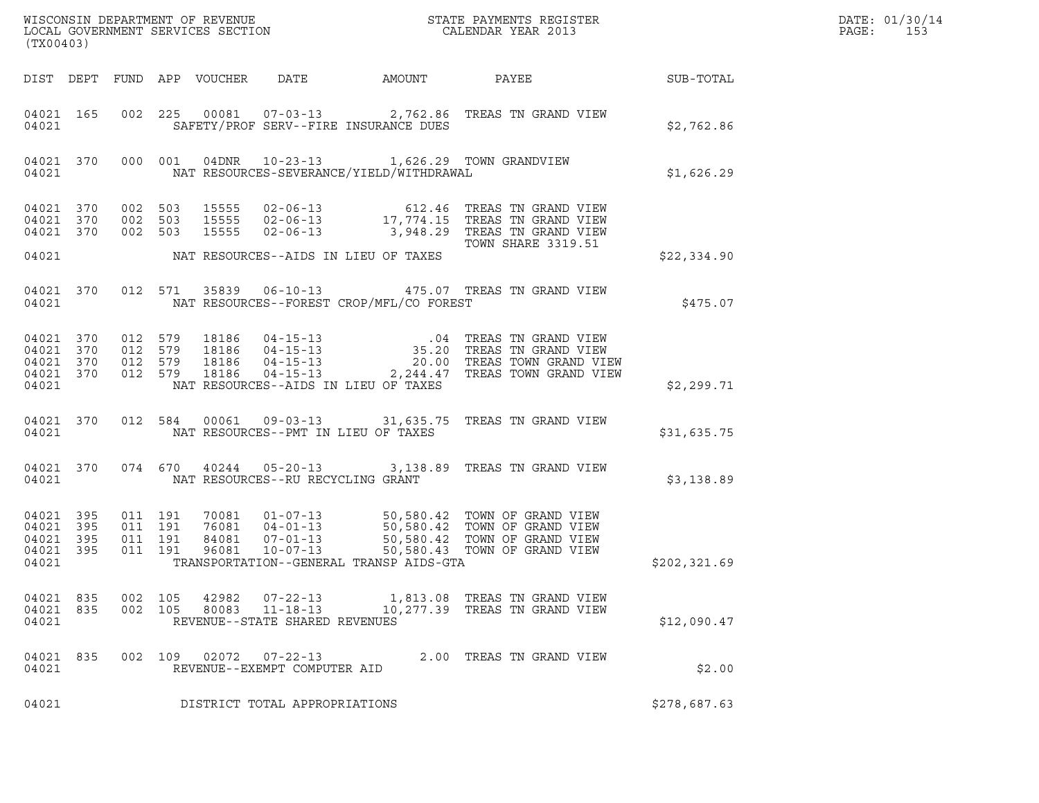WISCONSIN DEPARTMENT OF REVENUE
LOCAL GOVERNMENT SERVICES SECTION
(TX00403)

STATE PAYMENTS REGISTER
CALENDAR YEAR 2013

DATE: 01/30/14
PAGE: 153

| DIST | DEPT | FUND | APP | VOUCHER | DATE | AMOUNT | PAYEE | SUB-TOTAL |
|---|---|---|---|---|---|---|---|---|
| 04021 | 165 | 002 | 225 | 00081 | 07-03-13 | 2,762.86 | TREAS TN GRAND VIEW | |
| 04021 | | | | | SAFETY/PROF SERV--FIRE INSURANCE DUES | | | $2,762.86 |
| 04021 | 370 | 000 | 001 | 04DNR | 10-23-13 | 1,626.29 | TOWN GRANDVIEW | |
| 04021 | | | | | NAT RESOURCES-SEVERANCE/YIELD/WITHDRAWAL | | | $1,626.29 |
| 04021 | 370 | 002 | 503 | 15555 | 02-06-13 | 612.46 | TREAS TN GRAND VIEW | |
| 04021 | 370 | 002 | 503 | 15555 | 02-06-13 | 17,774.15 | TREAS TN GRAND VIEW | |
| 04021 | 370 | 002 | 503 | 15555 | 02-06-13 | 3,948.29 | TREAS TN GRAND VIEW TOWN SHARE 3319.51 | |
| 04021 | | | | | NAT RESOURCES--AIDS IN LIEU OF TAXES | | | $22,334.90 |
| 04021 | 370 | 012 | 571 | 35839 | 06-10-13 | 475.07 | TREAS TN GRAND VIEW | |
| 04021 | | | | | NAT RESOURCES--FOREST CROP/MFL/CO FOREST | | | $475.07 |
| 04021 | 370 | 012 | 579 | 18186 | 04-15-13 | .04 | TREAS TN GRAND VIEW | |
| 04021 | 370 | 012 | 579 | 18186 | 04-15-13 | 35.20 | TREAS TN GRAND VIEW | |
| 04021 | 370 | 012 | 579 | 18186 | 04-15-13 | 20.00 | TREAS TOWN GRAND VIEW | |
| 04021 | 370 | 012 | 579 | 18186 | 04-15-13 | 2,244.47 | TREAS TOWN GRAND VIEW | |
| 04021 | | | | | NAT RESOURCES--AIDS IN LIEU OF TAXES | | | $2,299.71 |
| 04021 | 370 | 012 | 584 | 00061 | 09-03-13 | 31,635.75 | TREAS TN GRAND VIEW | |
| 04021 | | | | | NAT RESOURCES--PMT IN LIEU OF TAXES | | | $31,635.75 |
| 04021 | 370 | 074 | 670 | 40244 | 05-20-13 | 3,138.89 | TREAS TN GRAND VIEW | |
| 04021 | | | | | NAT RESOURCES--RU RECYCLING GRANT | | | $3,138.89 |
| 04021 | 395 | 011 | 191 | 70081 | 01-07-13 | 50,580.42 | TOWN OF GRAND VIEW | |
| 04021 | 395 | 011 | 191 | 76081 | 04-01-13 | 50,580.42 | TOWN OF GRAND VIEW | |
| 04021 | 395 | 011 | 191 | 84081 | 07-01-13 | 50,580.42 | TOWN OF GRAND VIEW | |
| 04021 | 395 | 011 | 191 | 96081 | 10-07-13 | 50,580.43 | TOWN OF GRAND VIEW | |
| 04021 | | | | | TRANSPORTATION--GENERAL TRANSP AIDS-GTA | | | $202,321.69 |
| 04021 | 835 | 002 | 105 | 42982 | 07-22-13 | 1,813.08 | TREAS TN GRAND VIEW | |
| 04021 | 835 | 002 | 105 | 80083 | 11-18-13 | 10,277.39 | TREAS TN GRAND VIEW | |
| 04021 | | | | | REVENUE--STATE SHARED REVENUES | | | $12,090.47 |
| 04021 | 835 | 002 | 109 | 02072 | 07-22-13 | 2.00 | TREAS TN GRAND VIEW | |
| 04021 | | | | | REVENUE--EXEMPT COMPUTER AID | | | $2.00 |
| 04021 | | | | | DISTRICT TOTAL APPROPRIATIONS | | | $278,687.63 |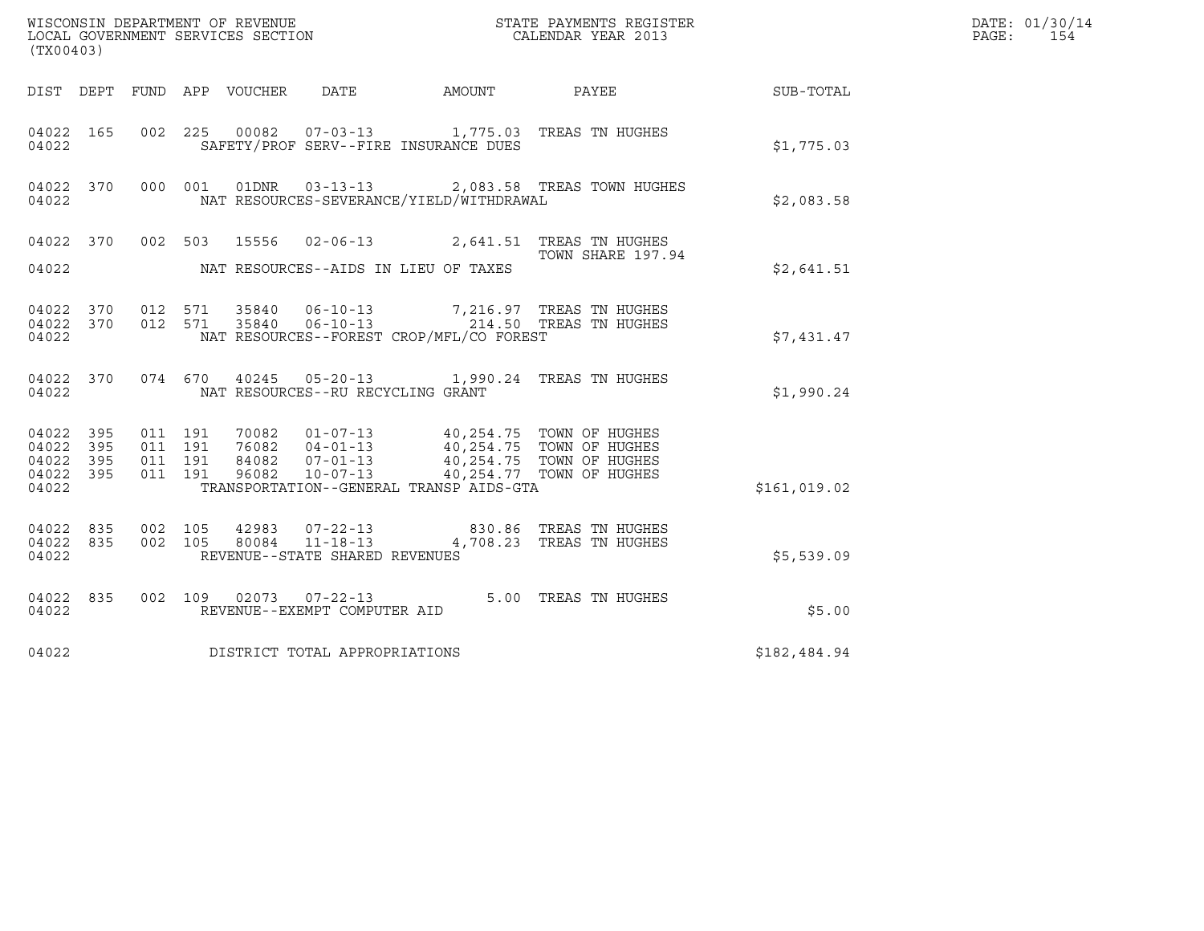WISCONSIN DEPARTMENT OF REVENUE
LOCAL GOVERNMENT SERVICES SECTION
(TX00403)

STATE PAYMENTS REGISTER
CALENDAR YEAR 2013

DATE: 01/30/14

| DIST | DEPT | FUND | APP | VOUCHER | DATE | AMOUNT | PAYEE | SUB-TOTAL |
|---|---|---|---|---|---|---|---|---|
| 04022 | 165 | 002 | 225 | 00082 | 07-03-13 | 1,775.03 | TREAS TN HUGHES | |
| 04022 | | | | | SAFETY/PROF SERV--FIRE INSURANCE DUES | | | $1,775.03 |
| 04022 | 370 | 000 | 001 | 01DNR | 03-13-13 | 2,083.58 | TREAS TOWN HUGHES | |
| 04022 | | | | | NAT RESOURCES-SEVERANCE/YIELD/WITHDRAWAL | | | $2,083.58 |
| 04022 | 370 | 002 | 503 | 15556 | 02-06-13 | 2,641.51 | TREAS TN HUGHES TOWN SHARE 197.94 | |
| 04022 | | | | | NAT RESOURCES--AIDS IN LIEU OF TAXES | | | $2,641.51 |
| 04022 | 370 | 012 | 571 | 35840 | 06-10-13 | 7,216.97 | TREAS TN HUGHES | |
| 04022 | 370 | 012 | 571 | 35840 | 06-10-13 | 214.50 | TREAS TN HUGHES | |
| 04022 | | | | | NAT RESOURCES--FOREST CROP/MFL/CO FOREST | | | $7,431.47 |
| 04022 | 370 | 074 | 670 | 40245 | 05-20-13 | 1,990.24 | TREAS TN HUGHES | |
| 04022 | | | | | NAT RESOURCES--RU RECYCLING GRANT | | | $1,990.24 |
| 04022 | 395 | 011 | 191 | 70082 | 01-07-13 | 40,254.75 | TOWN OF HUGHES | |
| 04022 | 395 | 011 | 191 | 76082 | 04-01-13 | 40,254.75 | TOWN OF HUGHES | |
| 04022 | 395 | 011 | 191 | 84082 | 07-01-13 | 40,254.75 | TOWN OF HUGHES | |
| 04022 | 395 | 011 | 191 | 96082 | 10-07-13 | 40,254.77 | TOWN OF HUGHES | |
| 04022 | | | | | TRANSPORTATION--GENERAL TRANSP AIDS-GTA | | | $161,019.02 |
| 04022 | 835 | 002 | 105 | 42983 | 07-22-13 | 830.86 | TREAS TN HUGHES | |
| 04022 | 835 | 002 | 105 | 80084 | 11-18-13 | 4,708.23 | TREAS TN HUGHES | |
| 04022 | | | | | REVENUE--STATE SHARED REVENUES | | | $5,539.09 |
| 04022 | 835 | 002 | 109 | 02073 | 07-22-13 | 5.00 | TREAS TN HUGHES | |
| 04022 | | | | | REVENUE--EXEMPT COMPUTER AID | | | $5.00 |
| 04022 | | | | | DISTRICT TOTAL APPROPRIATIONS | | | $182,484.94 |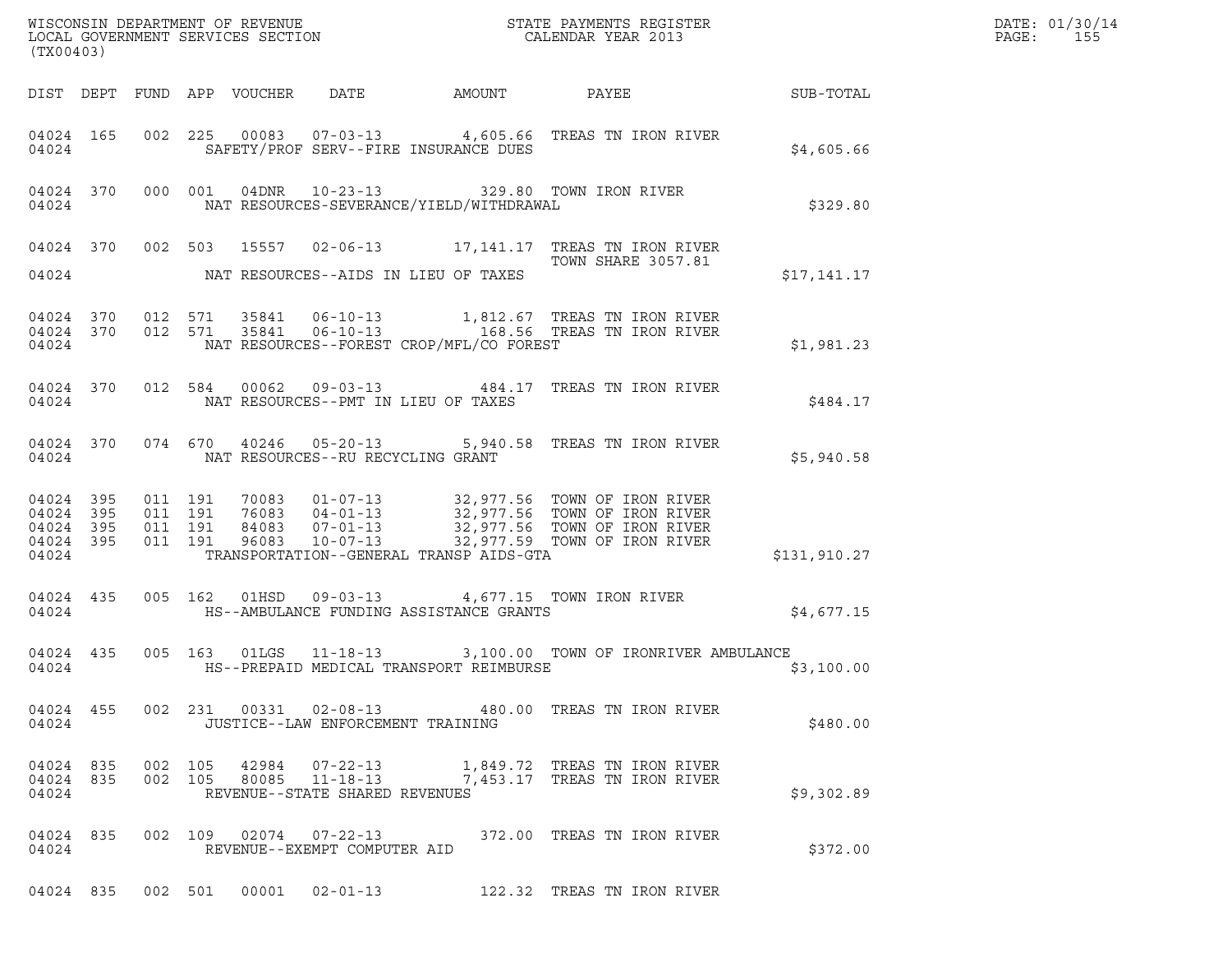WISCONSIN DEPARTMENT OF REVENUE
LOCAL GOVERNMENT SERVICES SECTION
(TX00403)

STATE PAYMENTS REGISTER
CALENDAR YEAR 2013

DATE: 01/30/14

| DIST | DEPT | FUND | APP | VOUCHER | DATE | AMOUNT | PAYEE | SUB-TOTAL |
|---|---|---|---|---|---|---|---|---|
| 04024 | 165 | 002 | 225 | 00083 | 07-03-13 | 4,605.66 | TREAS TN IRON RIVER | |
| 04024 | | | | | SAFETY/PROF SERV--FIRE INSURANCE DUES | | | $4,605.66 |
| 04024 | 370 | 000 | 001 | 04DNR | 10-23-13 | 329.80 | TOWN IRON RIVER | |
| 04024 | | | | | NAT RESOURCES-SEVERANCE/YIELD/WITHDRAWAL | | | $329.80 |
| 04024 | 370 | 002 | 503 | 15557 | 02-06-13 | 17,141.17 | TREAS TN IRON RIVER TOWN SHARE 3057.81 | |
| 04024 | | | | | NAT RESOURCES--AIDS IN LIEU OF TAXES | | | $17,141.17 |
| 04024 | 370 | 012 | 571 | 35841 | 06-10-13 | 1,812.67 | TREAS TN IRON RIVER | |
| 04024 | 370 | 012 | 571 | 35841 | 06-10-13 | 168.56 | TREAS TN IRON RIVER | |
| 04024 | | | | | NAT RESOURCES--FOREST CROP/MFL/CO FOREST | | | $1,981.23 |
| 04024 | 370 | 012 | 584 | 00062 | 09-03-13 | 484.17 | TREAS TN IRON RIVER | |
| 04024 | | | | | NAT RESOURCES--PMT IN LIEU OF TAXES | | | $484.17 |
| 04024 | 370 | 074 | 670 | 40246 | 05-20-13 | 5,940.58 | TREAS TN IRON RIVER | |
| 04024 | | | | | NAT RESOURCES--RU RECYCLING GRANT | | | $5,940.58 |
| 04024 | 395 | 011 | 191 | 70083 | 01-07-13 | 32,977.56 | TOWN OF IRON RIVER | |
| 04024 | 395 | 011 | 191 | 76083 | 04-01-13 | 32,977.56 | TOWN OF IRON RIVER | |
| 04024 | 395 | 011 | 191 | 84083 | 07-01-13 | 32,977.56 | TOWN OF IRON RIVER | |
| 04024 | 395 | 011 | 191 | 96083 | 10-07-13 | 32,977.59 | TOWN OF IRON RIVER | |
| 04024 | | | | | TRANSPORTATION--GENERAL TRANSP AIDS-GTA | | | $131,910.27 |
| 04024 | 435 | 005 | 162 | 01HSD | 09-03-13 | 4,677.15 | TOWN IRON RIVER | |
| 04024 | | | | | HS--AMBULANCE FUNDING ASSISTANCE GRANTS | | | $4,677.15 |
| 04024 | 435 | 005 | 163 | 01LGS | 11-18-13 | 3,100.00 | TOWN OF IRONRIVER AMBULANCE | |
| 04024 | | | | | HS--PREPAID MEDICAL TRANSPORT REIMBURSE | | | $3,100.00 |
| 04024 | 455 | 002 | 231 | 00331 | 02-08-13 | 480.00 | TREAS TN IRON RIVER | |
| 04024 | | | | | JUSTICE--LAW ENFORCEMENT TRAINING | | | $480.00 |
| 04024 | 835 | 002 | 105 | 42984 | 07-22-13 | 1,849.72 | TREAS TN IRON RIVER | |
| 04024 | 835 | 002 | 105 | 80085 | 11-18-13 | 7,453.17 | TREAS TN IRON RIVER | |
| 04024 | | | | | REVENUE--STATE SHARED REVENUES | | | $9,302.89 |
| 04024 | 835 | 002 | 109 | 02074 | 07-22-13 | 372.00 | TREAS TN IRON RIVER | |
| 04024 | | | | | REVENUE--EXEMPT COMPUTER AID | | | $372.00 |
| 04024 | 835 | 002 | 501 | 00001 | 02-01-13 | 122.32 | TREAS TN IRON RIVER | |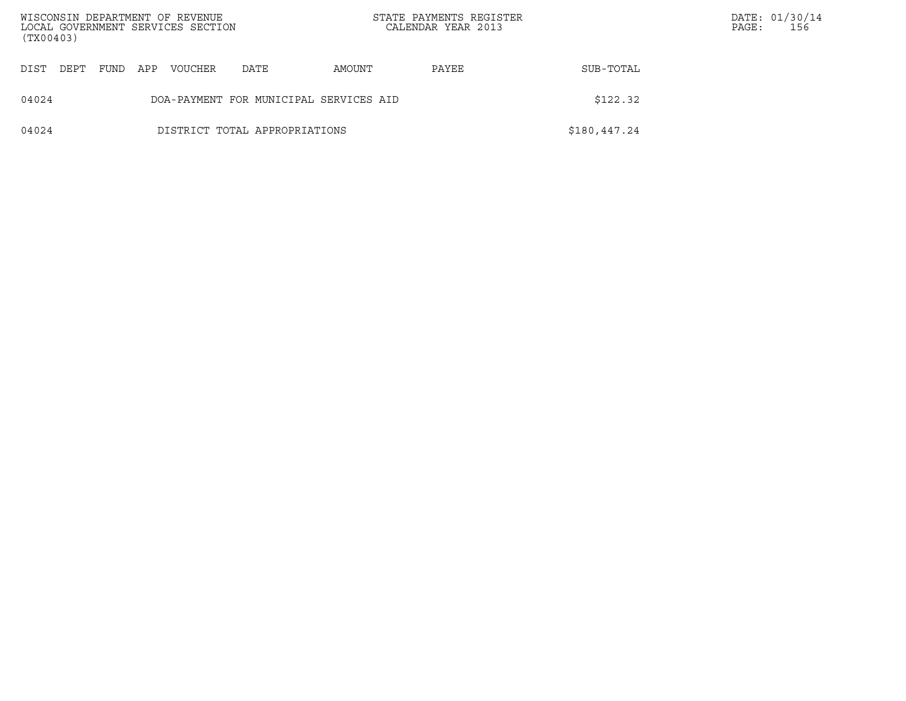| DIST | DEPT | FUND | APP | VOUCHER | DATE | AMOUNT | PAYEE | SUB-TOTAL |
|---|---|---|---|---|---|---|---|---|
| 04024 | | | | DOA-PAYMENT FOR MUNICIPAL SERVICES AID | | | | $122.32 |
| 04024 | | | | DISTRICT TOTAL APPROPRIATIONS | | | | $180,447.24 |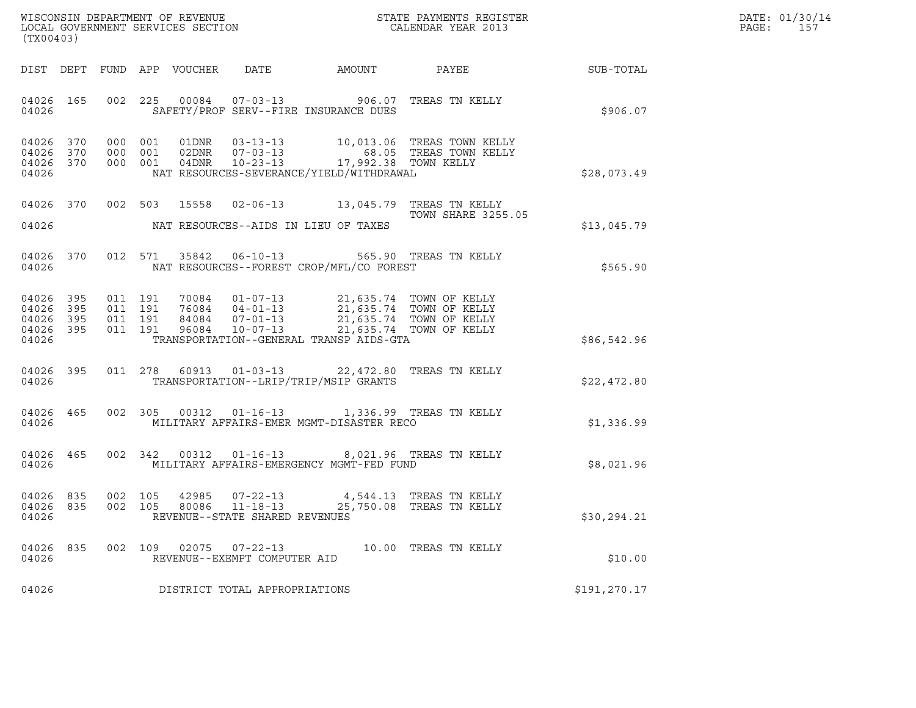WISCONSIN DEPARTMENT OF REVENUE
LOCAL GOVERNMENT SERVICES SECTION
(TX00403)

STATE PAYMENTS REGISTER
CALENDAR YEAR 2013

DATE: 01/30/14
PAGE: 157

| DIST | DEPT | FUND | APP | VOUCHER | DATE | AMOUNT | PAYEE | SUB-TOTAL |
|---|---|---|---|---|---|---|---|---|
| 04026 | 165 | 002 | 225 | 00084 | 07-03-13 | 906.07 | TREAS TN KELLY | |
| 04026 | | | | SAFETY/PROF SERV--FIRE INSURANCE DUES | | | | $906.07 |
| 04026 | 370 | 000 | 001 | 01DNR | 03-13-13 | 10,013.06 | TREAS TOWN KELLY | |
| 04026 | 370 | 000 | 001 | 02DNR | 07-03-13 | 68.05 | TREAS TOWN KELLY | |
| 04026 | 370 | 000 | 001 | 04DNR | 10-23-13 | 17,992.38 | TOWN KELLY | |
| 04026 | | | | NAT RESOURCES-SEVERANCE/YIELD/WITHDRAWAL | | | | $28,073.49 |
| 04026 | 370 | 002 | 503 | 15558 | 02-06-13 | 13,045.79 | TREAS TN KELLY<br>TOWN SHARE 3255.05 | |
| 04026 | | | | NAT RESOURCES--AIDS IN LIEU OF TAXES | | | | $13,045.79 |
| 04026 | 370 | 012 | 571 | 35842 | 06-10-13 | 565.90 | TREAS TN KELLY | |
| 04026 | | | | NAT RESOURCES--FOREST CROP/MFL/CO FOREST | | | | $565.90 |
| 04026 | 395 | 011 | 191 | 70084 | 01-07-13 | 21,635.74 | TOWN OF KELLY | |
| 04026 | 395 | 011 | 191 | 76084 | 04-01-13 | 21,635.74 | TOWN OF KELLY | |
| 04026 | 395 | 011 | 191 | 84084 | 07-01-13 | 21,635.74 | TOWN OF KELLY | |
| 04026 | 395 | 011 | 191 | 96084 | 10-07-13 | 21,635.74 | TOWN OF KELLY | |
| 04026 | | | | TRANSPORTATION--GENERAL TRANSP AIDS-GTA | | | | $86,542.96 |
| 04026 | 395 | 011 | 278 | 60913 | 01-03-13 | 22,472.80 | TREAS TN KELLY | |
| 04026 | | | | TRANSPORTATION--LRIP/TRIP/MSIP GRANTS | | | | $22,472.80 |
| 04026 | 465 | 002 | 305 | 00312 | 01-16-13 | 1,336.99 | TREAS TN KELLY | |
| 04026 | | | | MILITARY AFFAIRS-EMER MGMT-DISASTER RECO | | | | $1,336.99 |
| 04026 | 465 | 002 | 342 | 00312 | 01-16-13 | 8,021.96 | TREAS TN KELLY | |
| 04026 | | | | MILITARY AFFAIRS-EMERGENCY MGMT-FED FUND | | | | $8,021.96 |
| 04026 | 835 | 002 | 105 | 42985 | 07-22-13 | 4,544.13 | TREAS TN KELLY | |
| 04026 | 835 | 002 | 105 | 80086 | 11-18-13 | 25,750.08 | TREAS TN KELLY | |
| 04026 | | | | REVENUE--STATE SHARED REVENUES | | | | $30,294.21 |
| 04026 | 835 | 002 | 109 | 02075 | 07-22-13 | 10.00 | TREAS TN KELLY | |
| 04026 | | | | REVENUE--EXEMPT COMPUTER AID | | | | $10.00 |
| 04026 | | | | DISTRICT TOTAL APPROPRIATIONS | | | | $191,270.17 |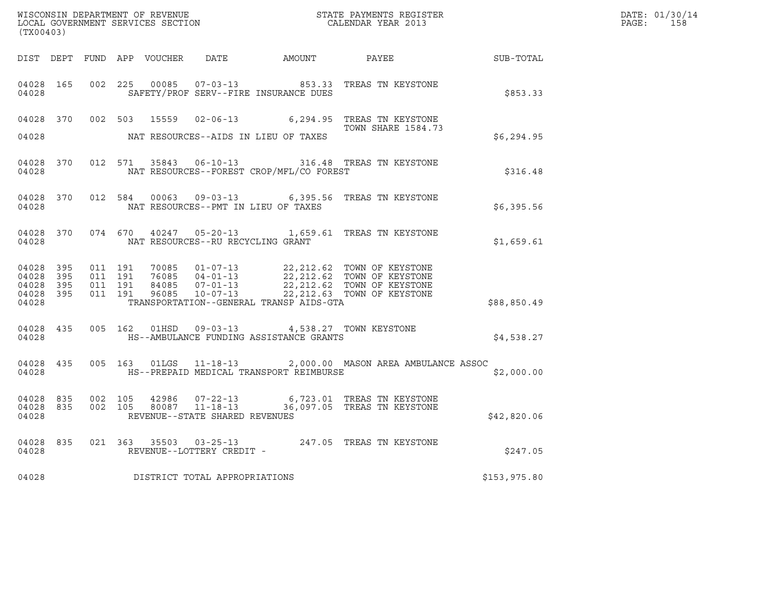WISCONSIN DEPARTMENT OF REVENUE
LOCAL GOVERNMENT SERVICES SECTION
(TX00403)

STATE PAYMENTS REGISTER
CALENDAR YEAR 2013

DATE: 01/30/14
PAGE: 158

| DIST | DEPT | FUND | APP | VOUCHER | DATE | AMOUNT | PAYEE | SUB-TOTAL |
|---|---|---|---|---|---|---|---|---|
| 04028 | 165 | 002 | 225 | 00085 | 07-03-13 | 853.33 | TREAS TN KEYSTONE | |
| 04028 | | | | | SAFETY/PROF SERV--FIRE INSURANCE DUES | | | $853.33 |
| 04028 | 370 | 002 | 503 | 15559 | 02-06-13 | 6,294.95 | TREAS TN KEYSTONE TOWN SHARE 1584.73 | |
| 04028 | | | | | NAT RESOURCES--AIDS IN LIEU OF TAXES | | | $6,294.95 |
| 04028 | 370 | 012 | 571 | 35843 | 06-10-13 | 316.48 | TREAS TN KEYSTONE | |
| 04028 | | | | | NAT RESOURCES--FOREST CROP/MFL/CO FOREST | | | $316.48 |
| 04028 | 370 | 012 | 584 | 00063 | 09-03-13 | 6,395.56 | TREAS TN KEYSTONE | |
| 04028 | | | | | NAT RESOURCES--PMT IN LIEU OF TAXES | | | $6,395.56 |
| 04028 | 370 | 074 | 670 | 40247 | 05-20-13 | 1,659.61 | TREAS TN KEYSTONE | |
| 04028 | | | | | NAT RESOURCES--RU RECYCLING GRANT | | | $1,659.61 |
| 04028 | 395 | 011 | 191 | 70085 | 01-07-13 | 22,212.62 | TOWN OF KEYSTONE | |
| 04028 | 395 | 011 | 191 | 76085 | 04-01-13 | 22,212.62 | TOWN OF KEYSTONE | |
| 04028 | 395 | 011 | 191 | 84085 | 07-01-13 | 22,212.62 | TOWN OF KEYSTONE | |
| 04028 | 395 | 011 | 191 | 96085 | 10-07-13 | 22,212.63 | TOWN OF KEYSTONE | |
| 04028 | | | | | TRANSPORTATION--GENERAL TRANSP AIDS-GTA | | | $88,850.49 |
| 04028 | 435 | 005 | 162 | 01HSD | 09-03-13 | 4,538.27 | TOWN KEYSTONE | |
| 04028 | | | | | HS--AMBULANCE FUNDING ASSISTANCE GRANTS | | | $4,538.27 |
| 04028 | 435 | 005 | 163 | 01LGS | 11-18-13 | 2,000.00 | MASON AREA AMBULANCE ASSOC | |
| 04028 | | | | | HS--PREPAID MEDICAL TRANSPORT REIMBURSE | | | $2,000.00 |
| 04028 | 835 | 002 | 105 | 42986 | 07-22-13 | 6,723.01 | TREAS TN KEYSTONE | |
| 04028 | 835 | 002 | 105 | 80087 | 11-18-13 | 36,097.05 | TREAS TN KEYSTONE | |
| 04028 | | | | | REVENUE--STATE SHARED REVENUES | | | $42,820.06 |
| 04028 | 835 | 021 | 363 | 35503 | 03-25-13 | 247.05 | TREAS TN KEYSTONE | |
| 04028 | | | | | REVENUE--LOTTERY CREDIT - | | | $247.05 |
| 04028 | | | | | DISTRICT TOTAL APPROPRIATIONS | | | $153,975.80 |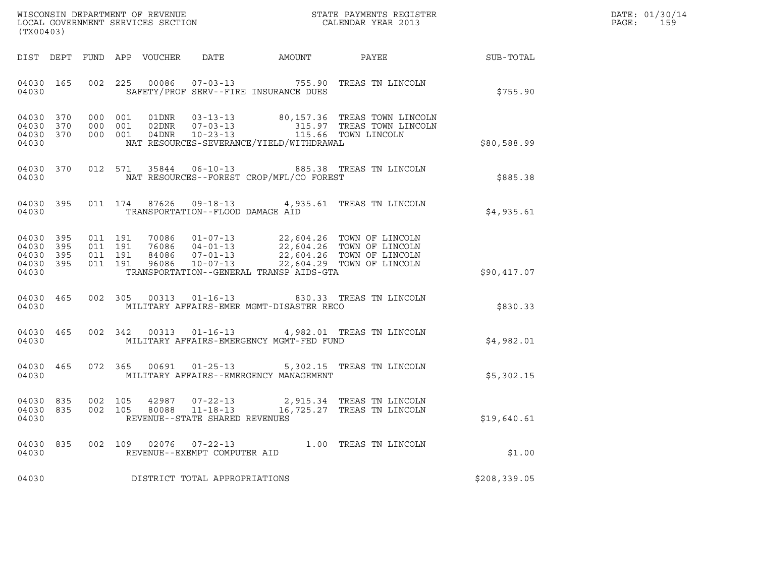WISCONSIN DEPARTMENT OF REVENUE
LOCAL GOVERNMENT SERVICES SECTION
(TX00403)

STATE PAYMENTS REGISTER
CALENDAR YEAR 2013

DATE: 01/30/14
PAGE: 159

| DIST | DEPT | FUND | APP | VOUCHER | DATE | AMOUNT | PAYEE | SUB-TOTAL |
|---|---|---|---|---|---|---|---|---|
| 04030 | 165 | 002 | 225 | 00086 | 07-03-13 | 755.90 | TREAS TN LINCOLN | |
| 04030 | | | | SAFETY/PROF SERV--FIRE INSURANCE DUES | | | | $755.90 |
| 04030 | 370 | 000 | 001 | 01DNR | 03-13-13 | 80,157.36 | TREAS TOWN LINCOLN | |
| 04030 | 370 | 000 | 001 | 02DNR | 07-03-13 | 315.97 | TREAS TOWN LINCOLN | |
| 04030 | 370 | 000 | 001 | 04DNR | 10-23-13 | 115.66 | TOWN LINCOLN | |
| 04030 | | | | NAT RESOURCES-SEVERANCE/YIELD/WITHDRAWAL | | | | $80,588.99 |
| 04030 | 370 | 012 | 571 | 35844 | 06-10-13 | 885.38 | TREAS TN LINCOLN | |
| 04030 | | | | NAT RESOURCES--FOREST CROP/MFL/CO FOREST | | | | $885.38 |
| 04030 | 395 | 011 | 174 | 87626 | 09-18-13 | 4,935.61 | TREAS TN LINCOLN | |
| 04030 | | | | TRANSPORTATION--FLOOD DAMAGE AID | | | | $4,935.61 |
| 04030 | 395 | 011 | 191 | 70086 | 01-07-13 | 22,604.26 | TOWN OF LINCOLN | |
| 04030 | 395 | 011 | 191 | 76086 | 04-01-13 | 22,604.26 | TOWN OF LINCOLN | |
| 04030 | 395 | 011 | 191 | 84086 | 07-01-13 | 22,604.26 | TOWN OF LINCOLN | |
| 04030 | 395 | 011 | 191 | 96086 | 10-07-13 | 22,604.29 | TOWN OF LINCOLN | |
| 04030 | | | | TRANSPORTATION--GENERAL TRANSP AIDS-GTA | | | | $90,417.07 |
| 04030 | 465 | 002 | 305 | 00313 | 01-16-13 | 830.33 | TREAS TN LINCOLN | |
| 04030 | | | | MILITARY AFFAIRS-EMER MGMT-DISASTER RECO | | | | $830.33 |
| 04030 | 465 | 002 | 342 | 00313 | 01-16-13 | 4,982.01 | TREAS TN LINCOLN | |
| 04030 | | | | MILITARY AFFAIRS-EMERGENCY MGMT-FED FUND | | | | $4,982.01 |
| 04030 | 465 | 072 | 365 | 00691 | 01-25-13 | 5,302.15 | TREAS TN LINCOLN | |
| 04030 | | | | MILITARY AFFAIRS--EMERGENCY MANAGEMENT | | | | $5,302.15 |
| 04030 | 835 | 002 | 105 | 42987 | 07-22-13 | 2,915.34 | TREAS TN LINCOLN | |
| 04030 | 835 | 002 | 105 | 80088 | 11-18-13 | 16,725.27 | TREAS TN LINCOLN | |
| 04030 | | | | REVENUE--STATE SHARED REVENUES | | | | $19,640.61 |
| 04030 | 835 | 002 | 109 | 02076 | 07-22-13 | 1.00 | TREAS TN LINCOLN | |
| 04030 | | | | REVENUE--EXEMPT COMPUTER AID | | | | $1.00 |
| 04030 | | | | DISTRICT TOTAL APPROPRIATIONS | | | | $208,339.05 |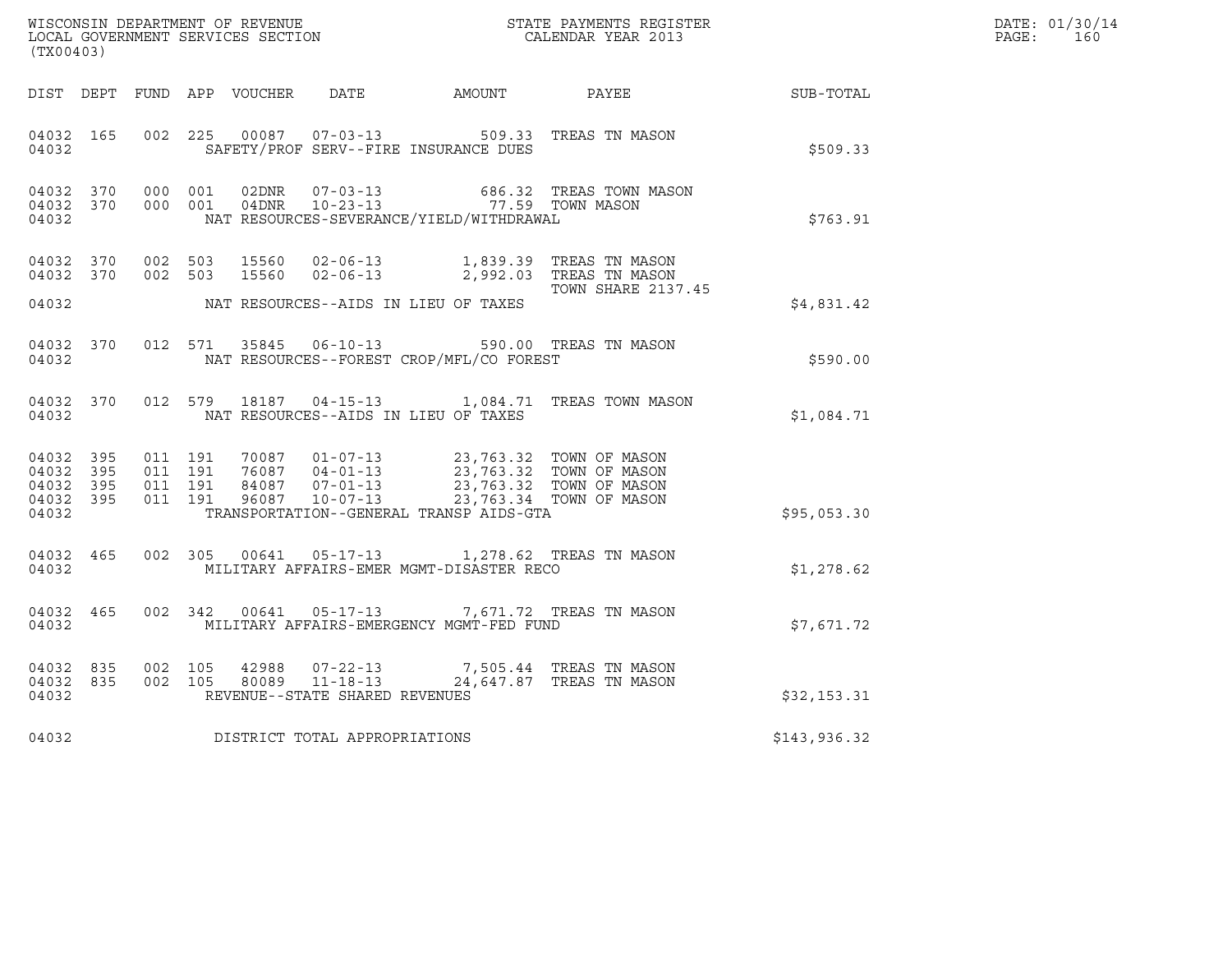WISCONSIN DEPARTMENT OF REVENUE
LOCAL GOVERNMENT SERVICES SECTION
(TX00403)

STATE PAYMENTS REGISTER
CALENDAR YEAR 2013

DATE: 01/30/14
PAGE: 160

| DIST | DEPT | FUND | APP | VOUCHER | DATE | AMOUNT | PAYEE | SUB-TOTAL |
|---|---|---|---|---|---|---|---|---|
| 04032 | 165 | 002 | 225 | 00087 | 07-03-13 | 509.33 | TREAS TN MASON | |
| 04032 | | | | | SAFETY/PROF SERV--FIRE INSURANCE DUES | | | $509.33 |
| 04032 | 370 | 000 | 001 | 02DNR | 07-03-13 | 686.32 | TREAS TOWN MASON | |
| 04032 | 370 | 000 | 001 | 04DNR | 10-23-13 | 77.59 | TOWN MASON | |
| 04032 | | | | | NAT RESOURCES-SEVERANCE/YIELD/WITHDRAWAL | | | $763.91 |
| 04032 | 370 | 002 | 503 | 15560 | 02-06-13 | 1,839.39 | TREAS TN MASON | |
| 04032 | 370 | 002 | 503 | 15560 | 02-06-13 | 2,992.03 | TREAS TN MASON TOWN SHARE 2137.45 | |
| 04032 | | | | | NAT RESOURCES--AIDS IN LIEU OF TAXES | | | $4,831.42 |
| 04032 | 370 | 012 | 571 | 35845 | 06-10-13 | 590.00 | TREAS TN MASON | |
| 04032 | | | | | NAT RESOURCES--FOREST CROP/MFL/CO FOREST | | | $590.00 |
| 04032 | 370 | 012 | 579 | 18187 | 04-15-13 | 1,084.71 | TREAS TOWN MASON | |
| 04032 | | | | | NAT RESOURCES--AIDS IN LIEU OF TAXES | | | $1,084.71 |
| 04032 | 395 | 011 | 191 | 70087 | 01-07-13 | 23,763.32 | TOWN OF MASON | |
| 04032 | 395 | 011 | 191 | 76087 | 04-01-13 | 23,763.32 | TOWN OF MASON | |
| 04032 | 395 | 011 | 191 | 84087 | 07-01-13 | 23,763.32 | TOWN OF MASON | |
| 04032 | 395 | 011 | 191 | 96087 | 10-07-13 | 23,763.34 | TOWN OF MASON | |
| 04032 | | | | | TRANSPORTATION--GENERAL TRANSP AIDS-GTA | | | $95,053.30 |
| 04032 | 465 | 002 | 305 | 00641 | 05-17-13 | 1,278.62 | TREAS TN MASON | |
| 04032 | | | | | MILITARY AFFAIRS-EMER MGMT-DISASTER RECO | | | $1,278.62 |
| 04032 | 465 | 002 | 342 | 00641 | 05-17-13 | 7,671.72 | TREAS TN MASON | |
| 04032 | | | | | MILITARY AFFAIRS-EMERGENCY MGMT-FED FUND | | | $7,671.72 |
| 04032 | 835 | 002 | 105 | 42988 | 07-22-13 | 7,505.44 | TREAS TN MASON | |
| 04032 | 835 | 002 | 105 | 80089 | 11-18-13 | 24,647.87 | TREAS TN MASON | |
| 04032 | | | | | REVENUE--STATE SHARED REVENUES | | | $32,153.31 |
| 04032 | | | | | DISTRICT TOTAL APPROPRIATIONS | | | $143,936.32 |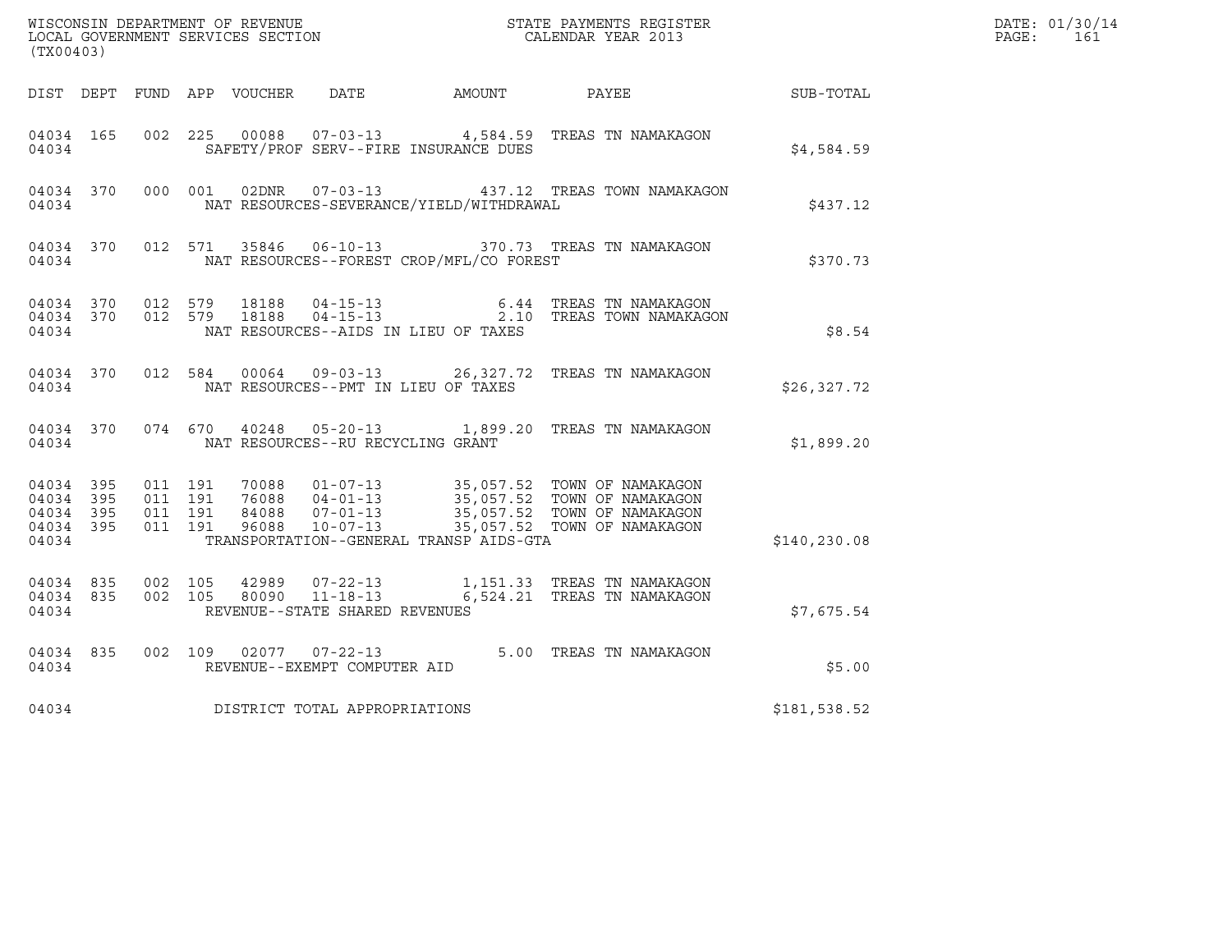WISCONSIN DEPARTMENT OF REVENUE
LOCAL GOVERNMENT SERVICES SECTION
(TX00403)

STATE PAYMENTS REGISTER
CALENDAR YEAR 2013

DATE: 01/30/14
PAGE: 161

| DIST | DEPT | FUND | APP | VOUCHER | DATE | AMOUNT | PAYEE | SUB-TOTAL |
|---|---|---|---|---|---|---|---|---|
| 04034 | 165 | 002 | 225 | 00088 | 07-03-13 | 4,584.59 | TREAS TN NAMAKAGON | |
| 04034 | | | | | SAFETY/PROF SERV--FIRE INSURANCE DUES | | | $4,584.59 |
| 04034 | 370 | 000 | 001 | 02DNR | 07-03-13 | 437.12 | TREAS TOWN NAMAKAGON | |
| 04034 | | | | | NAT RESOURCES-SEVERANCE/YIELD/WITHDRAWAL | | | $437.12 |
| 04034 | 370 | 012 | 571 | 35846 | 06-10-13 | 370.73 | TREAS TN NAMAKAGON | |
| 04034 | | | | | NAT RESOURCES--FOREST CROP/MFL/CO FOREST | | | $370.73 |
| 04034 | 370 | 012 | 579 | 18188 | 04-15-13 | 6.44 | TREAS TN NAMAKAGON | |
| 04034 | 370 | 012 | 579 | 18188 | 04-15-13 | 2.10 | TREAS TOWN NAMAKAGON | |
| 04034 | | | | | NAT RESOURCES--AIDS IN LIEU OF TAXES | | | $8.54 |
| 04034 | 370 | 012 | 584 | 00064 | 09-03-13 | 26,327.72 | TREAS TN NAMAKAGON | |
| 04034 | | | | | NAT RESOURCES--PMT IN LIEU OF TAXES | | | $26,327.72 |
| 04034 | 370 | 074 | 670 | 40248 | 05-20-13 | 1,899.20 | TREAS TN NAMAKAGON | |
| 04034 | | | | | NAT RESOURCES--RU RECYCLING GRANT | | | $1,899.20 |
| 04034 | 395 | 011 | 191 | 70088 | 01-07-13 | 35,057.52 | TOWN OF NAMAKAGON | |
| 04034 | 395 | 011 | 191 | 76088 | 04-01-13 | 35,057.52 | TOWN OF NAMAKAGON | |
| 04034 | 395 | 011 | 191 | 84088 | 07-01-13 | 35,057.52 | TOWN OF NAMAKAGON | |
| 04034 | 395 | 011 | 191 | 96088 | 10-07-13 | 35,057.52 | TOWN OF NAMAKAGON | |
| 04034 | | | | | TRANSPORTATION--GENERAL TRANSP AIDS-GTA | | | $140,230.08 |
| 04034 | 835 | 002 | 105 | 42989 | 07-22-13 | 1,151.33 | TREAS TN NAMAKAGON | |
| 04034 | 835 | 002 | 105 | 80090 | 11-18-13 | 6,524.21 | TREAS TN NAMAKAGON | |
| 04034 | | | | | REVENUE--STATE SHARED REVENUES | | | $7,675.54 |
| 04034 | 835 | 002 | 109 | 02077 | 07-22-13 | 5.00 | TREAS TN NAMAKAGON | |
| 04034 | | | | | REVENUE--EXEMPT COMPUTER AID | | | $5.00 |
| 04034 | | | | | DISTRICT TOTAL APPROPRIATIONS | | | $181,538.52 |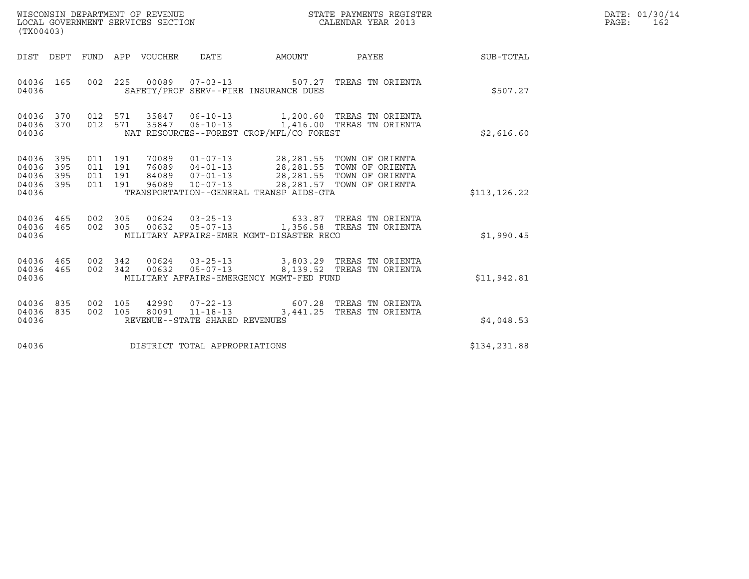WISCONSIN DEPARTMENT OF REVENUE
LOCAL GOVERNMENT SERVICES SECTION
(TX00403)

STATE PAYMENTS REGISTER
CALENDAR YEAR 2013

DATE: 01/30/14
PAGE: 162

| DIST | DEPT | FUND | APP | VOUCHER | DATE | AMOUNT | PAYEE | SUB-TOTAL |
|---|---|---|---|---|---|---|---|---|
| 04036 | 165 | 002 | 225 | 00089 | 07-03-13 | 507.27 | TREAS TN ORIENTA | |
| 04036 | | | | | SAFETY/PROF SERV--FIRE INSURANCE DUES | | | $507.27 |
| 04036 | 370 | 012 | 571 | 35847 | 06-10-13 | 1,200.60 | TREAS TN ORIENTA | |
| 04036 | 370 | 012 | 571 | 35847 | 06-10-13 | 1,416.00 | TREAS TN ORIENTA | |
| 04036 | | | | | NAT RESOURCES--FOREST CROP/MFL/CO FOREST | | | $2,616.60 |
| 04036 | 395 | 011 | 191 | 70089 | 01-07-13 | 28,281.55 | TOWN OF ORIENTA | |
| 04036 | 395 | 011 | 191 | 76089 | 04-01-13 | 28,281.55 | TOWN OF ORIENTA | |
| 04036 | 395 | 011 | 191 | 84089 | 07-01-13 | 28,281.55 | TOWN OF ORIENTA | |
| 04036 | 395 | 011 | 191 | 96089 | 10-07-13 | 28,281.57 | TOWN OF ORIENTA | |
| 04036 | | | | | TRANSPORTATION--GENERAL TRANSP AIDS-GTA | | | $113,126.22 |
| 04036 | 465 | 002 | 305 | 00624 | 03-25-13 | 633.87 | TREAS TN ORIENTA | |
| 04036 | 465 | 002 | 305 | 00632 | 05-07-13 | 1,356.58 | TREAS TN ORIENTA | |
| 04036 | | | | | MILITARY AFFAIRS-EMER MGMT-DISASTER RECO | | | $1,990.45 |
| 04036 | 465 | 002 | 342 | 00624 | 03-25-13 | 3,803.29 | TREAS TN ORIENTA | |
| 04036 | 465 | 002 | 342 | 00632 | 05-07-13 | 8,139.52 | TREAS TN ORIENTA | |
| 04036 | | | | | MILITARY AFFAIRS-EMERGENCY MGMT-FED FUND | | | $11,942.81 |
| 04036 | 835 | 002 | 105 | 42990 | 07-22-13 | 607.28 | TREAS TN ORIENTA | |
| 04036 | 835 | 002 | 105 | 80091 | 11-18-13 | 3,441.25 | TREAS TN ORIENTA | |
| 04036 | | | | | REVENUE--STATE SHARED REVENUES | | | $4,048.53 |
| 04036 | | | | | DISTRICT TOTAL APPROPRIATIONS | | | $134,231.88 |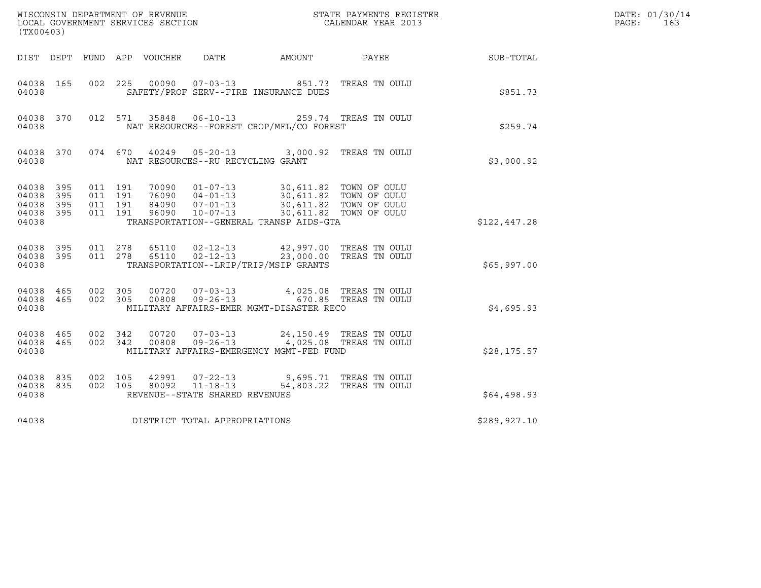WISCONSIN DEPARTMENT OF REVENUE
LOCAL GOVERNMENT SERVICES SECTION
(TX00403)

STATE PAYMENTS REGISTER
CALENDAR YEAR 2013

DATE: 01/30/14
PAGE: 163

| DIST | DEPT | FUND | APP | VOUCHER | DATE | AMOUNT | PAYEE | SUB-TOTAL |
|---|---|---|---|---|---|---|---|---|
| 04038 | 165 | 002 | 225 | 00090 | 07-03-13 | 851.73 | TREAS TN OULU | |
| 04038 | | | | | SAFETY/PROF SERV--FIRE INSURANCE DUES | | | $851.73 |
| 04038 | 370 | 012 | 571 | 35848 | 06-10-13 | 259.74 | TREAS TN OULU | |
| 04038 | | | | | NAT RESOURCES--FOREST CROP/MFL/CO FOREST | | | $259.74 |
| 04038 | 370 | 074 | 670 | 40249 | 05-20-13 | 3,000.92 | TREAS TN OULU | |
| 04038 | | | | | NAT RESOURCES--RU RECYCLING GRANT | | | $3,000.92 |
| 04038 | 395 | 011 | 191 | 70090 | 01-07-13 | 30,611.82 | TOWN OF OULU | |
| 04038 | 395 | 011 | 191 | 76090 | 04-01-13 | 30,611.82 | TOWN OF OULU | |
| 04038 | 395 | 011 | 191 | 84090 | 07-01-13 | 30,611.82 | TOWN OF OULU | |
| 04038 | 395 | 011 | 191 | 96090 | 10-07-13 | 30,611.82 | TOWN OF OULU | |
| 04038 | | | | | TRANSPORTATION--GENERAL TRANSP AIDS-GTA | | | $122,447.28 |
| 04038 | 395 | 011 | 278 | 65110 | 02-12-13 | 42,997.00 | TREAS TN OULU | |
| 04038 | 395 | 011 | 278 | 65110 | 02-12-13 | 23,000.00 | TREAS TN OULU | |
| 04038 | | | | | TRANSPORTATION--LRIP/TRIP/MSIP GRANTS | | | $65,997.00 |
| 04038 | 465 | 002 | 305 | 00720 | 07-03-13 | 4,025.08 | TREAS TN OULU | |
| 04038 | 465 | 002 | 305 | 00808 | 09-26-13 | 670.85 | TREAS TN OULU | |
| 04038 | | | | | MILITARY AFFAIRS-EMER MGMT-DISASTER RECO | | | $4,695.93 |
| 04038 | 465 | 002 | 342 | 00720 | 07-03-13 | 24,150.49 | TREAS TN OULU | |
| 04038 | 465 | 002 | 342 | 00808 | 09-26-13 | 4,025.08 | TREAS TN OULU | |
| 04038 | | | | | MILITARY AFFAIRS-EMERGENCY MGMT-FED FUND | | | $28,175.57 |
| 04038 | 835 | 002 | 105 | 42991 | 07-22-13 | 9,695.71 | TREAS TN OULU | |
| 04038 | 835 | 002 | 105 | 80092 | 11-18-13 | 54,803.22 | TREAS TN OULU | |
| 04038 | | | | | REVENUE--STATE SHARED REVENUES | | | $64,498.93 |
| 04038 | | | | | DISTRICT TOTAL APPROPRIATIONS | | | $289,927.10 |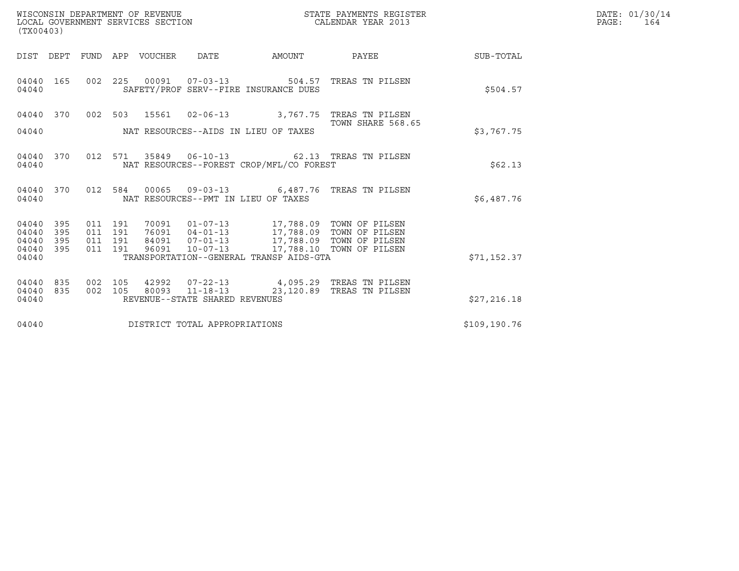WISCONSIN DEPARTMENT OF REVENUE
LOCAL GOVERNMENT SERVICES SECTION
(TX00403)

STATE PAYMENTS REGISTER
CALENDAR YEAR 2013

DATE: 01/30/14

| DIST | DEPT | FUND | APP | VOUCHER | DATE | AMOUNT | PAYEE | SUB-TOTAL |
|---|---|---|---|---|---|---|---|---|
| 04040 | 165 | 002 | 225 | 00091 | 07-03-13 | 504.57 | TREAS TN PILSEN | |
| 04040 | | | | SAFETY/PROF SERV--FIRE INSURANCE DUES | | | | $504.57 |
| 04040 | 370 | 002 | 503 | 15561 | 02-06-13 | 3,767.75 | TREAS TN PILSEN TOWN SHARE 568.65 | |
| 04040 | | | | NAT RESOURCES--AIDS IN LIEU OF TAXES | | | | $3,767.75 |
| 04040 | 370 | 012 | 571 | 35849 | 06-10-13 | 62.13 | TREAS TN PILSEN | |
| 04040 | | | | NAT RESOURCES--FOREST CROP/MFL/CO FOREST | | | | $62.13 |
| 04040 | 370 | 012 | 584 | 00065 | 09-03-13 | 6,487.76 | TREAS TN PILSEN | |
| 04040 | | | | NAT RESOURCES--PMT IN LIEU OF TAXES | | | | $6,487.76 |
| 04040 | 395 | 011 | 191 | 70091 | 01-07-13 | 17,788.09 | TOWN OF PILSEN | |
| 04040 | 395 | 011 | 191 | 76091 | 04-01-13 | 17,788.09 | TOWN OF PILSEN | |
| 04040 | 395 | 011 | 191 | 84091 | 07-01-13 | 17,788.09 | TOWN OF PILSEN | |
| 04040 | 395 | 011 | 191 | 96091 | 10-07-13 | 17,788.10 | TOWN OF PILSEN | |
| 04040 | | | | TRANSPORTATION--GENERAL TRANSP AIDS-GTA | | | | $71,152.37 |
| 04040 | 835 | 002 | 105 | 42992 | 07-22-13 | 4,095.29 | TREAS TN PILSEN | |
| 04040 | 835 | 002 | 105 | 80093 | 11-18-13 | 23,120.89 | TREAS TN PILSEN | |
| 04040 | | | | REVENUE--STATE SHARED REVENUES | | | | $27,216.18 |
| 04040 | | | | DISTRICT TOTAL APPROPRIATIONS | | | | $109,190.76 |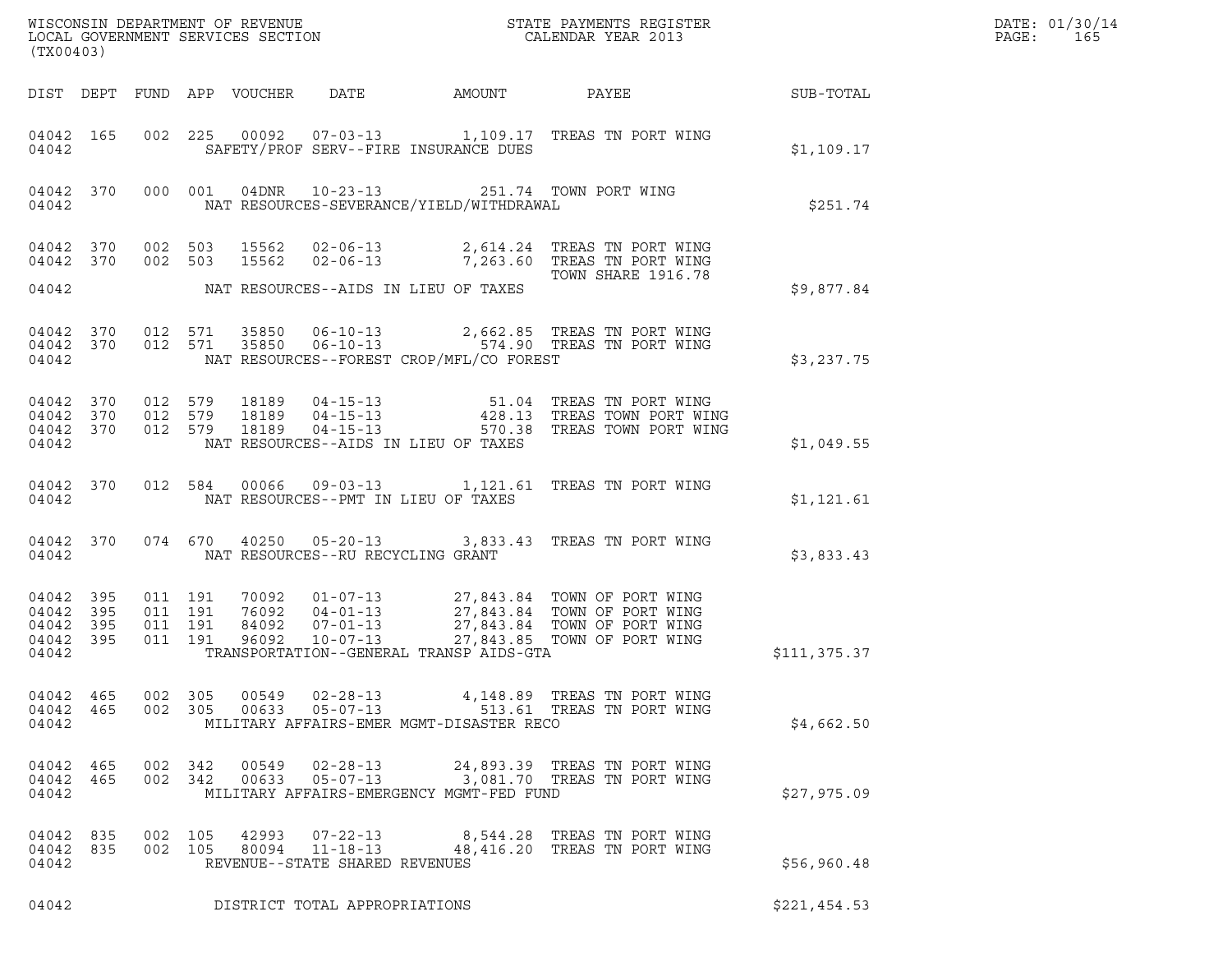WISCONSIN DEPARTMENT OF REVENUE
LOCAL GOVERNMENT SERVICES SECTION
(TX00403)

STATE PAYMENTS REGISTER
CALENDAR YEAR 2013

DATE: 01/30/14
PAGE: 165

| DIST | DEPT | FUND | APP | VOUCHER | DATE | AMOUNT | PAYEE | SUB-TOTAL |
|---|---|---|---|---|---|---|---|---|
| 04042 | 165 | 002 | 225 | 00092 | 07-03-13 | 1,109.17 | TREAS TN PORT WING | |
| 04042 | | | | | SAFETY/PROF SERV--FIRE INSURANCE DUES | | | $1,109.17 |
| 04042 | 370 | 000 | 001 | 04DNR | 10-23-13 | 251.74 | TOWN PORT WING | |
| 04042 | | | | | NAT RESOURCES-SEVERANCE/YIELD/WITHDRAWAL | | | $251.74 |
| 04042 | 370 | 002 | 503 | 15562 | 02-06-13 | 2,614.24 | TREAS TN PORT WING | |
| 04042 | 370 | 002 | 503 | 15562 | 02-06-13 | 7,263.60 | TREAS TN PORT WING TOWN SHARE 1916.78 | |
| 04042 | | | | | NAT RESOURCES--AIDS IN LIEU OF TAXES | | | $9,877.84 |
| 04042 | 370 | 012 | 571 | 35850 | 06-10-13 | 2,662.85 | TREAS TN PORT WING | |
| 04042 | 370 | 012 | 571 | 35850 | 06-10-13 | 574.90 | TREAS TN PORT WING | |
| 04042 | | | | | NAT RESOURCES--FOREST CROP/MFL/CO FOREST | | | $3,237.75 |
| 04042 | 370 | 012 | 579 | 18189 | 04-15-13 | 51.04 | TREAS TN PORT WING | |
| 04042 | 370 | 012 | 579 | 18189 | 04-15-13 | 428.13 | TREAS TOWN PORT WING | |
| 04042 | 370 | 012 | 579 | 18189 | 04-15-13 | 570.38 | TREAS TOWN PORT WING | |
| 04042 | | | | | NAT RESOURCES--AIDS IN LIEU OF TAXES | | | $1,049.55 |
| 04042 | 370 | 012 | 584 | 00066 | 09-03-13 | 1,121.61 | TREAS TN PORT WING | |
| 04042 | | | | | NAT RESOURCES--PMT IN LIEU OF TAXES | | | $1,121.61 |
| 04042 | 370 | 074 | 670 | 40250 | 05-20-13 | 3,833.43 | TREAS TN PORT WING | |
| 04042 | | | | | NAT RESOURCES--RU RECYCLING GRANT | | | $3,833.43 |
| 04042 | 395 | 011 | 191 | 70092 | 01-07-13 | 27,843.84 | TOWN OF PORT WING | |
| 04042 | 395 | 011 | 191 | 76092 | 04-01-13 | 27,843.84 | TOWN OF PORT WING | |
| 04042 | 395 | 011 | 191 | 84092 | 07-01-13 | 27,843.84 | TOWN OF PORT WING | |
| 04042 | 395 | 011 | 191 | 96092 | 10-07-13 | 27,843.85 | TOWN OF PORT WING | |
| 04042 | | | | | TRANSPORTATION--GENERAL TRANSP AIDS-GTA | | | $111,375.37 |
| 04042 | 465 | 002 | 305 | 00549 | 02-28-13 | 4,148.89 | TREAS TN PORT WING | |
| 04042 | 465 | 002 | 305 | 00633 | 05-07-13 | 513.61 | TREAS TN PORT WING | |
| 04042 | | | | | MILITARY AFFAIRS-EMER MGMT-DISASTER RECO | | | $4,662.50 |
| 04042 | 465 | 002 | 342 | 00549 | 02-28-13 | 24,893.39 | TREAS TN PORT WING | |
| 04042 | 465 | 002 | 342 | 00633 | 05-07-13 | 3,081.70 | TREAS TN PORT WING | |
| 04042 | | | | | MILITARY AFFAIRS-EMERGENCY MGMT-FED FUND | | | $27,975.09 |
| 04042 | 835 | 002 | 105 | 42993 | 07-22-13 | 8,544.28 | TREAS TN PORT WING | |
| 04042 | 835 | 002 | 105 | 80094 | 11-18-13 | 48,416.20 | TREAS TN PORT WING | |
| 04042 | | | | | REVENUE--STATE SHARED REVENUES | | | $56,960.48 |
| 04042 | | | | | DISTRICT TOTAL APPROPRIATIONS | | | $221,454.53 |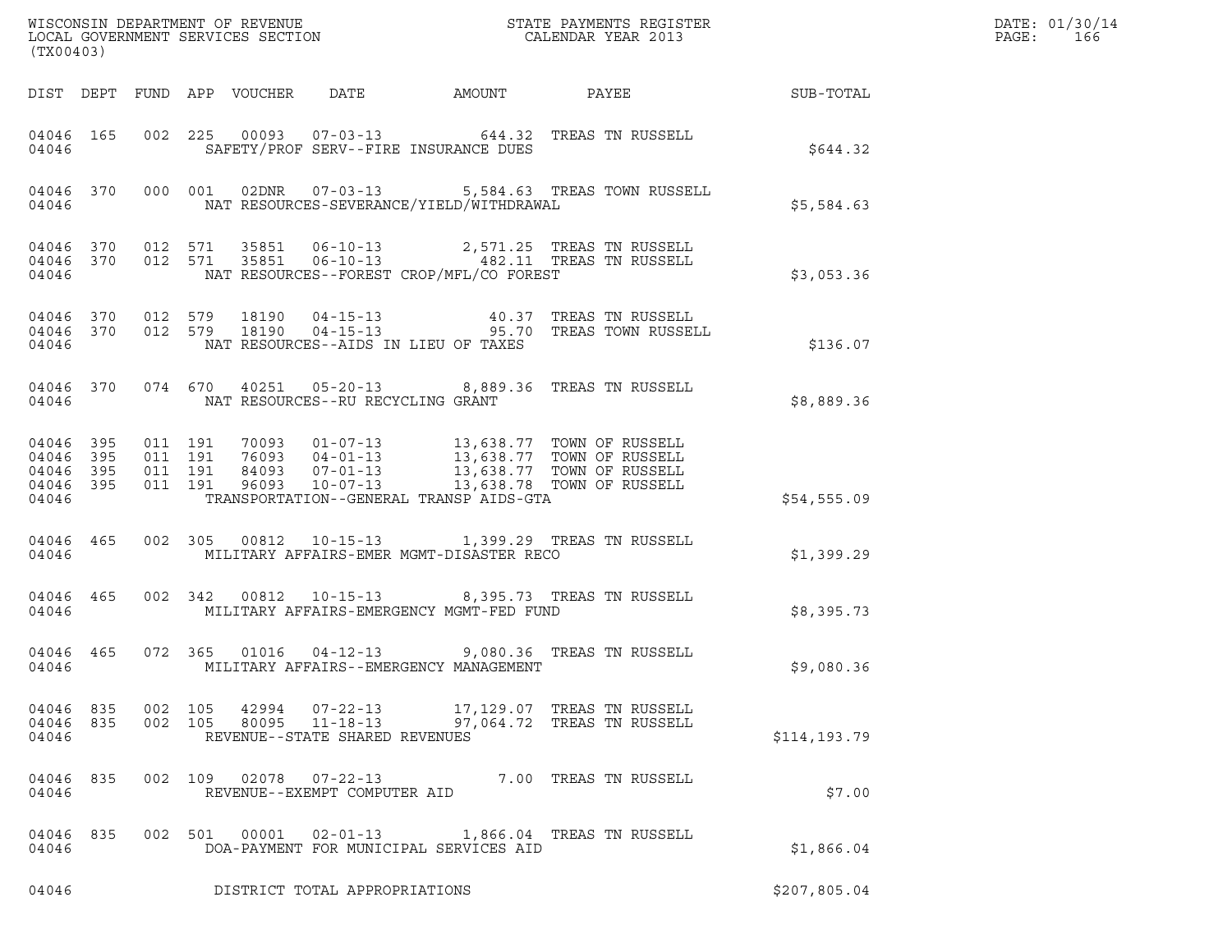WISCONSIN DEPARTMENT OF REVENUE
LOCAL GOVERNMENT SERVICES SECTION
(TX00403)

STATE PAYMENTS REGISTER
CALENDAR YEAR 2013

DATE: 01/30/14
PAGE: 166

| DIST | DEPT | FUND | APP | VOUCHER | DATE | AMOUNT | PAYEE | SUB-TOTAL |
|---|---|---|---|---|---|---|---|---|
| 04046 | 165 | 002 | 225 | 00093 | 07-03-13 | 644.32 | TREAS TN RUSSELL | |
| 04046 | | | | SAFETY/PROF SERV--FIRE INSURANCE DUES | | | | $644.32 |
| 04046 | 370 | 000 | 001 | 02DNR | 07-03-13 | 5,584.63 | TREAS TOWN RUSSELL | |
| 04046 | | | | NAT RESOURCES-SEVERANCE/YIELD/WITHDRAWAL | | | | $5,584.63 |
| 04046 | 370 | 012 | 571 | 35851 | 06-10-13 | 2,571.25 | TREAS TN RUSSELL | |
| 04046 | 370 | 012 | 571 | 35851 | 06-10-13 | 482.11 | TREAS TN RUSSELL | |
| 04046 | | | | NAT RESOURCES--FOREST CROP/MFL/CO FOREST | | | | $3,053.36 |
| 04046 | 370 | 012 | 579 | 18190 | 04-15-13 | 40.37 | TREAS TN RUSSELL | |
| 04046 | 370 | 012 | 579 | 18190 | 04-15-13 | 95.70 | TREAS TOWN RUSSELL | |
| 04046 | | | | NAT RESOURCES--AIDS IN LIEU OF TAXES | | | | $136.07 |
| 04046 | 370 | 074 | 670 | 40251 | 05-20-13 | 8,889.36 | TREAS TN RUSSELL | |
| 04046 | | | | NAT RESOURCES--RU RECYCLING GRANT | | | | $8,889.36 |
| 04046 | 395 | 011 | 191 | 70093 | 01-07-13 | 13,638.77 | TOWN OF RUSSELL | |
| 04046 | 395 | 011 | 191 | 76093 | 04-01-13 | 13,638.77 | TOWN OF RUSSELL | |
| 04046 | 395 | 011 | 191 | 84093 | 07-01-13 | 13,638.77 | TOWN OF RUSSELL | |
| 04046 | 395 | 011 | 191 | 96093 | 10-07-13 | 13,638.78 | TOWN OF RUSSELL | |
| 04046 | | | | TRANSPORTATION--GENERAL TRANSP AIDS-GTA | | | | $54,555.09 |
| 04046 | 465 | 002 | 305 | 00812 | 10-15-13 | 1,399.29 | TREAS TN RUSSELL | |
| 04046 | | | | MILITARY AFFAIRS-EMER MGMT-DISASTER RECO | | | | $1,399.29 |
| 04046 | 465 | 002 | 342 | 00812 | 10-15-13 | 8,395.73 | TREAS TN RUSSELL | |
| 04046 | | | | MILITARY AFFAIRS-EMERGENCY MGMT-FED FUND | | | | $8,395.73 |
| 04046 | 465 | 072 | 365 | 01016 | 04-12-13 | 9,080.36 | TREAS TN RUSSELL | |
| 04046 | | | | MILITARY AFFAIRS--EMERGENCY MANAGEMENT | | | | $9,080.36 |
| 04046 | 835 | 002 | 105 | 42994 | 07-22-13 | 17,129.07 | TREAS TN RUSSELL | |
| 04046 | 835 | 002 | 105 | 80095 | 11-18-13 | 97,064.72 | TREAS TN RUSSELL | |
| 04046 | | | | REVENUE--STATE SHARED REVENUES | | | | $114,193.79 |
| 04046 | 835 | 002 | 109 | 02078 | 07-22-13 | 7.00 | TREAS TN RUSSELL | |
| 04046 | | | | REVENUE--EXEMPT COMPUTER AID | | | | $7.00 |
| 04046 | 835 | 002 | 501 | 00001 | 02-01-13 | 1,866.04 | TREAS TN RUSSELL | |
| 04046 | | | | DOA-PAYMENT FOR MUNICIPAL SERVICES AID | | | | $1,866.04 |
| 04046 | | | | DISTRICT TOTAL APPROPRIATIONS | | | | $207,805.04 |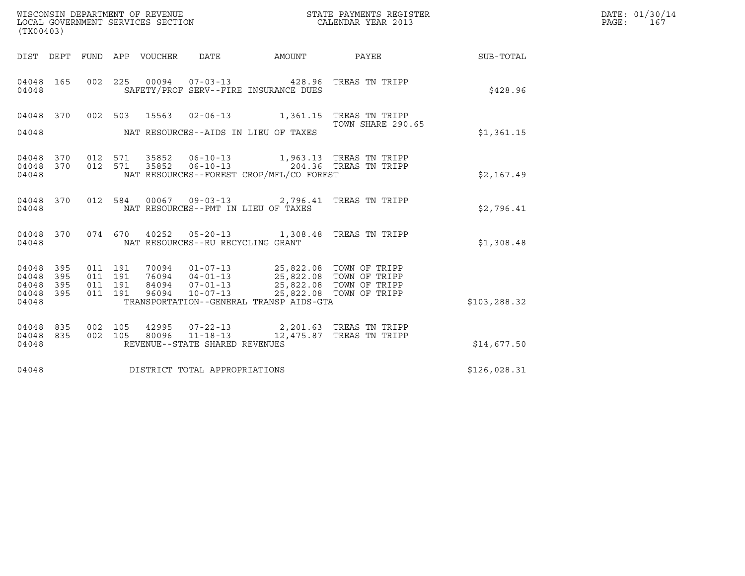WISCONSIN DEPARTMENT OF REVENUE
LOCAL GOVERNMENT SERVICES SECTION
(TX00403)

STATE PAYMENTS REGISTER
CALENDAR YEAR 2013

DATE: 01/30/14
PAGE: 167

| DIST | DEPT | FUND | APP | VOUCHER | DATE | AMOUNT | PAYEE | SUB-TOTAL |
|---|---|---|---|---|---|---|---|---|
| 04048 | 165 | 002 | 225 | 00094 | 07-03-13 | 428.96 | TREAS TN TRIPP | |
| 04048 | | | | | SAFETY/PROF SERV--FIRE INSURANCE DUES | | | $428.96 |
| 04048 | 370 | 002 | 503 | 15563 | 02-06-13 | 1,361.15 | TREAS TN TRIPP<br>TOWN SHARE 290.65 | |
| 04048 | | | | | NAT RESOURCES--AIDS IN LIEU OF TAXES | | | $1,361.15 |
| 04048 | 370 | 012 | 571 | 35852 | 06-10-13 | 1,963.13 | TREAS TN TRIPP | |
| 04048 | 370 | 012 | 571 | 35852 | 06-10-13 | 204.36 | TREAS TN TRIPP | |
| 04048 | | | | | NAT RESOURCES--FOREST CROP/MFL/CO FOREST | | | $2,167.49 |
| 04048 | 370 | 012 | 584 | 00067 | 09-03-13 | 2,796.41 | TREAS TN TRIPP | |
| 04048 | | | | | NAT RESOURCES--PMT IN LIEU OF TAXES | | | $2,796.41 |
| 04048 | 370 | 074 | 670 | 40252 | 05-20-13 | 1,308.48 | TREAS TN TRIPP | |
| 04048 | | | | | NAT RESOURCES--RU RECYCLING GRANT | | | $1,308.48 |
| 04048 | 395 | 011 | 191 | 70094 | 01-07-13 | 25,822.08 | TOWN OF TRIPP | |
| 04048 | 395 | 011 | 191 | 76094 | 04-01-13 | 25,822.08 | TOWN OF TRIPP | |
| 04048 | 395 | 011 | 191 | 84094 | 07-01-13 | 25,822.08 | TOWN OF TRIPP | |
| 04048 | 395 | 011 | 191 | 96094 | 10-07-13 | 25,822.08 | TOWN OF TRIPP | |
| 04048 | | | | | TRANSPORTATION--GENERAL TRANSP AIDS-GTA | | | $103,288.32 |
| 04048 | 835 | 002 | 105 | 42995 | 07-22-13 | 2,201.63 | TREAS TN TRIPP | |
| 04048 | 835 | 002 | 105 | 80096 | 11-18-13 | 12,475.87 | TREAS TN TRIPP | |
| 04048 | | | | | REVENUE--STATE SHARED REVENUES | | | $14,677.50 |
| 04048 | | | | | DISTRICT TOTAL APPROPRIATIONS | | | $126,028.31 |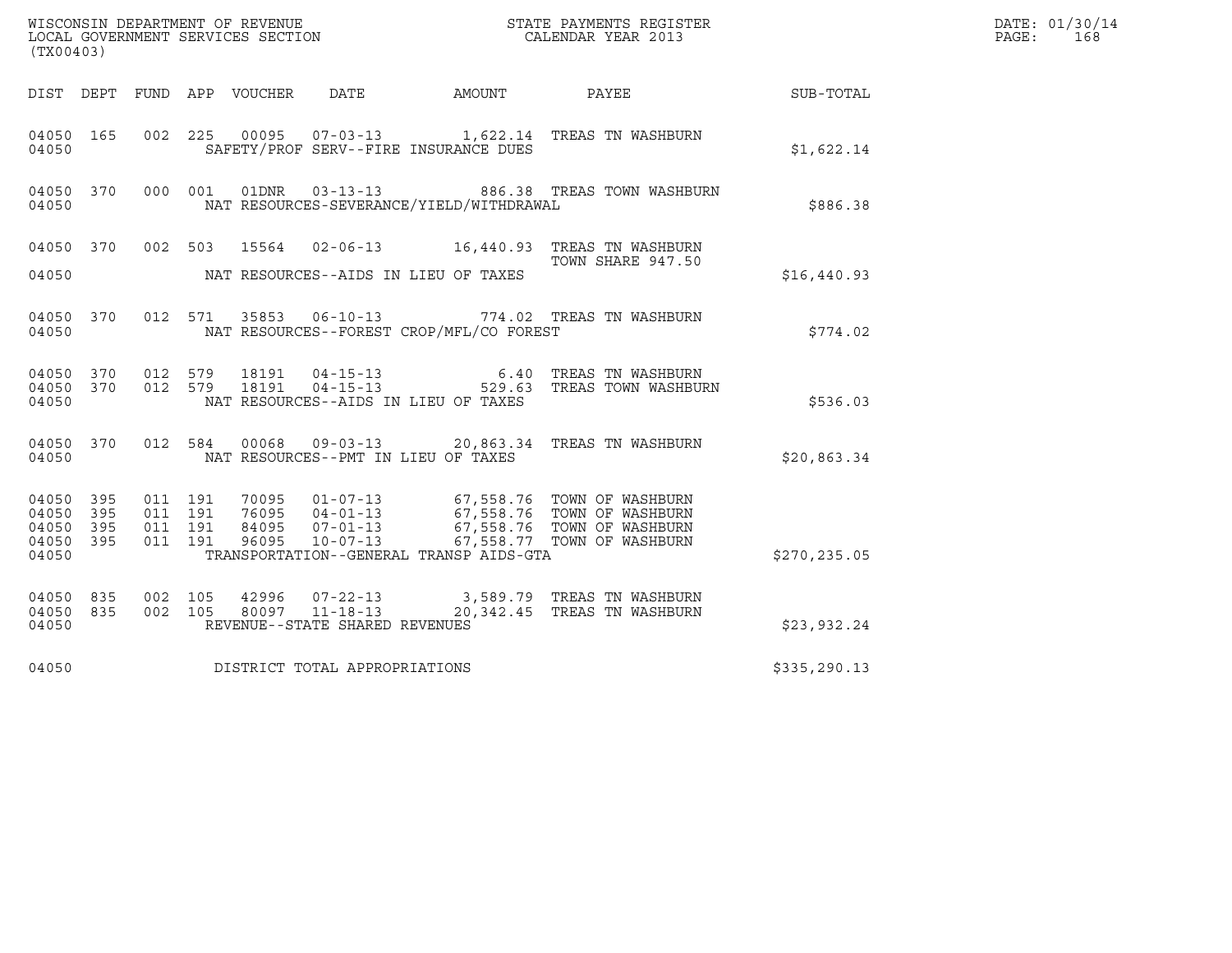WISCONSIN DEPARTMENT OF REVENUE
LOCAL GOVERNMENT SERVICES SECTION
(TX00403)

STATE PAYMENTS REGISTER
CALENDAR YEAR 2013

DATE: 01/30/14

| DIST | DEPT | FUND | APP | VOUCHER | DATE | AMOUNT | PAYEE | SUB-TOTAL |
|---|---|---|---|---|---|---|---|---|
| 04050 | 165 | 002 | 225 | 00095 | 07-03-13 | 1,622.14 | TREAS TN WASHBURN | |
| 04050 | | | | SAFETY/PROF SERV--FIRE INSURANCE DUES | | | | $1,622.14 |
| 04050 | 370 | 000 | 001 | 01DNR | 03-13-13 | 886.38 | TREAS TOWN WASHBURN | |
| 04050 | | | | NAT RESOURCES-SEVERANCE/YIELD/WITHDRAWAL | | | | $886.38 |
| 04050 | 370 | 002 | 503 | 15564 | 02-06-13 | 16,440.93 | TREAS TN WASHBURN TOWN SHARE 947.50 | |
| 04050 | | | | NAT RESOURCES--AIDS IN LIEU OF TAXES | | | | $16,440.93 |
| 04050 | 370 | 012 | 571 | 35853 | 06-10-13 | 774.02 | TREAS TN WASHBURN | |
| 04050 | | | | NAT RESOURCES--FOREST CROP/MFL/CO FOREST | | | | $774.02 |
| 04050 | 370 | 012 | 579 | 18191 | 04-15-13 | 6.40 | TREAS TN WASHBURN | |
| 04050 | 370 | 012 | 579 | 18191 | 04-15-13 | 529.63 | TREAS TOWN WASHBURN | |
| 04050 | | | | NAT RESOURCES--AIDS IN LIEU OF TAXES | | | | $536.03 |
| 04050 | 370 | 012 | 584 | 00068 | 09-03-13 | 20,863.34 | TREAS TN WASHBURN | |
| 04050 | | | | NAT RESOURCES--PMT IN LIEU OF TAXES | | | | $20,863.34 |
| 04050 | 395 | 011 | 191 | 70095 | 01-07-13 | 67,558.76 | TOWN OF WASHBURN | |
| 04050 | 395 | 011 | 191 | 76095 | 04-01-13 | 67,558.76 | TOWN OF WASHBURN | |
| 04050 | 395 | 011 | 191 | 84095 | 07-01-13 | 67,558.76 | TOWN OF WASHBURN | |
| 04050 | 395 | 011 | 191 | 96095 | 10-07-13 | 67,558.77 | TOWN OF WASHBURN | |
| 04050 | | | | TRANSPORTATION--GENERAL TRANSP AIDS-GTA | | | | $270,235.05 |
| 04050 | 835 | 002 | 105 | 42996 | 07-22-13 | 3,589.79 | TREAS TN WASHBURN | |
| 04050 | 835 | 002 | 105 | 80097 | 11-18-13 | 20,342.45 | TREAS TN WASHBURN | |
| 04050 | | | | REVENUE--STATE SHARED REVENUES | | | | $23,932.24 |
| 04050 | | | | DISTRICT TOTAL APPROPRIATIONS | | | | $335,290.13 |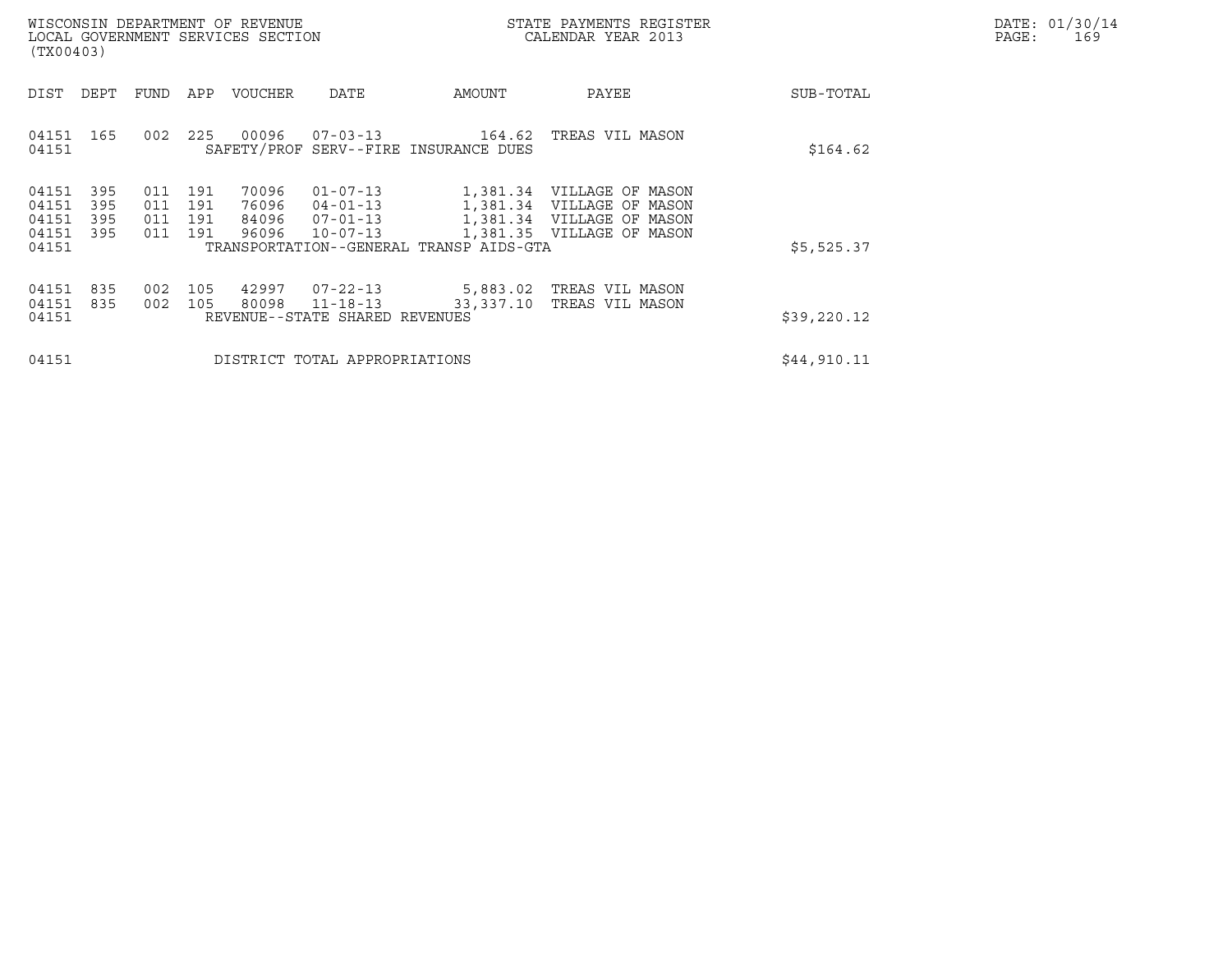WISCONSIN DEPARTMENT OF REVENUE
LOCAL GOVERNMENT SERVICES SECTION
(TX00403)

STATE PAYMENTS REGISTER
CALENDAR YEAR 2013

| DIST | DEPT | FUND | APP | VOUCHER | DATE | AMOUNT | PAYEE | SUB-TOTAL |
|---|---|---|---|---|---|---|---|---|
| 04151 | 165 | 002 | 225 | 00096 | 07-03-13 | 164.62 | TREAS VIL MASON | |
| 04151 | | | | SAFETY/PROF SERV--FIRE INSURANCE DUES | | | | $164.62 |
| 04151 | 395 | 011 | 191 | 70096 | 01-07-13 | 1,381.34 | VILLAGE OF MASON | |
| 04151 | 395 | 011 | 191 | 76096 | 04-01-13 | 1,381.34 | VILLAGE OF MASON | |
| 04151 | 395 | 011 | 191 | 84096 | 07-01-13 | 1,381.34 | VILLAGE OF MASON | |
| 04151 | 395 | 011 | 191 | 96096 | 10-07-13 | 1,381.35 | VILLAGE OF MASON | |
| 04151 | | | | TRANSPORTATION--GENERAL TRANSP AIDS-GTA | | | | $5,525.37 |
| 04151 | 835 | 002 | 105 | 42997 | 07-22-13 | 5,883.02 | TREAS VIL MASON | |
| 04151 | 835 | 002 | 105 | 80098 | 11-18-13 | 33,337.10 | TREAS VIL MASON | |
| 04151 | | | | REVENUE--STATE SHARED REVENUES | | | | $39,220.12 |
| 04151 | | | | DISTRICT TOTAL APPROPRIATIONS | | | | $44,910.11 |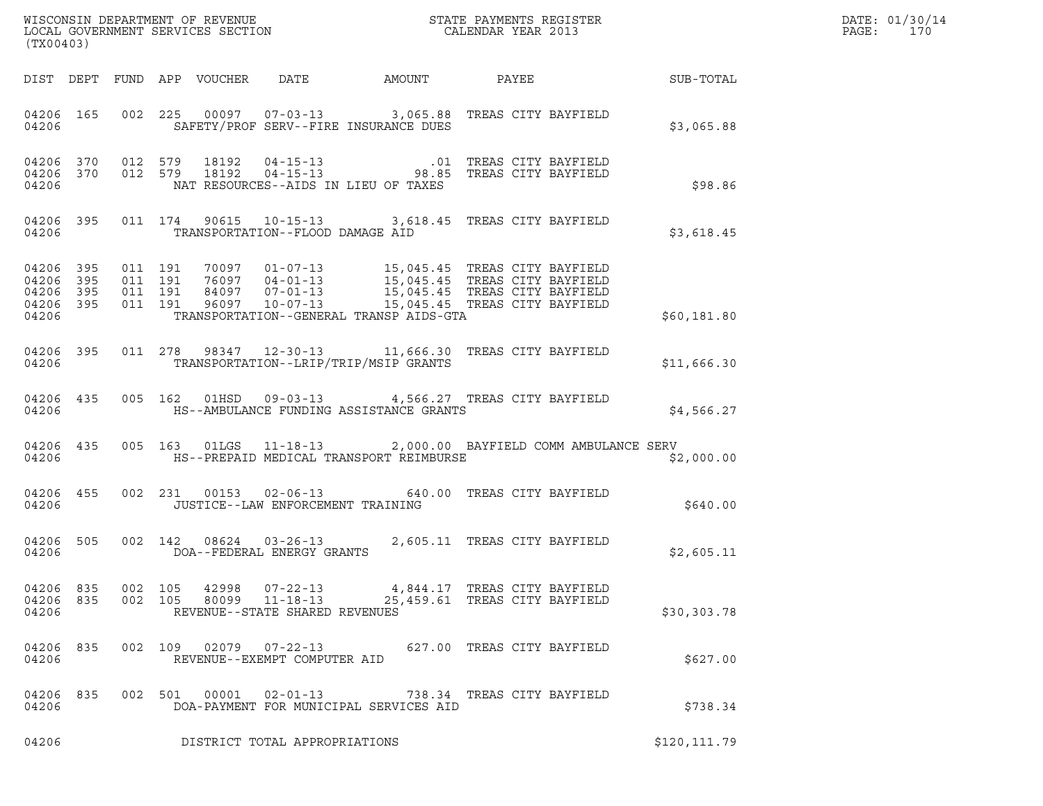WISCONSIN DEPARTMENT OF REVENUE
LOCAL GOVERNMENT SERVICES SECTION
(TX00403)

STATE PAYMENTS REGISTER
CALENDAR YEAR 2013

DATE: 01/30/14

| DIST | DEPT | FUND | APP | VOUCHER | DATE | AMOUNT | PAYEE | SUB-TOTAL |
|---|---|---|---|---|---|---|---|---|
| 04206 | 165 | 002 | 225 | 00097 | 07-03-13 | 3,065.88 | TREAS CITY BAYFIELD | |
| 04206 | | | | SAFETY/PROF SERV--FIRE INSURANCE DUES | | | | $3,065.88 |
| 04206 | 370 | 012 | 579 | 18192 | 04-15-13 | .01 | TREAS CITY BAYFIELD | |
| 04206 | 370 | 012 | 579 | 18192 | 04-15-13 | 98.85 | TREAS CITY BAYFIELD | |
| 04206 | | | | NAT RESOURCES--AIDS IN LIEU OF TAXES | | | | $98.86 |
| 04206 | 395 | 011 | 174 | 90615 | 10-15-13 | 3,618.45 | TREAS CITY BAYFIELD | |
| 04206 | | | | TRANSPORTATION--FLOOD DAMAGE AID | | | | $3,618.45 |
| 04206 | 395 | 011 | 191 | 70097 | 01-07-13 | 15,045.45 | TREAS CITY BAYFIELD | |
| 04206 | 395 | 011 | 191 | 76097 | 04-01-13 | 15,045.45 | TREAS CITY BAYFIELD | |
| 04206 | 395 | 011 | 191 | 84097 | 07-01-13 | 15,045.45 | TREAS CITY BAYFIELD | |
| 04206 | 395 | 011 | 191 | 96097 | 10-07-13 | 15,045.45 | TREAS CITY BAYFIELD | |
| 04206 | | | | TRANSPORTATION--GENERAL TRANSP AIDS-GTA | | | | $60,181.80 |
| 04206 | 395 | 011 | 278 | 98347 | 12-30-13 | 11,666.30 | TREAS CITY BAYFIELD | |
| 04206 | | | | TRANSPORTATION--LRIP/TRIP/MSIP GRANTS | | | | $11,666.30 |
| 04206 | 435 | 005 | 162 | 01HSD | 09-03-13 | 4,566.27 | TREAS CITY BAYFIELD | |
| 04206 | | | | HS--AMBULANCE FUNDING ASSISTANCE GRANTS | | | | $4,566.27 |
| 04206 | 435 | 005 | 163 | 01LGS | 11-18-13 | 2,000.00 | BAYFIELD COMM AMBULANCE SERV | |
| 04206 | | | | HS--PREPAID MEDICAL TRANSPORT REIMBURSE | | | | $2,000.00 |
| 04206 | 455 | 002 | 231 | 00153 | 02-06-13 | 640.00 | TREAS CITY BAYFIELD | |
| 04206 | | | | JUSTICE--LAW ENFORCEMENT TRAINING | | | | $640.00 |
| 04206 | 505 | 002 | 142 | 08624 | 03-26-13 | 2,605.11 | TREAS CITY BAYFIELD | |
| 04206 | | | | DOA--FEDERAL ENERGY GRANTS | | | | $2,605.11 |
| 04206 | 835 | 002 | 105 | 42998 | 07-22-13 | 4,844.17 | TREAS CITY BAYFIELD | |
| 04206 | 835 | 002 | 105 | 80099 | 11-18-13 | 25,459.61 | TREAS CITY BAYFIELD | |
| 04206 | | | | REVENUE--STATE SHARED REVENUES | | | | $30,303.78 |
| 04206 | 835 | 002 | 109 | 02079 | 07-22-13 | 627.00 | TREAS CITY BAYFIELD | |
| 04206 | | | | REVENUE--EXEMPT COMPUTER AID | | | | $627.00 |
| 04206 | 835 | 002 | 501 | 00001 | 02-01-13 | 738.34 | TREAS CITY BAYFIELD | |
| 04206 | | | | DOA-PAYMENT FOR MUNICIPAL SERVICES AID | | | | $738.34 |
| 04206 | | | | DISTRICT TOTAL APPROPRIATIONS | | | | $120,111.79 |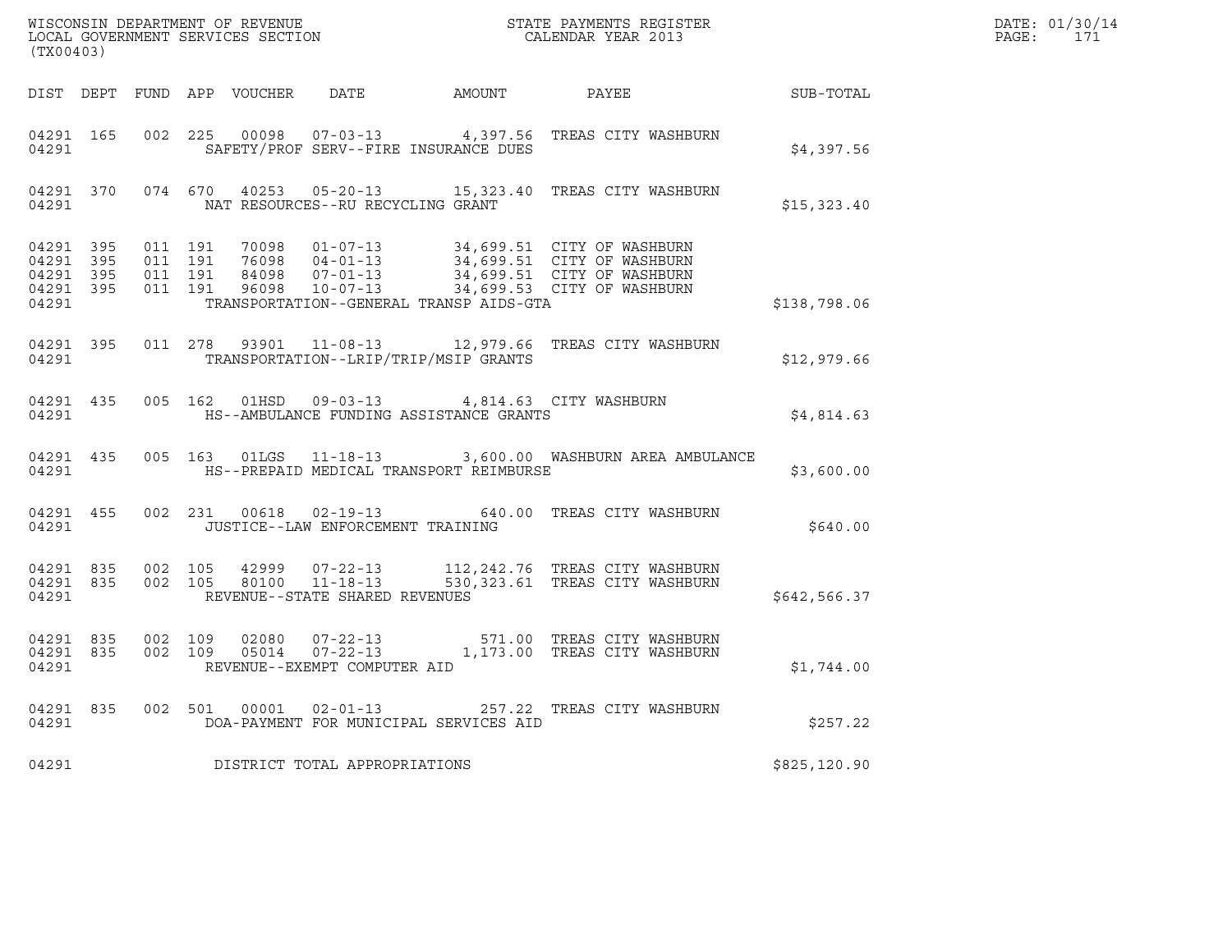WISCONSIN DEPARTMENT OF REVENUE
LOCAL GOVERNMENT SERVICES SECTION
(TX00403)

STATE PAYMENTS REGISTER
CALENDAR YEAR 2013

DATE: 01/30/14
PAGE: 171

| DIST | DEPT | FUND | APP | VOUCHER | DATE | AMOUNT | PAYEE | SUB-TOTAL |
|---|---|---|---|---|---|---|---|---|
| 04291 | 165 | 002 | 225 | 00098 | 07-03-13 | 4,397.56 | TREAS CITY WASHBURN | |
| 04291 | | | | SAFETY/PROF SERV--FIRE INSURANCE DUES | | | | $4,397.56 |
| 04291 | 370 | 074 | 670 | 40253 | 05-20-13 | 15,323.40 | TREAS CITY WASHBURN | |
| 04291 | | | | NAT RESOURCES--RU RECYCLING GRANT | | | | $15,323.40 |
| 04291 | 395 | 011 | 191 | 70098 | 01-07-13 | 34,699.51 | CITY OF WASHBURN | |
| 04291 | 395 | 011 | 191 | 76098 | 04-01-13 | 34,699.51 | CITY OF WASHBURN | |
| 04291 | 395 | 011 | 191 | 84098 | 07-01-13 | 34,699.51 | CITY OF WASHBURN | |
| 04291 | 395 | 011 | 191 | 96098 | 10-07-13 | 34,699.53 | CITY OF WASHBURN | |
| 04291 | | | | TRANSPORTATION--GENERAL TRANSP AIDS-GTA | | | | $138,798.06 |
| 04291 | 395 | 011 | 278 | 93901 | 11-08-13 | 12,979.66 | TREAS CITY WASHBURN | |
| 04291 | | | | TRANSPORTATION--LRIP/TRIP/MSIP GRANTS | | | | $12,979.66 |
| 04291 | 435 | 005 | 162 | 01HSD | 09-03-13 | 4,814.63 | CITY WASHBURN | |
| 04291 | | | | HS--AMBULANCE FUNDING ASSISTANCE GRANTS | | | | $4,814.63 |
| 04291 | 435 | 005 | 163 | 01LGS | 11-18-13 | 3,600.00 | WASHBURN AREA AMBULANCE | |
| 04291 | | | | HS--PREPAID MEDICAL TRANSPORT REIMBURSE | | | | $3,600.00 |
| 04291 | 455 | 002 | 231 | 00618 | 02-19-13 | 640.00 | TREAS CITY WASHBURN | |
| 04291 | | | | JUSTICE--LAW ENFORCEMENT TRAINING | | | | $640.00 |
| 04291 | 835 | 002 | 105 | 42999 | 07-22-13 | 112,242.76 | TREAS CITY WASHBURN | |
| 04291 | 835 | 002 | 105 | 80100 | 11-18-13 | 530,323.61 | TREAS CITY WASHBURN | |
| 04291 | | | | REVENUE--STATE SHARED REVENUES | | | | $642,566.37 |
| 04291 | 835 | 002 | 109 | 02080 | 07-22-13 | 571.00 | TREAS CITY WASHBURN | |
| 04291 | 835 | 002 | 109 | 05014 | 07-22-13 | 1,173.00 | TREAS CITY WASHBURN | |
| 04291 | | | | REVENUE--EXEMPT COMPUTER AID | | | | $1,744.00 |
| 04291 | 835 | 002 | 501 | 00001 | 02-01-13 | 257.22 | TREAS CITY WASHBURN | |
| 04291 | | | | DOA-PAYMENT FOR MUNICIPAL SERVICES AID | | | | $257.22 |
| 04291 | | | | DISTRICT TOTAL APPROPRIATIONS | | | | $825,120.90 |